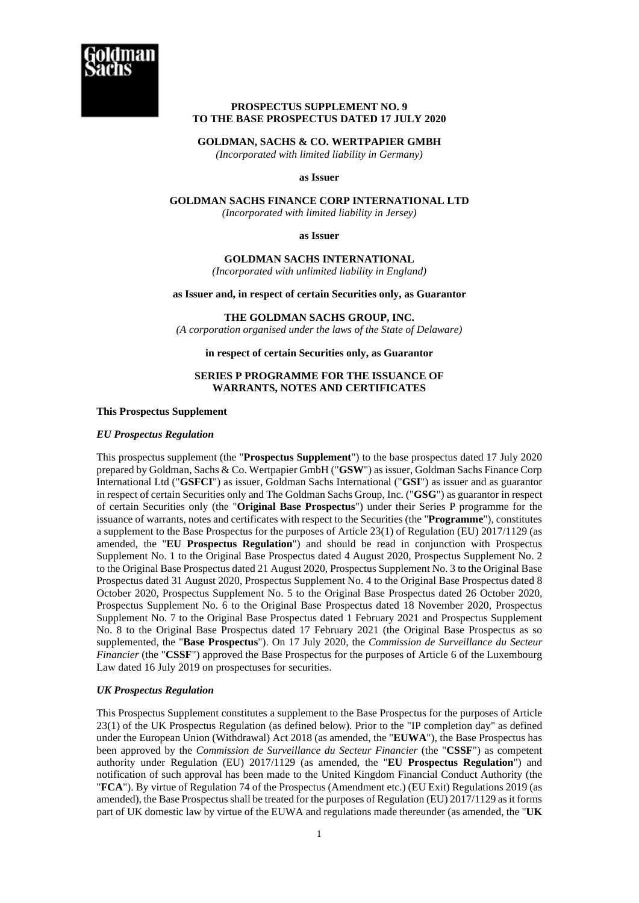**PROSPECTUS SUPPLEMENT NO. 9**
**TO THE BASE PROSPECTUS DATED 17 JULY 2020**

**GOLDMAN, SACHS & CO. WERTPAPIER GMBH**
*(Incorporated with limited liability in Germany)*

**as Issuer**

**GOLDMAN SACHS FINANCE CORP INTERNATIONAL LTD**
*(Incorporated with limited liability in Jersey)*

**as Issuer**

**GOLDMAN SACHS INTERNATIONAL**
*(Incorporated with unlimited liability in England)*

**as Issuer and, in respect of certain Securities only, as Guarantor**

**THE GOLDMAN SACHS GROUP, INC.**
*(A corporation organised under the laws of the State of Delaware)*

**in respect of certain Securities only, as Guarantor**

**SERIES P PROGRAMME FOR THE ISSUANCE OF WARRANTS, NOTES AND CERTIFICATES**

**This Prospectus Supplement**

***EU Prospectus Regulation***

This prospectus supplement (the "**Prospectus Supplement**") to the base prospectus dated 17 July 2020 prepared by Goldman, Sachs & Co. Wertpapier GmbH ("**GSW**") as issuer, Goldman Sachs Finance Corp International Ltd ("**GSFCI**") as issuer, Goldman Sachs International ("**GSI**") as issuer and as guarantor in respect of certain Securities only and The Goldman Sachs Group, Inc. ("**GSG**") as guarantor in respect of certain Securities only (the "**Original Base Prospectus**") under their Series P programme for the issuance of warrants, notes and certificates with respect to the Securities (the "**Programme**"), constitutes a supplement to the Base Prospectus for the purposes of Article 23(1) of Regulation (EU) 2017/1129 (as amended, the "**EU Prospectus Regulation**") and should be read in conjunction with Prospectus Supplement No. 1 to the Original Base Prospectus dated 4 August 2020, Prospectus Supplement No. 2 to the Original Base Prospectus dated 21 August 2020, Prospectus Supplement No. 3 to the Original Base Prospectus dated 31 August 2020, Prospectus Supplement No. 4 to the Original Base Prospectus dated 8 October 2020, Prospectus Supplement No. 5 to the Original Base Prospectus dated 26 October 2020, Prospectus Supplement No. 6 to the Original Base Prospectus dated 18 November 2020, Prospectus Supplement No. 7 to the Original Base Prospectus dated 1 February 2021 and Prospectus Supplement No. 8 to the Original Base Prospectus dated 17 February 2021 (the Original Base Prospectus as so supplemented, the "**Base Prospectus**"). On 17 July 2020, the *Commission de Surveillance du Secteur Financier* (the "**CSSF**") approved the Base Prospectus for the purposes of Article 6 of the Luxembourg Law dated 16 July 2019 on prospectuses for securities.

***UK Prospectus Regulation***

This Prospectus Supplement constitutes a supplement to the Base Prospectus for the purposes of Article 23(1) of the UK Prospectus Regulation (as defined below). Prior to the "IP completion day" as defined under the European Union (Withdrawal) Act 2018 (as amended, the "**EUWA**"), the Base Prospectus has been approved by the *Commission de Surveillance du Secteur Financier* (the "**CSSF**") as competent authority under Regulation (EU) 2017/1129 (as amended, the "**EU Prospectus Regulation**") and notification of such approval has been made to the United Kingdom Financial Conduct Authority (the "**FCA**"). By virtue of Regulation 74 of the Prospectus (Amendment etc.) (EU Exit) Regulations 2019 (as amended), the Base Prospectus shall be treated for the purposes of Regulation (EU) 2017/1129 as it forms part of UK domestic law by virtue of the EUWA and regulations made thereunder (as amended, the "**UK**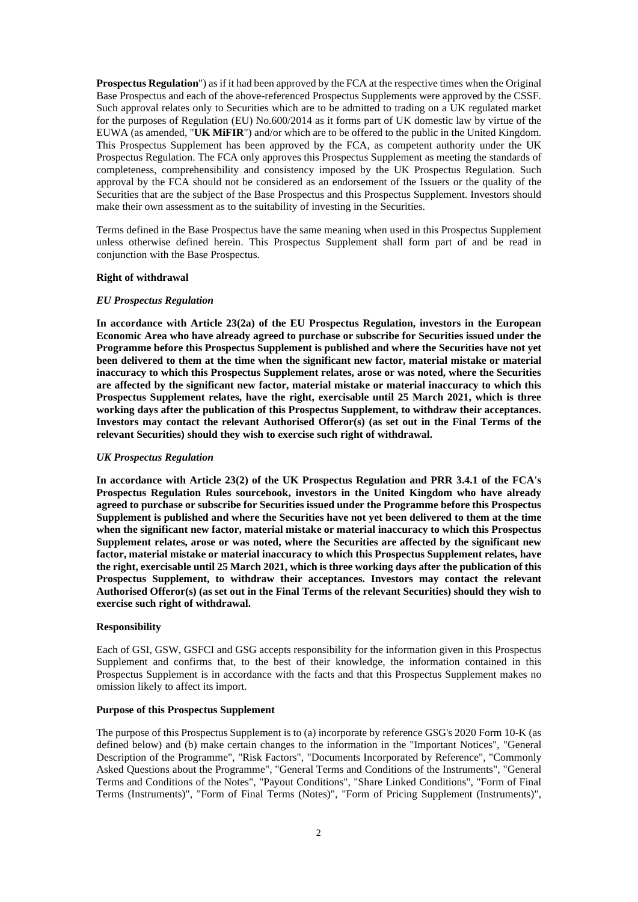**Prospectus Regulation**") as if it had been approved by the FCA at the respective times when the Original Base Prospectus and each of the above-referenced Prospectus Supplements were approved by the CSSF. Such approval relates only to Securities which are to be admitted to trading on a UK regulated market for the purposes of Regulation (EU) No.600/2014 as it forms part of UK domestic law by virtue of the EUWA (as amended, "**UK MiFIR**") and/or which are to be offered to the public in the United Kingdom. This Prospectus Supplement has been approved by the FCA, as competent authority under the UK Prospectus Regulation. The FCA only approves this Prospectus Supplement as meeting the standards of completeness, comprehensibility and consistency imposed by the UK Prospectus Regulation. Such approval by the FCA should not be considered as an endorsement of the Issuers or the quality of the Securities that are the subject of the Base Prospectus and this Prospectus Supplement. Investors should make their own assessment as to the suitability of investing in the Securities.

Terms defined in the Base Prospectus have the same meaning when used in this Prospectus Supplement unless otherwise defined herein. This Prospectus Supplement shall form part of and be read in conjunction with the Base Prospectus.

**Right of withdrawal**

***EU Prospectus Regulation***

**In accordance with Article 23(2a) of the EU Prospectus Regulation, investors in the European Economic Area who have already agreed to purchase or subscribe for Securities issued under the Programme before this Prospectus Supplement is published and where the Securities have not yet been delivered to them at the time when the significant new factor, material mistake or material inaccuracy to which this Prospectus Supplement relates, arose or was noted, where the Securities are affected by the significant new factor, material mistake or material inaccuracy to which this Prospectus Supplement relates, have the right, exercisable until 25 March 2021, which is three working days after the publication of this Prospectus Supplement, to withdraw their acceptances. Investors may contact the relevant Authorised Offeror(s) (as set out in the Final Terms of the relevant Securities) should they wish to exercise such right of withdrawal.**

***UK Prospectus Regulation***

**In accordance with Article 23(2) of the UK Prospectus Regulation and PRR 3.4.1 of the FCA's Prospectus Regulation Rules sourcebook, investors in the United Kingdom who have already agreed to purchase or subscribe for Securities issued under the Programme before this Prospectus Supplement is published and where the Securities have not yet been delivered to them at the time when the significant new factor, material mistake or material inaccuracy to which this Prospectus Supplement relates, arose or was noted, where the Securities are affected by the significant new factor, material mistake or material inaccuracy to which this Prospectus Supplement relates, have the right, exercisable until 25 March 2021, which is three working days after the publication of this Prospectus Supplement, to withdraw their acceptances. Investors may contact the relevant Authorised Offeror(s) (as set out in the Final Terms of the relevant Securities) should they wish to exercise such right of withdrawal.**

**Responsibility**

Each of GSI, GSW, GSFCI and GSG accepts responsibility for the information given in this Prospectus Supplement and confirms that, to the best of their knowledge, the information contained in this Prospectus Supplement is in accordance with the facts and that this Prospectus Supplement makes no omission likely to affect its import.

**Purpose of this Prospectus Supplement**

The purpose of this Prospectus Supplement is to (a) incorporate by reference GSG's 2020 Form 10-K (as defined below) and (b) make certain changes to the information in the "Important Notices", "General Description of the Programme", "Risk Factors", "Documents Incorporated by Reference", "Commonly Asked Questions about the Programme", "General Terms and Conditions of the Instruments", "General Terms and Conditions of the Notes", "Payout Conditions", "Share Linked Conditions", "Form of Final Terms (Instruments)", "Form of Final Terms (Notes)", "Form of Pricing Supplement (Instruments)",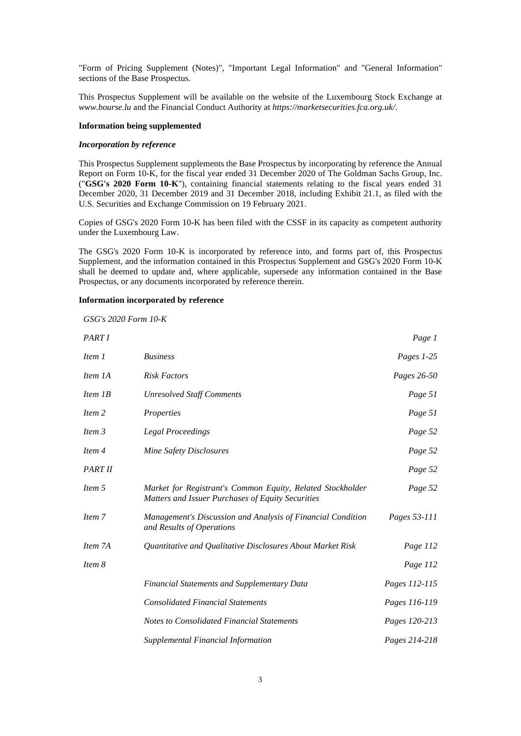"Form of Pricing Supplement (Notes)", "Important Legal Information" and "General Information" sections of the Base Prospectus.

This Prospectus Supplement will be available on the website of the Luxembourg Stock Exchange at *www.bourse.lu* and the Financial Conduct Authority at *https://marketsecurities.fca.org.uk/*.

**Information being supplemented**

***Incorporation by reference***

This Prospectus Supplement supplements the Base Prospectus by incorporating by reference the Annual Report on Form 10-K, for the fiscal year ended 31 December 2020 of The Goldman Sachs Group, Inc. ("**GSG's 2020 Form 10-K**"), containing financial statements relating to the fiscal years ended 31 December 2020, 31 December 2019 and 31 December 2018, including Exhibit 21.1, as filed with the U.S. Securities and Exchange Commission on 19 February 2021.

Copies of GSG's 2020 Form 10-K has been filed with the CSSF in its capacity as competent authority under the Luxembourg Law.

The GSG's 2020 Form 10-K is incorporated by reference into, and forms part of, this Prospectus Supplement, and the information contained in this Prospectus Supplement and GSG's 2020 Form 10-K shall be deemed to update and, where applicable, supersede any information contained in the Base Prospectus, or any documents incorporated by reference therein.

**Information incorporated by reference**

*GSG's 2020 Form 10-K*

| | | |
|---|---|---|
| *PART I* | | *Page 1* |
| *Item 1* | *Business* | *Pages 1-25* |
| *Item 1A* | *Risk Factors* | *Pages 26-50* |
| *Item 1B* | *Unresolved Staff Comments* | *Page 51* |
| *Item 2* | *Properties* | *Page 51* |
| *Item 3* | *Legal Proceedings* | *Page 52* |
| *Item 4* | *Mine Safety Disclosures* | *Page 52* |
| *PART II* | | *Page 52* |
| *Item 5* | *Market for Registrant's Common Equity, Related Stockholder Matters and Issuer Purchases of Equity Securities* | *Page 52* |
| *Item 7* | *Management's Discussion and Analysis of Financial Condition and Results of Operations* | *Pages 53-111* |
| *Item 7A* | *Quantitative and Qualitative Disclosures About Market Risk* | *Page 112* |
| *Item 8* | | *Page 112* |
| | *Financial Statements and Supplementary Data* | *Pages 112-115* |
| | *Consolidated Financial Statements* | *Pages 116-119* |
| | *Notes to Consolidated Financial Statements* | *Pages 120-213* |
| | *Supplemental Financial Information* | *Pages 214-218* |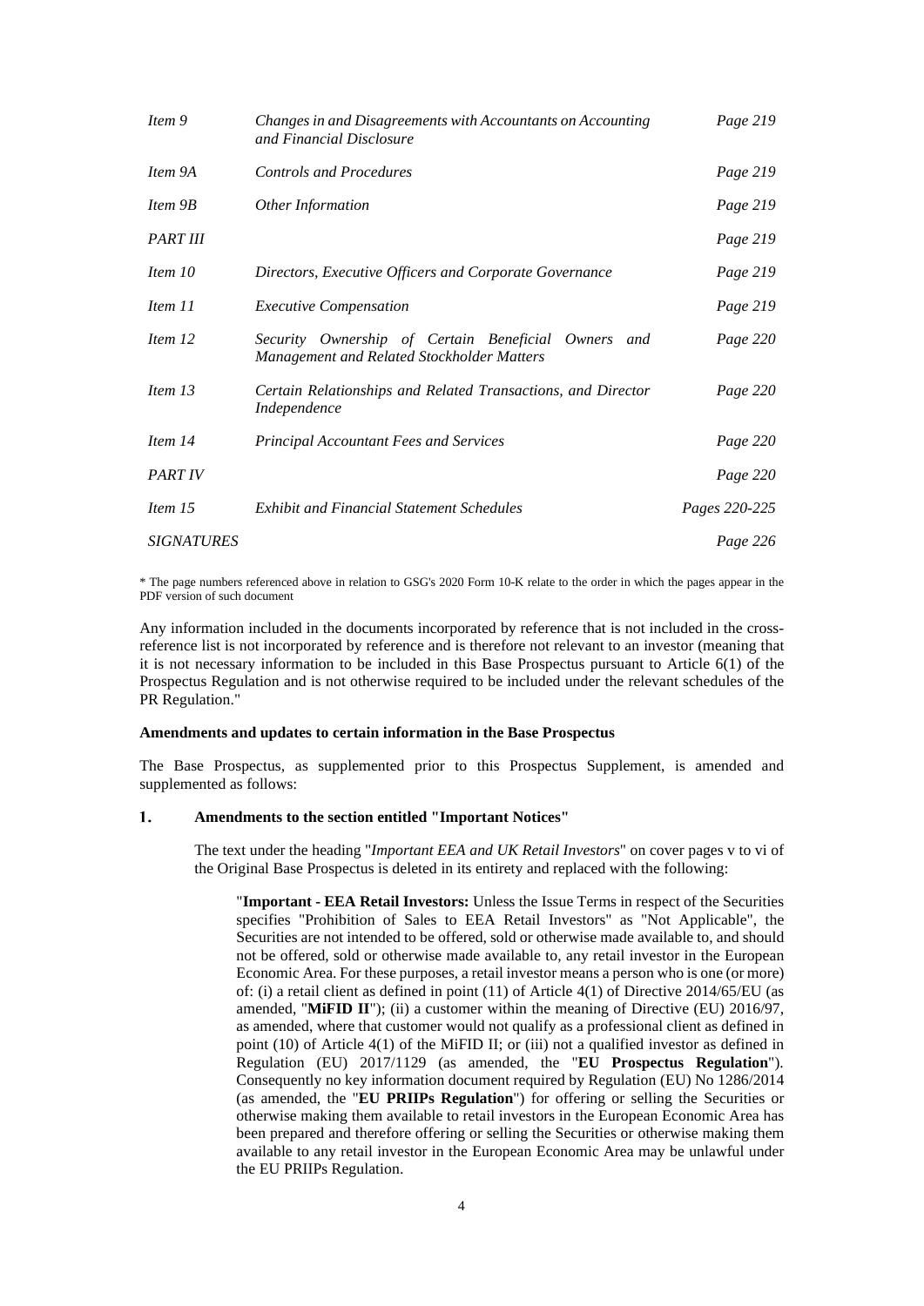| | | |
|---|---|---|
| *Item 9* | *Changes in and Disagreements with Accountants on Accounting and Financial Disclosure* | *Page 219* |
| *Item 9A* | *Controls and Procedures* | *Page 219* |
| *Item 9B* | *Other Information* | *Page 219* |
| *PART III* | | *Page 219* |
| *Item 10* | *Directors, Executive Officers and Corporate Governance* | *Page 219* |
| *Item 11* | *Executive Compensation* | *Page 219* |
| *Item 12* | *Security Ownership of Certain Beneficial Owners and Management and Related Stockholder Matters* | *Page 220* |
| *Item 13* | *Certain Relationships and Related Transactions, and Director Independence* | *Page 220* |
| *Item 14* | *Principal Accountant Fees and Services* | *Page 220* |
| *PART IV* | | *Page 220* |
| *Item 15* | *Exhibit and Financial Statement Schedules* | *Pages 220-225* |
| *SIGNATURES* | | *Page 226* |

\* The page numbers referenced above in relation to GSG's 2020 Form 10-K relate to the order in which the pages appear in the PDF version of such document

Any information included in the documents incorporated by reference that is not included in the cross-reference list is not incorporated by reference and is therefore not relevant to an investor (meaning that it is not necessary information to be included in this Base Prospectus pursuant to Article 6(1) of the Prospectus Regulation and is not otherwise required to be included under the relevant schedules of the PR Regulation."

**Amendments and updates to certain information in the Base Prospectus**

The Base Prospectus, as supplemented prior to this Prospectus Supplement, is amended and supplemented as follows:

**1. Amendments to the section entitled "Important Notices"**

The text under the heading "*Important EEA and UK Retail Investors*" on cover pages v to vi of the Original Base Prospectus is deleted in its entirety and replaced with the following:

"**Important - EEA Retail Investors:** Unless the Issue Terms in respect of the Securities specifies "Prohibition of Sales to EEA Retail Investors" as "Not Applicable", the Securities are not intended to be offered, sold or otherwise made available to, and should not be offered, sold or otherwise made available to, any retail investor in the European Economic Area. For these purposes, a retail investor means a person who is one (or more) of: (i) a retail client as defined in point (11) of Article 4(1) of Directive 2014/65/EU (as amended, "**MiFID II**"); (ii) a customer within the meaning of Directive (EU) 2016/97, as amended, where that customer would not qualify as a professional client as defined in point (10) of Article 4(1) of the MiFID II; or (iii) not a qualified investor as defined in Regulation (EU) 2017/1129 (as amended, the "**EU Prospectus Regulation**"). Consequently no key information document required by Regulation (EU) No 1286/2014 (as amended, the "**EU PRIIPs Regulation**") for offering or selling the Securities or otherwise making them available to retail investors in the European Economic Area has been prepared and therefore offering or selling the Securities or otherwise making them available to any retail investor in the European Economic Area may be unlawful under the EU PRIIPs Regulation.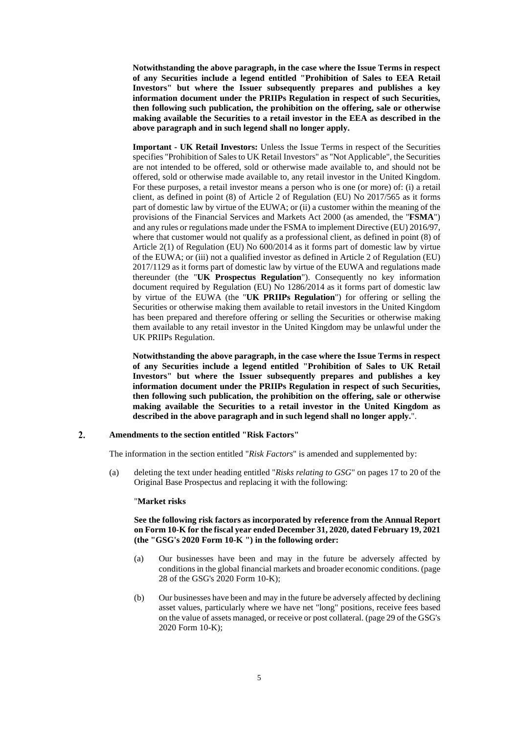**Notwithstanding the above paragraph, in the case where the Issue Terms in respect of any Securities include a legend entitled "Prohibition of Sales to EEA Retail Investors" but where the Issuer subsequently prepares and publishes a key information document under the PRIIPs Regulation in respect of such Securities, then following such publication, the prohibition on the offering, sale or otherwise making available the Securities to a retail investor in the EEA as described in the above paragraph and in such legend shall no longer apply.**

**Important - UK Retail Investors:** Unless the Issue Terms in respect of the Securities specifies "Prohibition of Sales to UK Retail Investors" as "Not Applicable", the Securities are not intended to be offered, sold or otherwise made available to, and should not be offered, sold or otherwise made available to, any retail investor in the United Kingdom. For these purposes, a retail investor means a person who is one (or more) of: (i) a retail client, as defined in point (8) of Article 2 of Regulation (EU) No 2017/565 as it forms part of domestic law by virtue of the EUWA; or (ii) a customer within the meaning of the provisions of the Financial Services and Markets Act 2000 (as amended, the "**FSMA**") and any rules or regulations made under the FSMA to implement Directive (EU) 2016/97, where that customer would not qualify as a professional client, as defined in point (8) of Article 2(1) of Regulation (EU) No 600/2014 as it forms part of domestic law by virtue of the EUWA; or (iii) not a qualified investor as defined in Article 2 of Regulation (EU) 2017/1129 as it forms part of domestic law by virtue of the EUWA and regulations made thereunder (the "**UK Prospectus Regulation**"). Consequently no key information document required by Regulation (EU) No 1286/2014 as it forms part of domestic law by virtue of the EUWA (the "**UK PRIIPs Regulation**") for offering or selling the Securities or otherwise making them available to retail investors in the United Kingdom has been prepared and therefore offering or selling the Securities or otherwise making them available to any retail investor in the United Kingdom may be unlawful under the UK PRIIPs Regulation.

**Notwithstanding the above paragraph, in the case where the Issue Terms in respect of any Securities include a legend entitled "Prohibition of Sales to UK Retail Investors" but where the Issuer subsequently prepares and publishes a key information document under the PRIIPs Regulation in respect of such Securities, then following such publication, the prohibition on the offering, sale or otherwise making available the Securities to a retail investor in the United Kingdom as described in the above paragraph and in such legend shall no longer apply.**".

## 2. Amendments to the section entitled "Risk Factors"

The information in the section entitled "*Risk Factors*" is amended and supplemented by:

(a) deleting the text under heading entitled "*Risks relating to GSG*" on pages 17 to 20 of the Original Base Prospectus and replacing it with the following:

"**Market risks**

**See the following risk factors as incorporated by reference from the Annual Report on Form 10-K for the fiscal year ended December 31, 2020, dated February 19, 2021 (the "GSG's 2020 Form 10-K ") in the following order:**

(a) Our businesses have been and may in the future be adversely affected by conditions in the global financial markets and broader economic conditions. (page 28 of the GSG's 2020 Form 10-K);

(b) Our businesses have been and may in the future be adversely affected by declining asset values, particularly where we have net "long" positions, receive fees based on the value of assets managed, or receive or post collateral. (page 29 of the GSG's 2020 Form 10-K);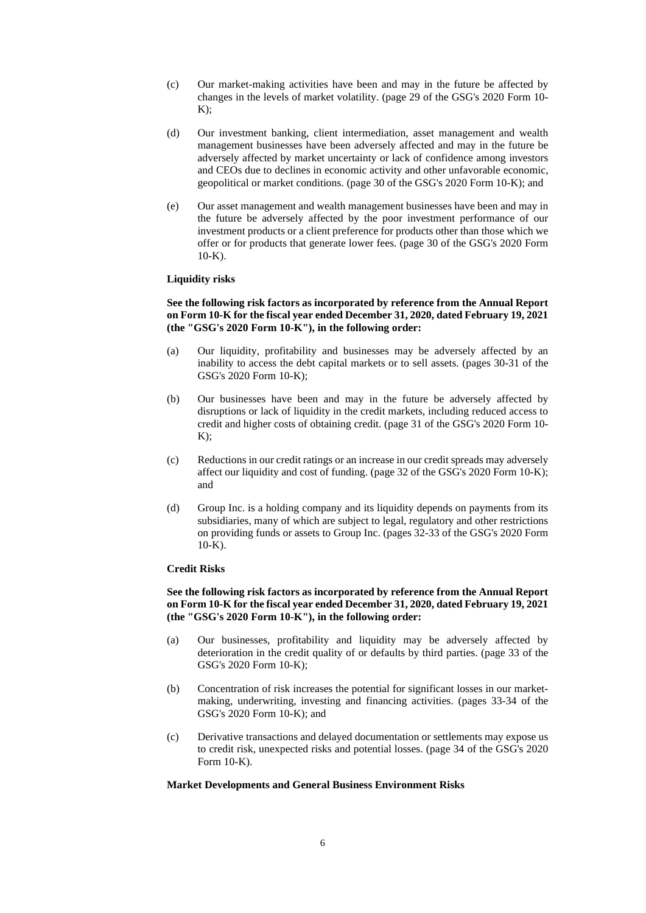(c) Our market-making activities have been and may in the future be affected by changes in the levels of market volatility. (page 29 of the GSG's 2020 Form 10-K);

(d) Our investment banking, client intermediation, asset management and wealth management businesses have been adversely affected and may in the future be adversely affected by market uncertainty or lack of confidence among investors and CEOs due to declines in economic activity and other unfavorable economic, geopolitical or market conditions. (page 30 of the GSG's 2020 Form 10-K); and

(e) Our asset management and wealth management businesses have been and may in the future be adversely affected by the poor investment performance of our investment products or a client preference for products other than those which we offer or for products that generate lower fees. (page 30 of the GSG's 2020 Form 10-K).

**Liquidity risks**

**See the following risk factors as incorporated by reference from the Annual Report on Form 10-K for the fiscal year ended December 31, 2020, dated February 19, 2021 (the "GSG's 2020 Form 10-K"), in the following order:**

(a) Our liquidity, profitability and businesses may be adversely affected by an inability to access the debt capital markets or to sell assets. (pages 30-31 of the GSG's 2020 Form 10-K);

(b) Our businesses have been and may in the future be adversely affected by disruptions or lack of liquidity in the credit markets, including reduced access to credit and higher costs of obtaining credit. (page 31 of the GSG's 2020 Form 10-K);

(c) Reductions in our credit ratings or an increase in our credit spreads may adversely affect our liquidity and cost of funding. (page 32 of the GSG's 2020 Form 10-K); and

(d) Group Inc. is a holding company and its liquidity depends on payments from its subsidiaries, many of which are subject to legal, regulatory and other restrictions on providing funds or assets to Group Inc. (pages 32-33 of the GSG's 2020 Form 10-K).

**Credit Risks**

**See the following risk factors as incorporated by reference from the Annual Report on Form 10-K for the fiscal year ended December 31, 2020, dated February 19, 2021 (the "GSG's 2020 Form 10-K"), in the following order:**

(a) Our businesses, profitability and liquidity may be adversely affected by deterioration in the credit quality of or defaults by third parties. (page 33 of the GSG's 2020 Form 10-K);

(b) Concentration of risk increases the potential for significant losses in our market-making, underwriting, investing and financing activities. (pages 33-34 of the GSG's 2020 Form 10-K); and

(c) Derivative transactions and delayed documentation or settlements may expose us to credit risk, unexpected risks and potential losses. (page 34 of the GSG's 2020 Form 10-K).

**Market Developments and General Business Environment Risks**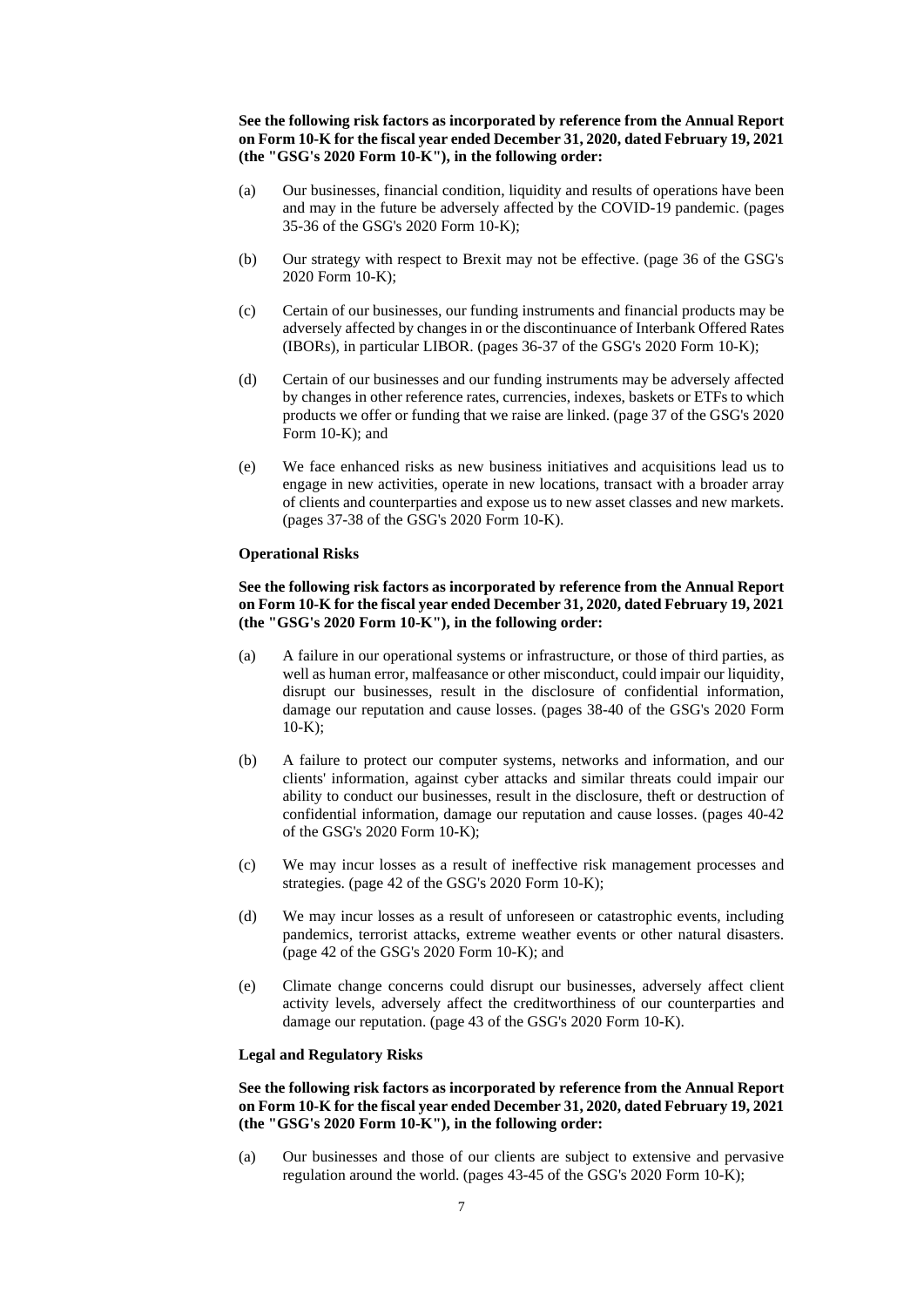**See the following risk factors as incorporated by reference from the Annual Report on Form 10-K for the fiscal year ended December 31, 2020, dated February 19, 2021 (the "GSG's 2020 Form 10-K"), in the following order:**

(a) Our businesses, financial condition, liquidity and results of operations have been and may in the future be adversely affected by the COVID-19 pandemic. (pages 35-36 of the GSG's 2020 Form 10-K);

(b) Our strategy with respect to Brexit may not be effective. (page 36 of the GSG's 2020 Form 10-K);

(c) Certain of our businesses, our funding instruments and financial products may be adversely affected by changes in or the discontinuance of Interbank Offered Rates (IBORs), in particular LIBOR. (pages 36-37 of the GSG's 2020 Form 10-K);

(d) Certain of our businesses and our funding instruments may be adversely affected by changes in other reference rates, currencies, indexes, baskets or ETFs to which products we offer or funding that we raise are linked. (page 37 of the GSG's 2020 Form 10-K); and

(e) We face enhanced risks as new business initiatives and acquisitions lead us to engage in new activities, operate in new locations, transact with a broader array of clients and counterparties and expose us to new asset classes and new markets. (pages 37-38 of the GSG's 2020 Form 10-K).

**Operational Risks**

**See the following risk factors as incorporated by reference from the Annual Report on Form 10-K for the fiscal year ended December 31, 2020, dated February 19, 2021 (the "GSG's 2020 Form 10-K"), in the following order:**

(a) A failure in our operational systems or infrastructure, or those of third parties, as well as human error, malfeasance or other misconduct, could impair our liquidity, disrupt our businesses, result in the disclosure of confidential information, damage our reputation and cause losses. (pages 38-40 of the GSG's 2020 Form 10-K);

(b) A failure to protect our computer systems, networks and information, and our clients' information, against cyber attacks and similar threats could impair our ability to conduct our businesses, result in the disclosure, theft or destruction of confidential information, damage our reputation and cause losses. (pages 40-42 of the GSG's 2020 Form 10-K);

(c) We may incur losses as a result of ineffective risk management processes and strategies. (page 42 of the GSG's 2020 Form 10-K);

(d) We may incur losses as a result of unforeseen or catastrophic events, including pandemics, terrorist attacks, extreme weather events or other natural disasters. (page 42 of the GSG's 2020 Form 10-K); and

(e) Climate change concerns could disrupt our businesses, adversely affect client activity levels, adversely affect the creditworthiness of our counterparties and damage our reputation. (page 43 of the GSG's 2020 Form 10-K).

**Legal and Regulatory Risks**

**See the following risk factors as incorporated by reference from the Annual Report on Form 10-K for the fiscal year ended December 31, 2020, dated February 19, 2021 (the "GSG's 2020 Form 10-K"), in the following order:**

(a) Our businesses and those of our clients are subject to extensive and pervasive regulation around the world. (pages 43-45 of the GSG's 2020 Form 10-K);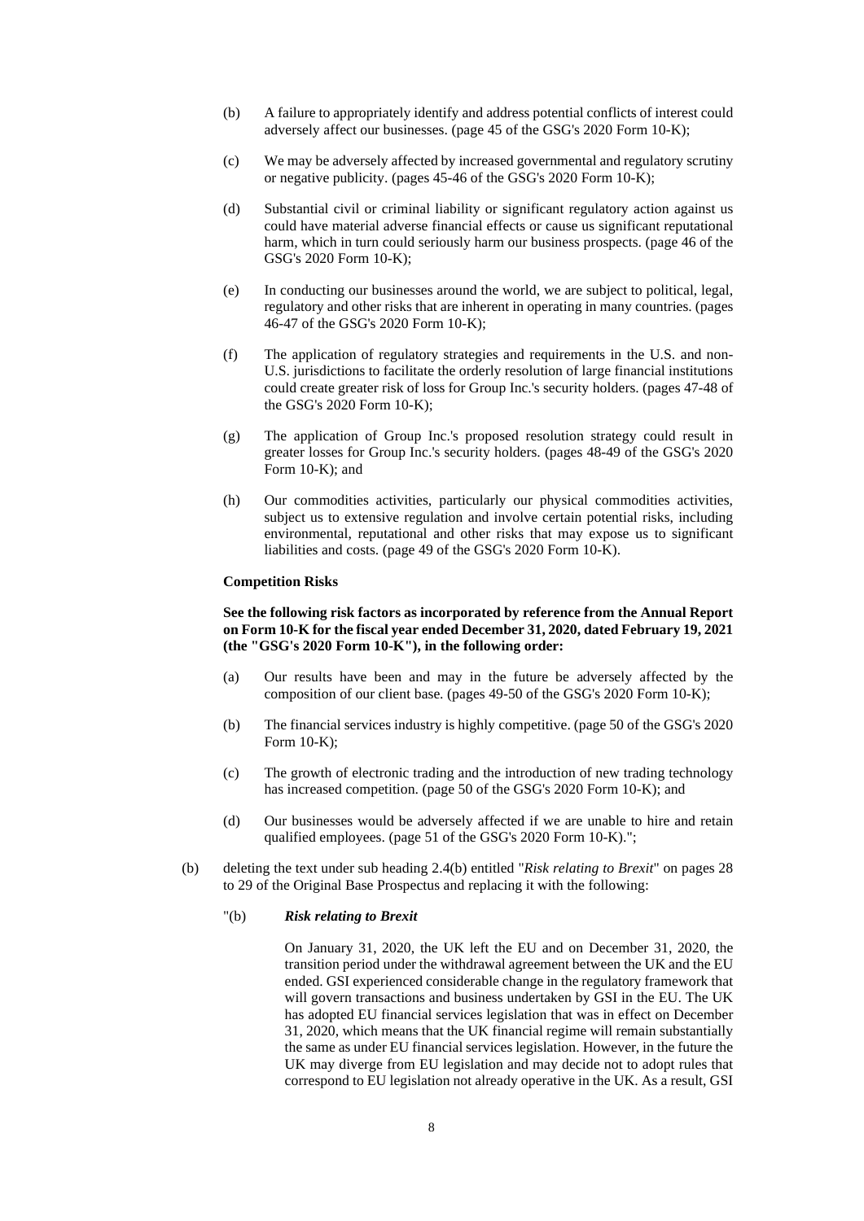(b) A failure to appropriately identify and address potential conflicts of interest could adversely affect our businesses. (page 45 of the GSG's 2020 Form 10-K);

(c) We may be adversely affected by increased governmental and regulatory scrutiny or negative publicity. (pages 45-46 of the GSG's 2020 Form 10-K);

(d) Substantial civil or criminal liability or significant regulatory action against us could have material adverse financial effects or cause us significant reputational harm, which in turn could seriously harm our business prospects. (page 46 of the GSG's 2020 Form 10-K);

(e) In conducting our businesses around the world, we are subject to political, legal, regulatory and other risks that are inherent in operating in many countries. (pages 46-47 of the GSG's 2020 Form 10-K);

(f) The application of regulatory strategies and requirements in the U.S. and non-U.S. jurisdictions to facilitate the orderly resolution of large financial institutions could create greater risk of loss for Group Inc.'s security holders. (pages 47-48 of the GSG's 2020 Form 10-K);

(g) The application of Group Inc.'s proposed resolution strategy could result in greater losses for Group Inc.'s security holders. (pages 48-49 of the GSG's 2020 Form 10-K); and

(h) Our commodities activities, particularly our physical commodities activities, subject us to extensive regulation and involve certain potential risks, including environmental, reputational and other risks that may expose us to significant liabilities and costs. (page 49 of the GSG's 2020 Form 10-K).

**Competition Risks**

**See the following risk factors as incorporated by reference from the Annual Report on Form 10-K for the fiscal year ended December 31, 2020, dated February 19, 2021 (the "GSG's 2020 Form 10-K"), in the following order:**

(a) Our results have been and may in the future be adversely affected by the composition of our client base. (pages 49-50 of the GSG's 2020 Form 10-K);

(b) The financial services industry is highly competitive. (page 50 of the GSG's 2020 Form 10-K);

(c) The growth of electronic trading and the introduction of new trading technology has increased competition. (page 50 of the GSG's 2020 Form 10-K); and

(d) Our businesses would be adversely affected if we are unable to hire and retain qualified employees. (page 51 of the GSG's 2020 Form 10-K).";

(b) deleting the text under sub heading 2.4(b) entitled "*Risk relating to Brexit*" on pages 28 to 29 of the Original Base Prospectus and replacing it with the following:

"(b) ***Risk relating to Brexit***

On January 31, 2020, the UK left the EU and on December 31, 2020, the transition period under the withdrawal agreement between the UK and the EU ended. GSI experienced considerable change in the regulatory framework that will govern transactions and business undertaken by GSI in the EU. The UK has adopted EU financial services legislation that was in effect on December 31, 2020, which means that the UK financial regime will remain substantially the same as under EU financial services legislation. However, in the future the UK may diverge from EU legislation and may decide not to adopt rules that correspond to EU legislation not already operative in the UK. As a result, GSI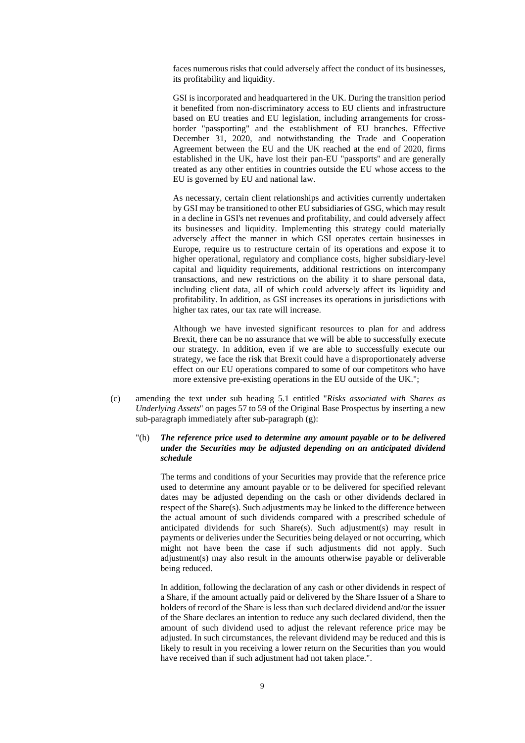faces numerous risks that could adversely affect the conduct of its businesses, its profitability and liquidity.

GSI is incorporated and headquartered in the UK. During the transition period it benefited from non-discriminatory access to EU clients and infrastructure based on EU treaties and EU legislation, including arrangements for cross-border "passporting" and the establishment of EU branches. Effective December 31, 2020, and notwithstanding the Trade and Cooperation Agreement between the EU and the UK reached at the end of 2020, firms established in the UK, have lost their pan-EU "passports" and are generally treated as any other entities in countries outside the EU whose access to the EU is governed by EU and national law.

As necessary, certain client relationships and activities currently undertaken by GSI may be transitioned to other EU subsidiaries of GSG, which may result in a decline in GSI's net revenues and profitability, and could adversely affect its businesses and liquidity. Implementing this strategy could materially adversely affect the manner in which GSI operates certain businesses in Europe, require us to restructure certain of its operations and expose it to higher operational, regulatory and compliance costs, higher subsidiary-level capital and liquidity requirements, additional restrictions on intercompany transactions, and new restrictions on the ability it to share personal data, including client data, all of which could adversely affect its liquidity and profitability. In addition, as GSI increases its operations in jurisdictions with higher tax rates, our tax rate will increase.

Although we have invested significant resources to plan for and address Brexit, there can be no assurance that we will be able to successfully execute our strategy. In addition, even if we are able to successfully execute our strategy, we face the risk that Brexit could have a disproportionately adverse effect on our EU operations compared to some of our competitors who have more extensive pre-existing operations in the EU outside of the UK.";

(c) amending the text under sub heading 5.1 entitled "*Risks associated with Shares as Underlying Assets*" on pages 57 to 59 of the Original Base Prospectus by inserting a new sub-paragraph immediately after sub-paragraph (g):

"(h) ***The reference price used to determine any amount payable or to be delivered under the Securities may be adjusted depending on an anticipated dividend schedule***

The terms and conditions of your Securities may provide that the reference price used to determine any amount payable or to be delivered for specified relevant dates may be adjusted depending on the cash or other dividends declared in respect of the Share(s). Such adjustments may be linked to the difference between the actual amount of such dividends compared with a prescribed schedule of anticipated dividends for such Share(s). Such adjustment(s) may result in payments or deliveries under the Securities being delayed or not occurring, which might not have been the case if such adjustments did not apply. Such adjustment(s) may also result in the amounts otherwise payable or deliverable being reduced.

In addition, following the declaration of any cash or other dividends in respect of a Share, if the amount actually paid or delivered by the Share Issuer of a Share to holders of record of the Share is less than such declared dividend and/or the issuer of the Share declares an intention to reduce any such declared dividend, then the amount of such dividend used to adjust the relevant reference price may be adjusted. In such circumstances, the relevant dividend may be reduced and this is likely to result in you receiving a lower return on the Securities than you would have received than if such adjustment had not taken place.".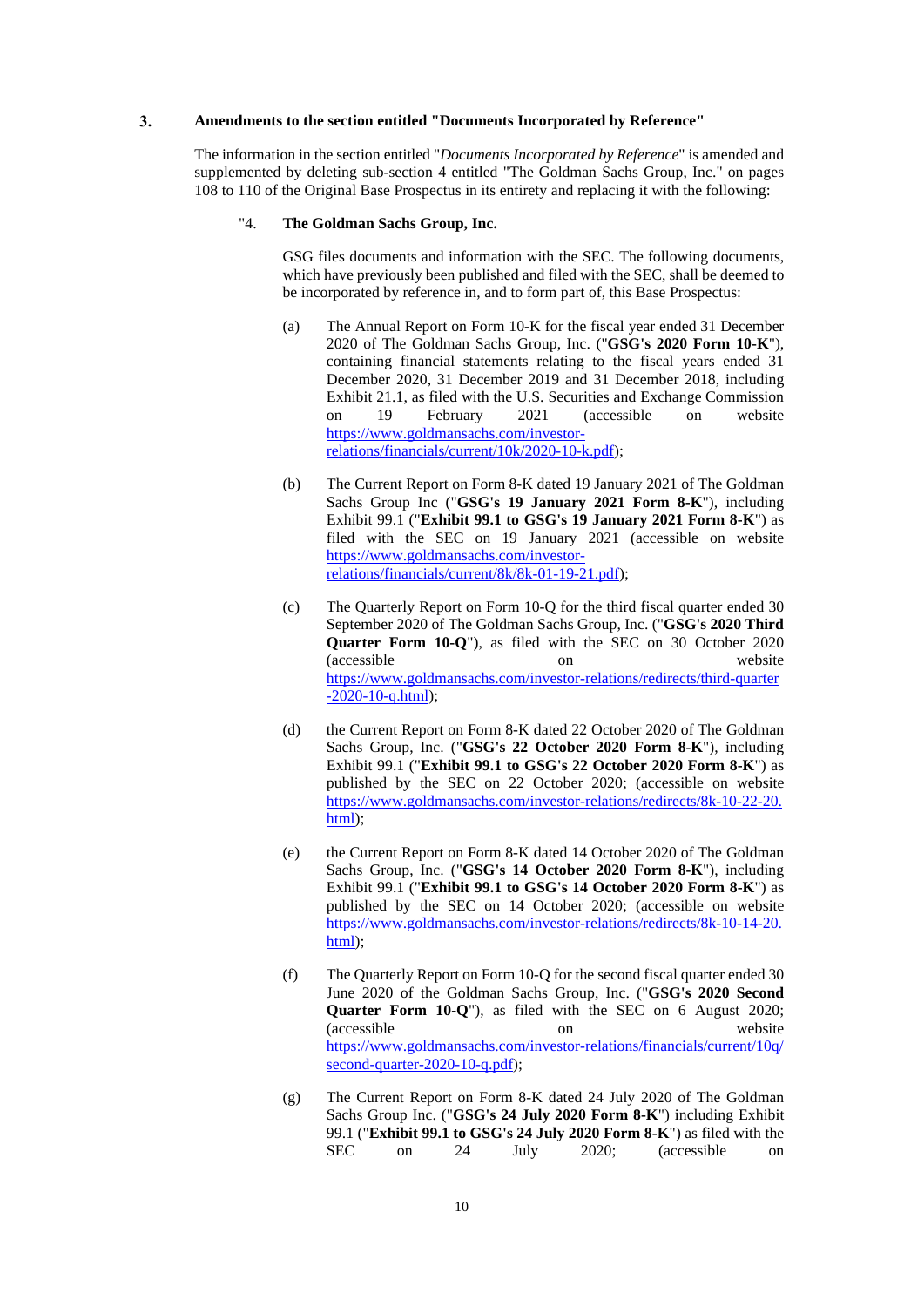## 3. Amendments to the section entitled "Documents Incorporated by Reference"

The information in the section entitled "*Documents Incorporated by Reference*" is amended and supplemented by deleting sub-section 4 entitled "The Goldman Sachs Group, Inc." on pages 108 to 110 of the Original Base Prospectus in its entirety and replacing it with the following:

"4. **The Goldman Sachs Group, Inc.**

GSG files documents and information with the SEC. The following documents, which have previously been published and filed with the SEC, shall be deemed to be incorporated by reference in, and to form part of, this Base Prospectus:

(a) The Annual Report on Form 10-K for the fiscal year ended 31 December 2020 of The Goldman Sachs Group, Inc. ("**GSG's 2020 Form 10-K**"), containing financial statements relating to the fiscal years ended 31 December 2020, 31 December 2019 and 31 December 2018, including Exhibit 21.1, as filed with the U.S. Securities and Exchange Commission on 19 February 2021 (accessible on website https://www.goldmansachs.com/investor-relations/financials/current/10k/2020-10-k.pdf);

(b) The Current Report on Form 8-K dated 19 January 2021 of The Goldman Sachs Group Inc ("**GSG's 19 January 2021 Form 8-K**"), including Exhibit 99.1 ("**Exhibit 99.1 to GSG's 19 January 2021 Form 8-K**") as filed with the SEC on 19 January 2021 (accessible on website https://www.goldmansachs.com/investor-relations/financials/current/8k/8k-01-19-21.pdf);

(c) The Quarterly Report on Form 10-Q for the third fiscal quarter ended 30 September 2020 of The Goldman Sachs Group, Inc. ("**GSG's 2020 Third Quarter Form 10-Q**"), as filed with the SEC on 30 October 2020 (accessible on website https://www.goldmansachs.com/investor-relations/redirects/third-quarter-2020-10-q.html);

(d) the Current Report on Form 8-K dated 22 October 2020 of The Goldman Sachs Group, Inc. ("**GSG's 22 October 2020 Form 8-K**"), including Exhibit 99.1 ("**Exhibit 99.1 to GSG's 22 October 2020 Form 8-K**") as published by the SEC on 22 October 2020; (accessible on website https://www.goldmansachs.com/investor-relations/redirects/8k-10-22-20.html);

(e) the Current Report on Form 8-K dated 14 October 2020 of The Goldman Sachs Group, Inc. ("**GSG's 14 October 2020 Form 8-K**"), including Exhibit 99.1 ("**Exhibit 99.1 to GSG's 14 October 2020 Form 8-K**") as published by the SEC on 14 October 2020; (accessible on website https://www.goldmansachs.com/investor-relations/redirects/8k-10-14-20.html);

(f) The Quarterly Report on Form 10-Q for the second fiscal quarter ended 30 June 2020 of the Goldman Sachs Group, Inc. ("**GSG's 2020 Second Quarter Form 10-Q**"), as filed with the SEC on 6 August 2020; (accessible on website https://www.goldmansachs.com/investor-relations/financials/current/10q/second-quarter-2020-10-q.pdf);

(g) The Current Report on Form 8-K dated 24 July 2020 of The Goldman Sachs Group Inc. ("**GSG's 24 July 2020 Form 8-K**") including Exhibit 99.1 ("**Exhibit 99.1 to GSG's 24 July 2020 Form 8-K**") as filed with the SEC on 24 July 2020; (accessible on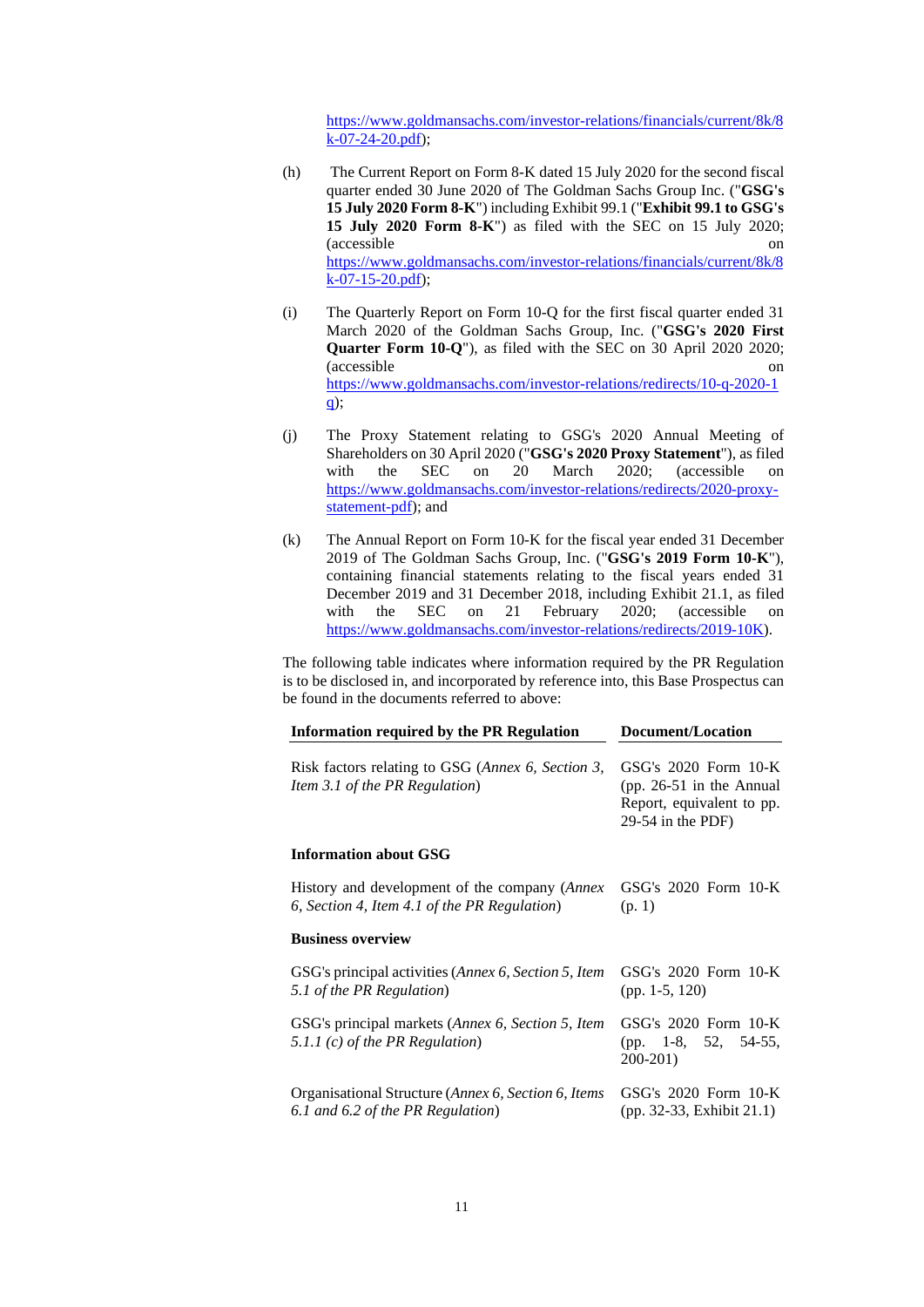https://www.goldmansachs.com/investor-relations/financials/current/8k/8k-07-24-20.pdf);

(h) The Current Report on Form 8-K dated 15 July 2020 for the second fiscal quarter ended 30 June 2020 of The Goldman Sachs Group Inc. ("**GSG's 15 July 2020 Form 8-K**") including Exhibit 99.1 ("**Exhibit 99.1 to GSG's 15 July 2020 Form 8-K**") as filed with the SEC on 15 July 2020; (accessible on https://www.goldmansachs.com/investor-relations/financials/current/8k/8k-07-15-20.pdf);

(i) The Quarterly Report on Form 10-Q for the first fiscal quarter ended 31 March 2020 of the Goldman Sachs Group, Inc. ("**GSG's 2020 First Quarter Form 10-Q**"), as filed with the SEC on 30 April 2020; (accessible on https://www.goldmansachs.com/investor-relations/redirects/10-q-2020-1q);

(j) The Proxy Statement relating to GSG's 2020 Annual Meeting of Shareholders on 30 April 2020 ("**GSG's 2020 Proxy Statement**"), as filed with the SEC on 20 March 2020; (accessible on https://www.goldmansachs.com/investor-relations/redirects/2020-proxy-statement-pdf); and

(k) The Annual Report on Form 10-K for the fiscal year ended 31 December 2019 of The Goldman Sachs Group, Inc. ("**GSG's 2019 Form 10-K**"), containing financial statements relating to the fiscal years ended 31 December 2019 and 31 December 2018, including Exhibit 21.1, as filed with the SEC on 21 February 2020; (accessible on https://www.goldmansachs.com/investor-relations/redirects/2019-10K).

The following table indicates where information required by the PR Regulation is to be disclosed in, and incorporated by reference into, this Base Prospectus can be found in the documents referred to above:

| Information required by the PR Regulation | Document/Location |
|---|---|
| Risk factors relating to GSG (*Annex 6, Section 3, Item 3.1 of the PR Regulation*) | GSG's 2020 Form 10-K (pp. 26-51 in the Annual Report, equivalent to pp. 29-54 in the PDF) |
| **Information about GSG** | |
| History and development of the company (*Annex 6, Section 4, Item 4.1 of the PR Regulation*) | GSG's 2020 Form 10-K (p. 1) |
| **Business overview** | |
| GSG's principal activities (*Annex 6, Section 5, Item 5.1 of the PR Regulation*) | GSG's 2020 Form 10-K (pp. 1-5, 120) |
| GSG's principal markets (*Annex 6, Section 5, Item 5.1.1 (c) of the PR Regulation*) | GSG's 2020 Form 10-K (pp. 1-8, 52, 54-55, 200-201) |
| Organisational Structure (*Annex 6, Section 6, Items 6.1 and 6.2 of the PR Regulation*) | GSG's 2020 Form 10-K (pp. 32-33, Exhibit 21.1) |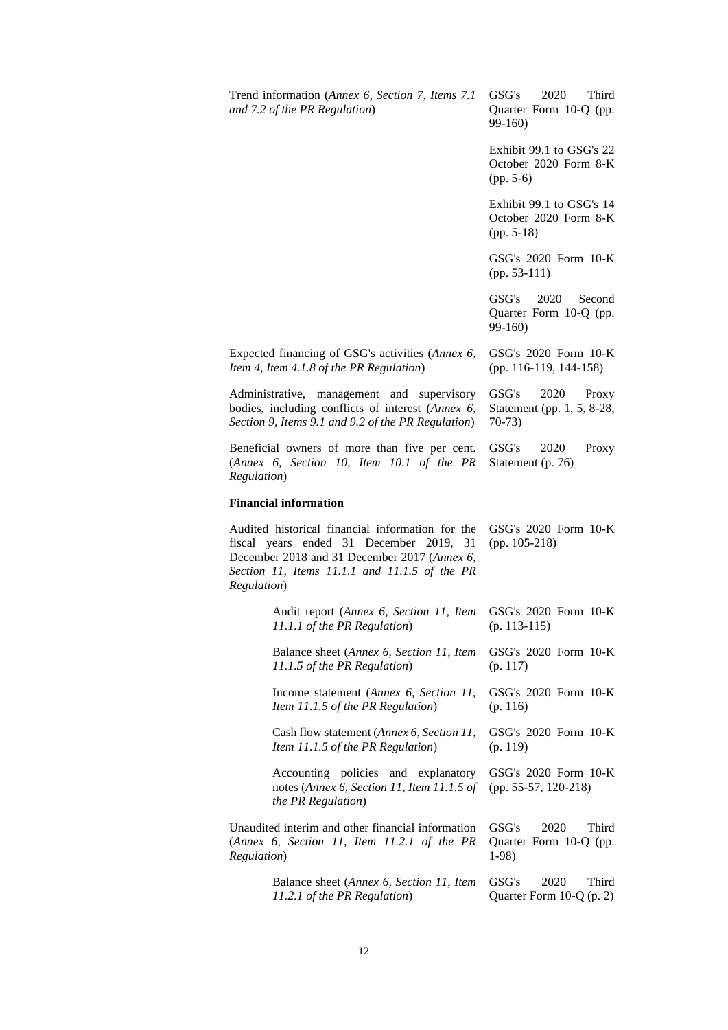| | |
|---|---|
| Trend information (*Annex 6, Section 7, Items 7.1 and 7.2 of the PR Regulation*) | GSG's 2020 Third Quarter Form 10-Q (pp. 99-160) |
| | Exhibit 99.1 to GSG's 22 October 2020 Form 8-K (pp. 5-6) |
| | Exhibit 99.1 to GSG's 14 October 2020 Form 8-K (pp. 5-18) |
| | GSG's 2020 Form 10-K (pp. 53-111) |
| | GSG's 2020 Second Quarter Form 10-Q (pp. 99-160) |
| Expected financing of GSG's activities (*Annex 6, Item 4, Item 4.1.8 of the PR Regulation*) | GSG's 2020 Form 10-K (pp. 116-119, 144-158) |
| Administrative, management and supervisory bodies, including conflicts of interest (*Annex 6, Section 9, Items 9.1 and 9.2 of the PR Regulation*) | GSG's 2020 Proxy Statement (pp. 1, 5, 8-28, 70-73) |
| Beneficial owners of more than five per cent. (*Annex 6, Section 10, Item 10.1 of the PR Regulation*) | GSG's 2020 Proxy Statement (p. 76) |
| **Financial information** | |
| Audited historical financial information for the fiscal years ended 31 December 2019, 31 December 2018 and 31 December 2017 (*Annex 6, Section 11, Items 11.1.1 and 11.1.5 of the PR Regulation*) | GSG's 2020 Form 10-K (pp. 105-218) |
| Audit report (*Annex 6, Section 11, Item 11.1.1 of the PR Regulation*) | GSG's 2020 Form 10-K (p. 113-115) |
| Balance sheet (*Annex 6, Section 11, Item 11.1.5 of the PR Regulation*) | GSG's 2020 Form 10-K (p. 117) |
| Income statement (*Annex 6, Section 11, Item 11.1.5 of the PR Regulation*) | GSG's 2020 Form 10-K (p. 116) |
| Cash flow statement (*Annex 6, Section 11, Item 11.1.5 of the PR Regulation*) | GSG's 2020 Form 10-K (p. 119) |
| Accounting policies and explanatory notes (*Annex 6, Section 11, Item 11.1.5 of the PR Regulation*) | GSG's 2020 Form 10-K (pp. 55-57, 120-218) |
| Unaudited interim and other financial information (*Annex 6, Section 11, Item 11.2.1 of the PR Regulation*) | GSG's 2020 Third Quarter Form 10-Q (pp. 1-98) |
| Balance sheet (*Annex 6, Section 11, Item 11.2.1 of the PR Regulation*) | GSG's 2020 Third Quarter Form 10-Q (p. 2) |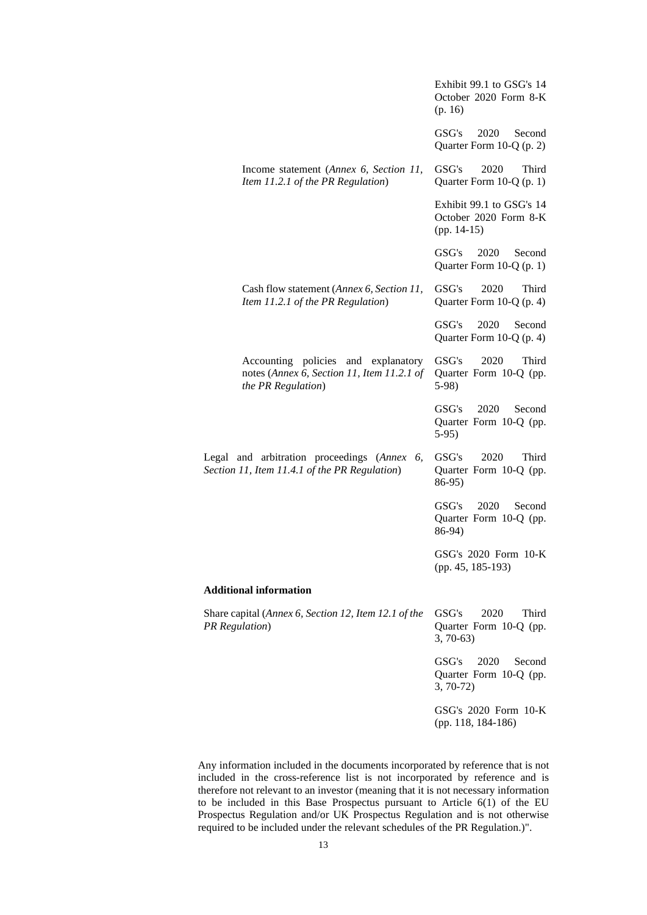| | |
|---|---|
| | Exhibit 99.1 to GSG's 14 October 2020 Form 8-K (p. 16) |
| | GSG's 2020 Second Quarter Form 10-Q (p. 2) |
| Income statement (*Annex 6, Section 11, Item 11.2.1 of the PR Regulation*) | GSG's 2020 Third Quarter Form 10-Q (p. 1) |
| | Exhibit 99.1 to GSG's 14 October 2020 Form 8-K (pp. 14-15) |
| | GSG's 2020 Second Quarter Form 10-Q (p. 1) |
| Cash flow statement (*Annex 6, Section 11, Item 11.2.1 of the PR Regulation*) | GSG's 2020 Third Quarter Form 10-Q (p. 4) |
| | GSG's 2020 Second Quarter Form 10-Q (p. 4) |
| Accounting policies and explanatory notes (*Annex 6, Section 11, Item 11.2.1 of the PR Regulation*) | GSG's 2020 Third Quarter Form 10-Q (pp. 5-98) |
| | GSG's 2020 Second Quarter Form 10-Q (pp. 5-95) |
| Legal and arbitration proceedings (*Annex 6, Section 11, Item 11.4.1 of the PR Regulation*) | GSG's 2020 Third Quarter Form 10-Q (pp. 86-95) |
| | GSG's 2020 Second Quarter Form 10-Q (pp. 86-94) |
| | GSG's 2020 Form 10-K (pp. 45, 185-193) |
| **Additional information** | |
| Share capital (*Annex 6, Section 12, Item 12.1 of the PR Regulation*) | GSG's 2020 Third Quarter Form 10-Q (pp. 3, 70-63) |
| | GSG's 2020 Second Quarter Form 10-Q (pp. 3, 70-72) |
| | GSG's 2020 Form 10-K (pp. 118, 184-186) |

Any information included in the documents incorporated by reference that is not included in the cross-reference list is not incorporated by reference and is therefore not relevant to an investor (meaning that it is not necessary information to be included in this Base Prospectus pursuant to Article 6(1) of the EU Prospectus Regulation and/or UK Prospectus Regulation and is not otherwise required to be included under the relevant schedules of the PR Regulation.)".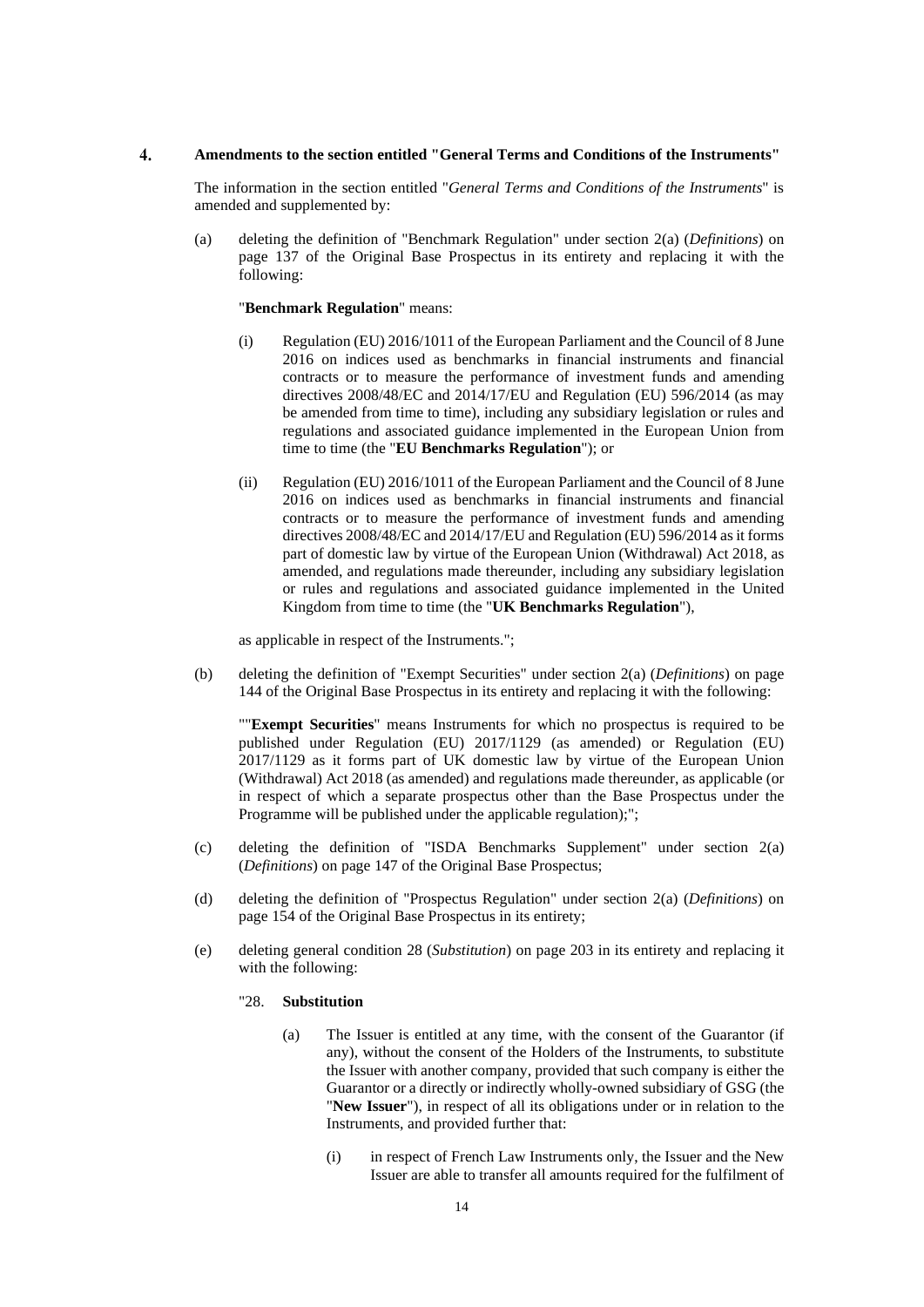## 4. Amendments to the section entitled "General Terms and Conditions of the Instruments"

The information in the section entitled "*General Terms and Conditions of the Instruments*" is amended and supplemented by:

(a) deleting the definition of "Benchmark Regulation" under section 2(a) (*Definitions*) on page 137 of the Original Base Prospectus in its entirety and replacing it with the following:

"**Benchmark Regulation**" means:

(i) Regulation (EU) 2016/1011 of the European Parliament and the Council of 8 June 2016 on indices used as benchmarks in financial instruments and financial contracts or to measure the performance of investment funds and amending directives 2008/48/EC and 2014/17/EU and Regulation (EU) 596/2014 (as may be amended from time to time), including any subsidiary legislation or rules and regulations and associated guidance implemented in the European Union from time to time (the "**EU Benchmarks Regulation**"); or

(ii) Regulation (EU) 2016/1011 of the European Parliament and the Council of 8 June 2016 on indices used as benchmarks in financial instruments and financial contracts or to measure the performance of investment funds and amending directives 2008/48/EC and 2014/17/EU and Regulation (EU) 596/2014 as it forms part of domestic law by virtue of the European Union (Withdrawal) Act 2018, as amended, and regulations made thereunder, including any subsidiary legislation or rules and regulations and associated guidance implemented in the United Kingdom from time to time (the "**UK Benchmarks Regulation**"),

as applicable in respect of the Instruments.";

(b) deleting the definition of "Exempt Securities" under section 2(a) (*Definitions*) on page 144 of the Original Base Prospectus in its entirety and replacing it with the following:

""**Exempt Securities**" means Instruments for which no prospectus is required to be published under Regulation (EU) 2017/1129 (as amended) or Regulation (EU) 2017/1129 as it forms part of UK domestic law by virtue of the European Union (Withdrawal) Act 2018 (as amended) and regulations made thereunder, as applicable (or in respect of which a separate prospectus other than the Base Prospectus under the Programme will be published under the applicable regulation);";

(c) deleting the definition of "ISDA Benchmarks Supplement" under section 2(a) (*Definitions*) on page 147 of the Original Base Prospectus;

(d) deleting the definition of "Prospectus Regulation" under section 2(a) (*Definitions*) on page 154 of the Original Base Prospectus in its entirety;

(e) deleting general condition 28 (*Substitution*) on page 203 in its entirety and replacing it with the following:

"28. **Substitution**

(a) The Issuer is entitled at any time, with the consent of the Guarantor (if any), without the consent of the Holders of the Instruments, to substitute the Issuer with another company, provided that such company is either the Guarantor or a directly or indirectly wholly-owned subsidiary of GSG (the "**New Issuer**"), in respect of all its obligations under or in relation to the Instruments, and provided further that:

(i) in respect of French Law Instruments only, the Issuer and the New Issuer are able to transfer all amounts required for the fulfilment of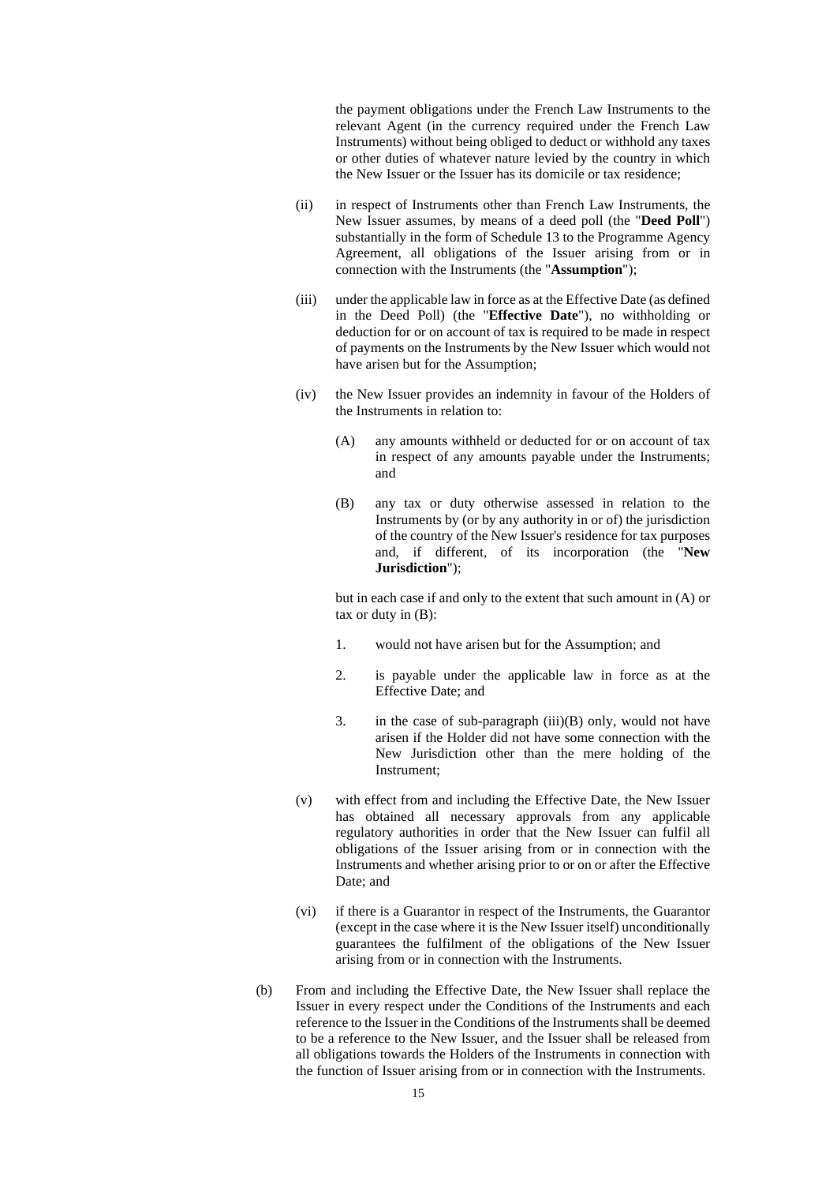the payment obligations under the French Law Instruments to the relevant Agent (in the currency required under the French Law Instruments) without being obliged to deduct or withhold any taxes or other duties of whatever nature levied by the country in which the New Issuer or the Issuer has its domicile or tax residence;

(ii) in respect of Instruments other than French Law Instruments, the New Issuer assumes, by means of a deed poll (the "**Deed Poll**") substantially in the form of Schedule 13 to the Programme Agency Agreement, all obligations of the Issuer arising from or in connection with the Instruments (the "**Assumption**");

(iii) under the applicable law in force as at the Effective Date (as defined in the Deed Poll) (the "**Effective Date**"), no withholding or deduction for or on account of tax is required to be made in respect of payments on the Instruments by the New Issuer which would not have arisen but for the Assumption;

(iv) the New Issuer provides an indemnity in favour of the Holders of the Instruments in relation to:

   (A) any amounts withheld or deducted for or on account of tax in respect of any amounts payable under the Instruments; and

   (B) any tax or duty otherwise assessed in relation to the Instruments by (or by any authority in or of) the jurisdiction of the country of the New Issuer's residence for tax purposes and, if different, of its incorporation (the "**New Jurisdiction**");

   but in each case if and only to the extent that such amount in (A) or tax or duty in (B):

   1. would not have arisen but for the Assumption; and

   2. is payable under the applicable law in force as at the Effective Date; and

   3. in the case of sub-paragraph (iii)(B) only, would not have arisen if the Holder did not have some connection with the New Jurisdiction other than the mere holding of the Instrument;

(v) with effect from and including the Effective Date, the New Issuer has obtained all necessary approvals from any applicable regulatory authorities in order that the New Issuer can fulfil all obligations of the Issuer arising from or in connection with the Instruments and whether arising prior to or on or after the Effective Date; and

(vi) if there is a Guarantor in respect of the Instruments, the Guarantor (except in the case where it is the New Issuer itself) unconditionally guarantees the fulfilment of the obligations of the New Issuer arising from or in connection with the Instruments.

(b) From and including the Effective Date, the New Issuer shall replace the Issuer in every respect under the Conditions of the Instruments and each reference to the Issuer in the Conditions of the Instruments shall be deemed to be a reference to the New Issuer, and the Issuer shall be released from all obligations towards the Holders of the Instruments in connection with the function of Issuer arising from or in connection with the Instruments.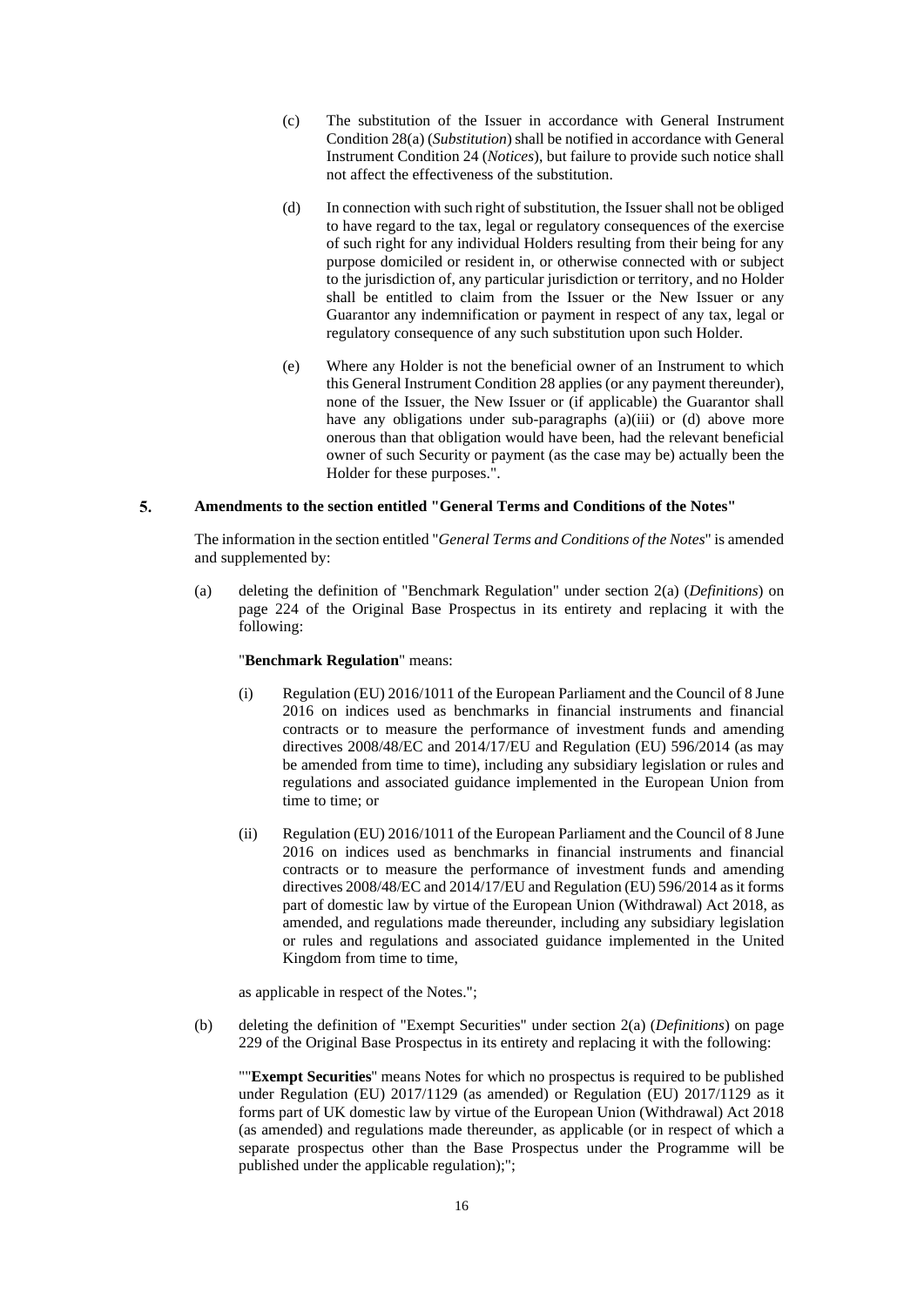(c) The substitution of the Issuer in accordance with General Instrument Condition 28(a) (*Substitution*) shall be notified in accordance with General Instrument Condition 24 (*Notices*), but failure to provide such notice shall not affect the effectiveness of the substitution.

(d) In connection with such right of substitution, the Issuer shall not be obliged to have regard to the tax, legal or regulatory consequences of the exercise of such right for any individual Holders resulting from their being for any purpose domiciled or resident in, or otherwise connected with or subject to the jurisdiction of, any particular jurisdiction or territory, and no Holder shall be entitled to claim from the Issuer or the New Issuer or any Guarantor any indemnification or payment in respect of any tax, legal or regulatory consequence of any such substitution upon such Holder.

(e) Where any Holder is not the beneficial owner of an Instrument to which this General Instrument Condition 28 applies (or any payment thereunder), none of the Issuer, the New Issuer or (if applicable) the Guarantor shall have any obligations under sub-paragraphs (a)(iii) or (d) above more onerous than that obligation would have been, had the relevant beneficial owner of such Security or payment (as the case may be) actually been the Holder for these purposes.".

## 5. Amendments to the section entitled "General Terms and Conditions of the Notes"

The information in the section entitled "*General Terms and Conditions of the Notes*" is amended and supplemented by:

(a) deleting the definition of "Benchmark Regulation" under section 2(a) (*Definitions*) on page 224 of the Original Base Prospectus in its entirety and replacing it with the following:

"**Benchmark Regulation**" means:

(i) Regulation (EU) 2016/1011 of the European Parliament and the Council of 8 June 2016 on indices used as benchmarks in financial instruments and financial contracts or to measure the performance of investment funds and amending directives 2008/48/EC and 2014/17/EU and Regulation (EU) 596/2014 (as may be amended from time to time), including any subsidiary legislation or rules and regulations and associated guidance implemented in the European Union from time to time; or

(ii) Regulation (EU) 2016/1011 of the European Parliament and the Council of 8 June 2016 on indices used as benchmarks in financial instruments and financial contracts or to measure the performance of investment funds and amending directives 2008/48/EC and 2014/17/EU and Regulation (EU) 596/2014 as it forms part of domestic law by virtue of the European Union (Withdrawal) Act 2018, as amended, and regulations made thereunder, including any subsidiary legislation or rules and regulations and associated guidance implemented in the United Kingdom from time to time,

as applicable in respect of the Notes.";

(b) deleting the definition of "Exempt Securities" under section 2(a) (*Definitions*) on page 229 of the Original Base Prospectus in its entirety and replacing it with the following:

""**Exempt Securities**" means Notes for which no prospectus is required to be published under Regulation (EU) 2017/1129 (as amended) or Regulation (EU) 2017/1129 as it forms part of UK domestic law by virtue of the European Union (Withdrawal) Act 2018 (as amended) and regulations made thereunder, as applicable (or in respect of which a separate prospectus other than the Base Prospectus under the Programme will be published under the applicable regulation);";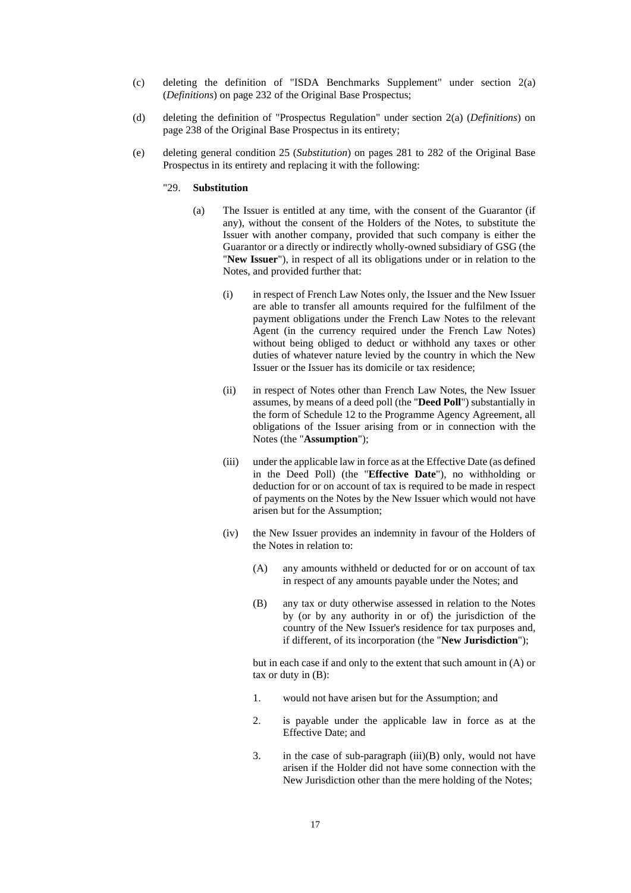(c) deleting the definition of "ISDA Benchmarks Supplement" under section 2(a) (*Definitions*) on page 232 of the Original Base Prospectus;

(d) deleting the definition of "Prospectus Regulation" under section 2(a) (*Definitions*) on page 238 of the Original Base Prospectus in its entirety;

(e) deleting general condition 25 (*Substitution*) on pages 281 to 282 of the Original Base Prospectus in its entirety and replacing it with the following:

"29. **Substitution**

(a) The Issuer is entitled at any time, with the consent of the Guarantor (if any), without the consent of the Holders of the Notes, to substitute the Issuer with another company, provided that such company is either the Guarantor or a directly or indirectly wholly-owned subsidiary of GSG (the "**New Issuer**"), in respect of all its obligations under or in relation to the Notes, and provided further that:

(i) in respect of French Law Notes only, the Issuer and the New Issuer are able to transfer all amounts required for the fulfilment of the payment obligations under the French Law Notes to the relevant Agent (in the currency required under the French Law Notes) without being obliged to deduct or withhold any taxes or other duties of whatever nature levied by the country in which the New Issuer or the Issuer has its domicile or tax residence;

(ii) in respect of Notes other than French Law Notes, the New Issuer assumes, by means of a deed poll (the "**Deed Poll**") substantially in the form of Schedule 12 to the Programme Agency Agreement, all obligations of the Issuer arising from or in connection with the Notes (the "**Assumption**");

(iii) under the applicable law in force as at the Effective Date (as defined in the Deed Poll) (the "**Effective Date**"), no withholding or deduction for or on account of tax is required to be made in respect of payments on the Notes by the New Issuer which would not have arisen but for the Assumption;

(iv) the New Issuer provides an indemnity in favour of the Holders of the Notes in relation to:

(A) any amounts withheld or deducted for or on account of tax in respect of any amounts payable under the Notes; and

(B) any tax or duty otherwise assessed in relation to the Notes by (or by any authority in or of) the jurisdiction of the country of the New Issuer's residence for tax purposes and, if different, of its incorporation (the "**New Jurisdiction**");

but in each case if and only to the extent that such amount in (A) or tax or duty in (B):

1. would not have arisen but for the Assumption; and

2. is payable under the applicable law in force as at the Effective Date; and

3. in the case of sub-paragraph (iii)(B) only, would not have arisen if the Holder did not have some connection with the New Jurisdiction other than the mere holding of the Notes;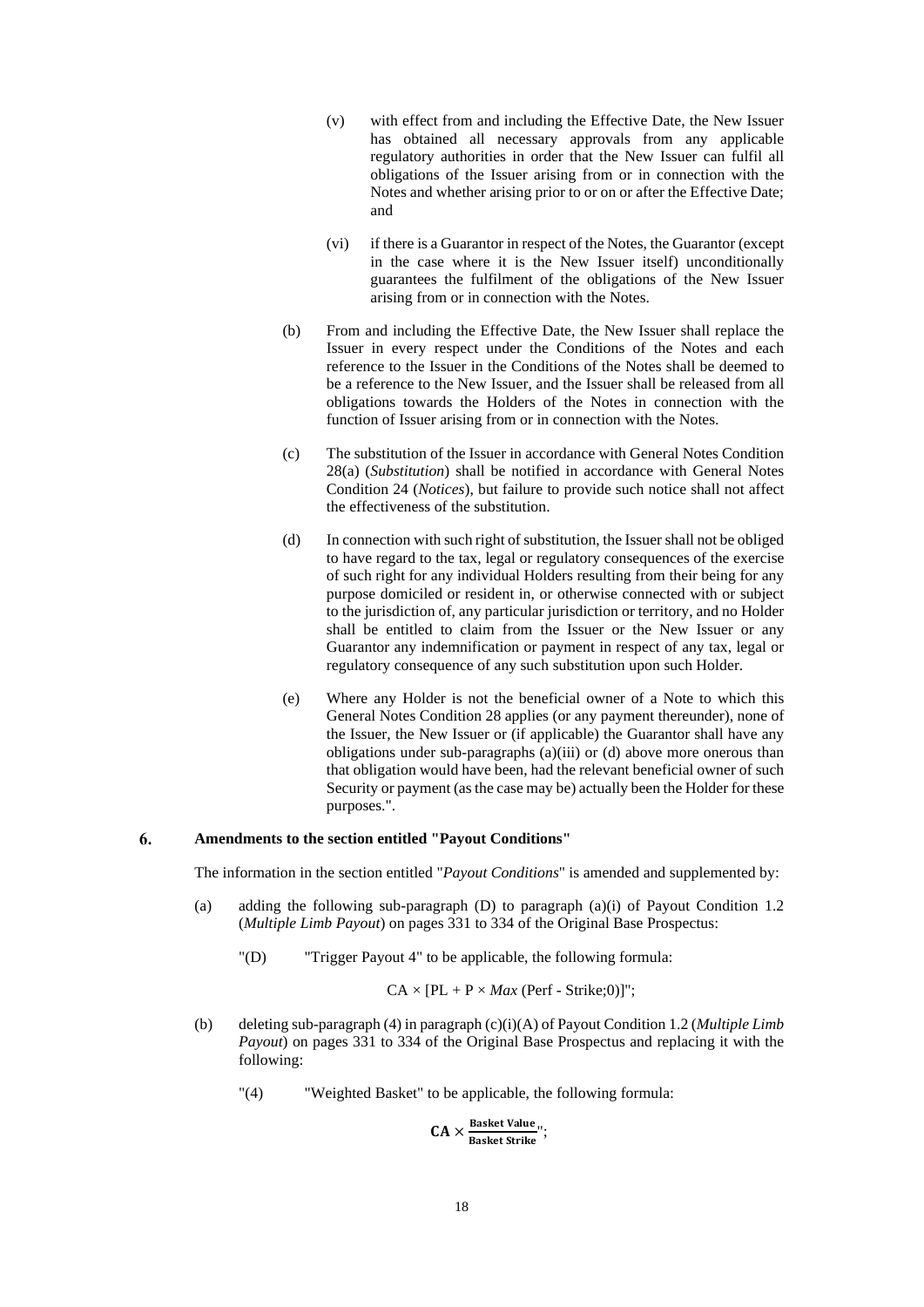(v) with effect from and including the Effective Date, the New Issuer has obtained all necessary approvals from any applicable regulatory authorities in order that the New Issuer can fulfil all obligations of the Issuer arising from or in connection with the Notes and whether arising prior to or on or after the Effective Date; and

(vi) if there is a Guarantor in respect of the Notes, the Guarantor (except in the case where it is the New Issuer itself) unconditionally guarantees the fulfilment of the obligations of the New Issuer arising from or in connection with the Notes.

(b) From and including the Effective Date, the New Issuer shall replace the Issuer in every respect under the Conditions of the Notes and each reference to the Issuer in the Conditions of the Notes shall be deemed to be a reference to the New Issuer, and the Issuer shall be released from all obligations towards the Holders of the Notes in connection with the function of Issuer arising from or in connection with the Notes.

(c) The substitution of the Issuer in accordance with General Notes Condition 28(a) (*Substitution*) shall be notified in accordance with General Notes Condition 24 (*Notices*), but failure to provide such notice shall not affect the effectiveness of the substitution.

(d) In connection with such right of substitution, the Issuer shall not be obliged to have regard to the tax, legal or regulatory consequences of the exercise of such right for any individual Holders resulting from their being for any purpose domiciled or resident in, or otherwise connected with or subject to the jurisdiction of, any particular jurisdiction or territory, and no Holder shall be entitled to claim from the Issuer or the New Issuer or any Guarantor any indemnification or payment in respect of any tax, legal or regulatory consequence of any such substitution upon such Holder.

(e) Where any Holder is not the beneficial owner of a Note to which this General Notes Condition 28 applies (or any payment thereunder), none of the Issuer, the New Issuer or (if applicable) the Guarantor shall have any obligations under sub-paragraphs (a)(iii) or (d) above more onerous than that obligation would have been, had the relevant beneficial owner of such Security or payment (as the case may be) actually been the Holder for these purposes.".

## 6. Amendments to the section entitled "Payout Conditions"

The information in the section entitled "*Payout Conditions*" is amended and supplemented by:

(a) adding the following sub-paragraph (D) to paragraph (a)(i) of Payout Condition 1.2 (*Multiple Limb Payout*) on pages 331 to 334 of the Original Base Prospectus:

"(D) "Trigger Payout 4" to be applicable, the following formula:

$$CA \times [PL + P \times Max\ (\text{Perf - Strike};0)]";$$

(b) deleting sub-paragraph (4) in paragraph (c)(i)(A) of Payout Condition 1.2 (*Multiple Limb Payout*) on pages 331 to 334 of the Original Base Prospectus and replacing it with the following:

"(4) "Weighted Basket" to be applicable, the following formula:

$$\mathbf{CA} \times \frac{\textbf{Basket Value}}{\textbf{Basket Strike}}";$$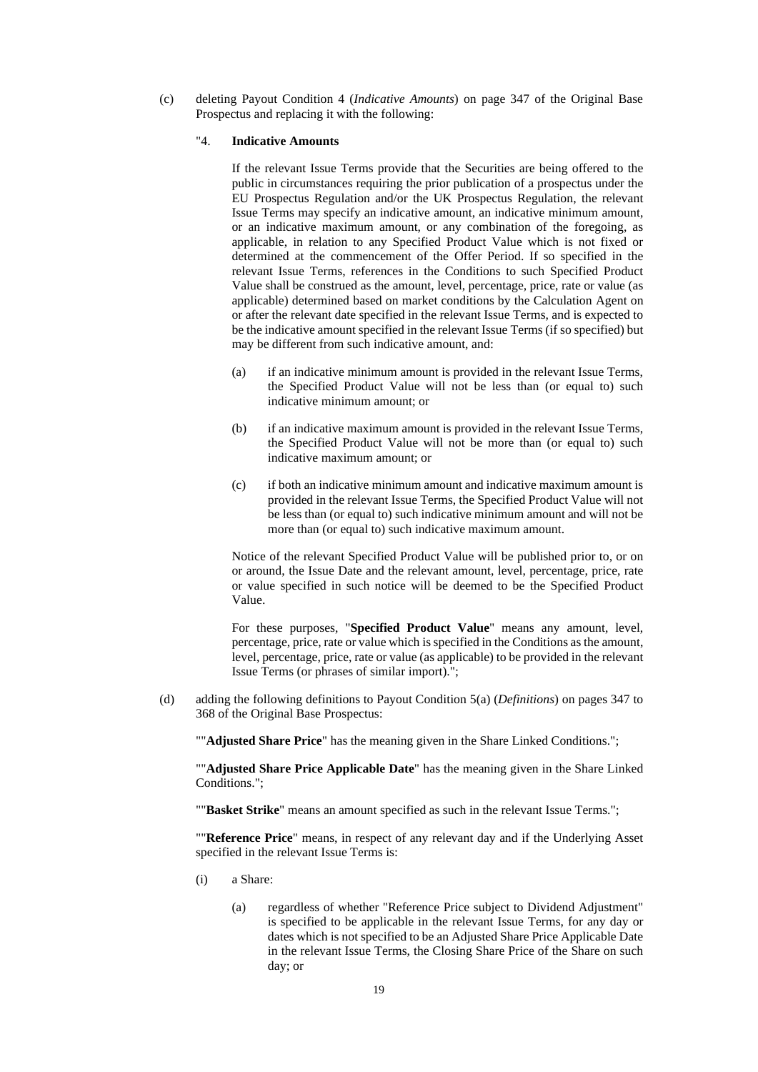(c) deleting Payout Condition 4 (*Indicative Amounts*) on page 347 of the Original Base Prospectus and replacing it with the following:

"4. **Indicative Amounts**

If the relevant Issue Terms provide that the Securities are being offered to the public in circumstances requiring the prior publication of a prospectus under the EU Prospectus Regulation and/or the UK Prospectus Regulation, the relevant Issue Terms may specify an indicative amount, an indicative minimum amount, or an indicative maximum amount, or any combination of the foregoing, as applicable, in relation to any Specified Product Value which is not fixed or determined at the commencement of the Offer Period. If so specified in the relevant Issue Terms, references in the Conditions to such Specified Product Value shall be construed as the amount, level, percentage, price, rate or value (as applicable) determined based on market conditions by the Calculation Agent on or after the relevant date specified in the relevant Issue Terms, and is expected to be the indicative amount specified in the relevant Issue Terms (if so specified) but may be different from such indicative amount, and:

(a) if an indicative minimum amount is provided in the relevant Issue Terms, the Specified Product Value will not be less than (or equal to) such indicative minimum amount; or

(b) if an indicative maximum amount is provided in the relevant Issue Terms, the Specified Product Value will not be more than (or equal to) such indicative maximum amount; or

(c) if both an indicative minimum amount and indicative maximum amount is provided in the relevant Issue Terms, the Specified Product Value will not be less than (or equal to) such indicative minimum amount and will not be more than (or equal to) such indicative maximum amount.

Notice of the relevant Specified Product Value will be published prior to, or on or around, the Issue Date and the relevant amount, level, percentage, price, rate or value specified in such notice will be deemed to be the Specified Product Value.

For these purposes, "**Specified Product Value**" means any amount, level, percentage, price, rate or value which is specified in the Conditions as the amount, level, percentage, price, rate or value (as applicable) to be provided in the relevant Issue Terms (or phrases of similar import).";

(d) adding the following definitions to Payout Condition 5(a) (*Definitions*) on pages 347 to 368 of the Original Base Prospectus:

""**Adjusted Share Price**" has the meaning given in the Share Linked Conditions.";

""**Adjusted Share Price Applicable Date**" has the meaning given in the Share Linked Conditions.";

""**Basket Strike**" means an amount specified as such in the relevant Issue Terms.";

""**Reference Price**" means, in respect of any relevant day and if the Underlying Asset specified in the relevant Issue Terms is:

(i) a Share:

(a) regardless of whether "Reference Price subject to Dividend Adjustment" is specified to be applicable in the relevant Issue Terms, for any day or dates which is not specified to be an Adjusted Share Price Applicable Date in the relevant Issue Terms, the Closing Share Price of the Share on such day; or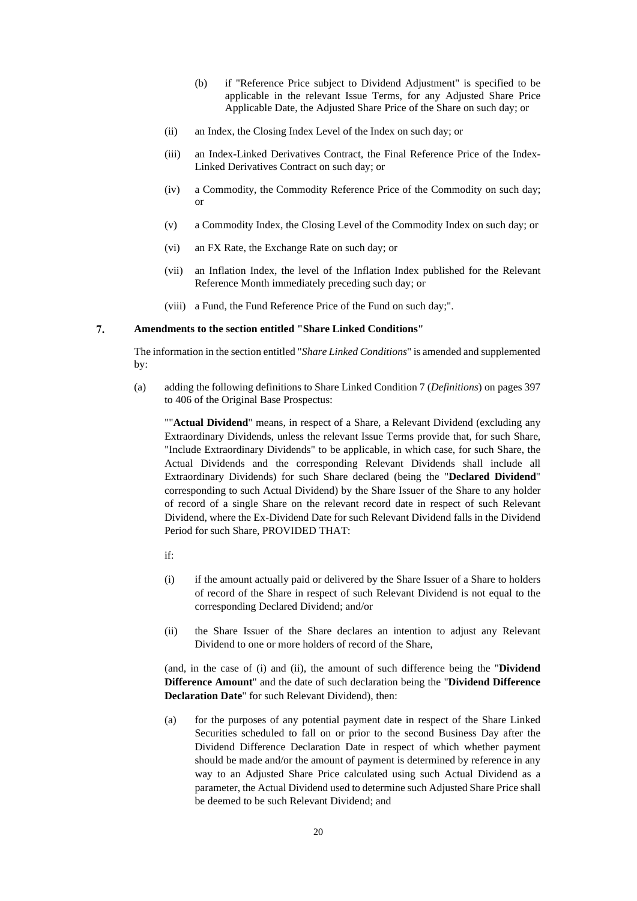(b) if "Reference Price subject to Dividend Adjustment" is specified to be applicable in the relevant Issue Terms, for any Adjusted Share Price Applicable Date, the Adjusted Share Price of the Share on such day; or

(ii) an Index, the Closing Index Level of the Index on such day; or

(iii) an Index-Linked Derivatives Contract, the Final Reference Price of the Index-Linked Derivatives Contract on such day; or

(iv) a Commodity, the Commodity Reference Price of the Commodity on such day; or

(v) a Commodity Index, the Closing Level of the Commodity Index on such day; or

(vi) an FX Rate, the Exchange Rate on such day; or

(vii) an Inflation Index, the level of the Inflation Index published for the Relevant Reference Month immediately preceding such day; or

(viii) a Fund, the Fund Reference Price of the Fund on such day;".

## 7. Amendments to the section entitled "Share Linked Conditions"

The information in the section entitled "*Share Linked Conditions*" is amended and supplemented by:

(a) adding the following definitions to Share Linked Condition 7 (*Definitions*) on pages 397 to 406 of the Original Base Prospectus:

""**Actual Dividend**" means, in respect of a Share, a Relevant Dividend (excluding any Extraordinary Dividends, unless the relevant Issue Terms provide that, for such Share, "Include Extraordinary Dividends" to be applicable, in which case, for such Share, the Actual Dividends and the corresponding Relevant Dividends shall include all Extraordinary Dividends) for such Share declared (being the "**Declared Dividend**" corresponding to such Actual Dividend) by the Share Issuer of the Share to any holder of record of a single Share on the relevant record date in respect of such Relevant Dividend, where the Ex-Dividend Date for such Relevant Dividend falls in the Dividend Period for such Share, PROVIDED THAT:

if:

(i) if the amount actually paid or delivered by the Share Issuer of a Share to holders of record of the Share in respect of such Relevant Dividend is not equal to the corresponding Declared Dividend; and/or

(ii) the Share Issuer of the Share declares an intention to adjust any Relevant Dividend to one or more holders of record of the Share,

(and, in the case of (i) and (ii), the amount of such difference being the "**Dividend Difference Amount**" and the date of such declaration being the "**Dividend Difference Declaration Date**" for such Relevant Dividend), then:

(a) for the purposes of any potential payment date in respect of the Share Linked Securities scheduled to fall on or prior to the second Business Day after the Dividend Difference Declaration Date in respect of which whether payment should be made and/or the amount of payment is determined by reference in any way to an Adjusted Share Price calculated using such Actual Dividend as a parameter, the Actual Dividend used to determine such Adjusted Share Price shall be deemed to be such Relevant Dividend; and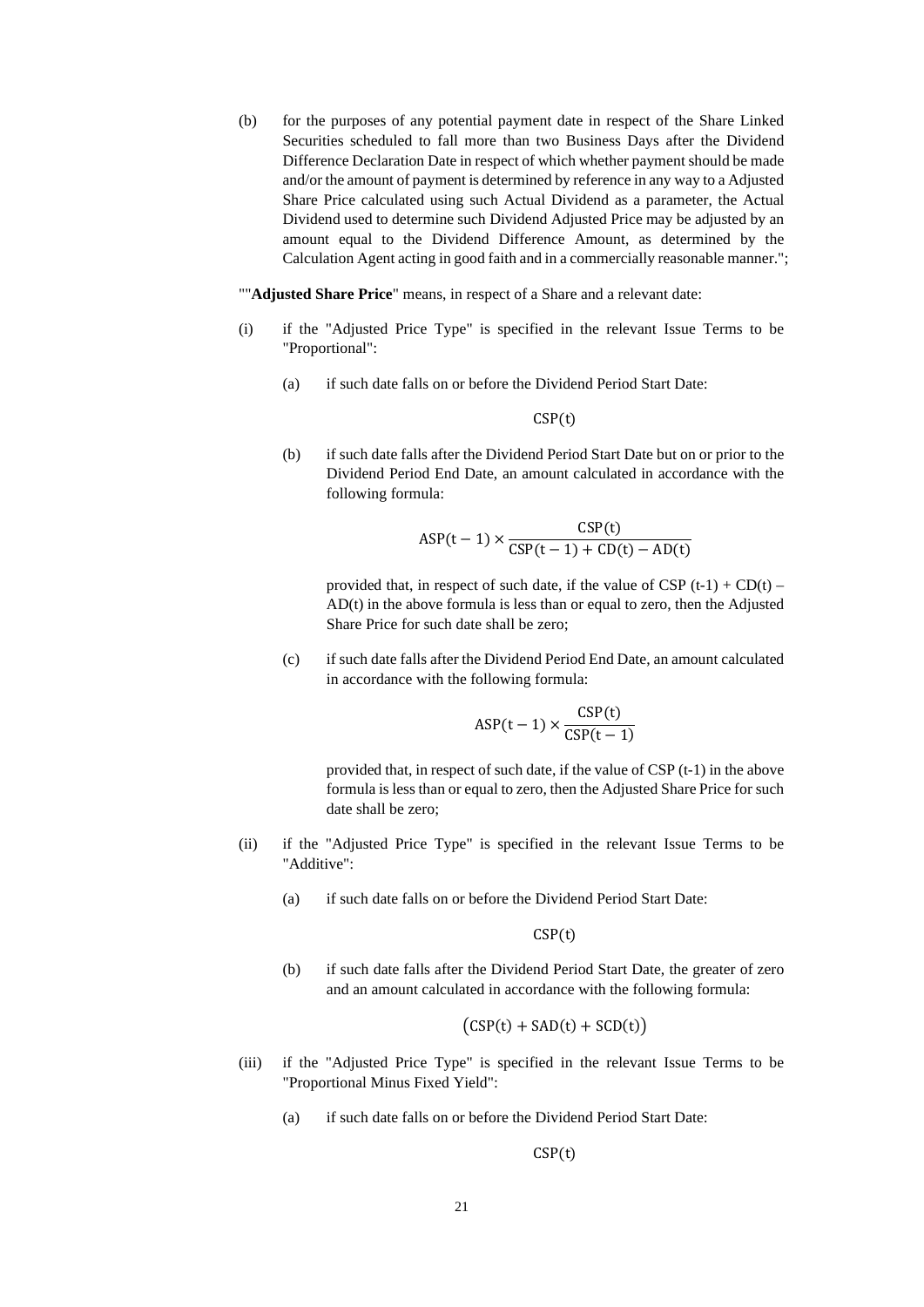(b) for the purposes of any potential payment date in respect of the Share Linked Securities scheduled to fall more than two Business Days after the Dividend Difference Declaration Date in respect of which whether payment should be made and/or the amount of payment is determined by reference in any way to a Adjusted Share Price calculated using such Actual Dividend as a parameter, the Actual Dividend used to determine such Dividend Adjusted Price may be adjusted by an amount equal to the Dividend Difference Amount, as determined by the Calculation Agent acting in good faith and in a commercially reasonable manner.";

""**Adjusted Share Price**" means, in respect of a Share and a relevant date:

(i) if the "Adjusted Price Type" is specified in the relevant Issue Terms to be "Proportional":

(a) if such date falls on or before the Dividend Period Start Date:

$$\mathrm{CSP(t)}$$

(b) if such date falls after the Dividend Period Start Date but on or prior to the Dividend Period End Date, an amount calculated in accordance with the following formula:

$$\mathrm{ASP(t-1)} \times \frac{\mathrm{CSP(t)}}{\mathrm{CSP(t-1)} + \mathrm{CD(t)} - \mathrm{AD(t)}}$$

provided that, in respect of such date, if the value of CSP (t-1) + CD(t) – AD(t) in the above formula is less than or equal to zero, then the Adjusted Share Price for such date shall be zero;

(c) if such date falls after the Dividend Period End Date, an amount calculated in accordance with the following formula:

$$\mathrm{ASP(t-1)} \times \frac{\mathrm{CSP(t)}}{\mathrm{CSP(t-1)}}$$

provided that, in respect of such date, if the value of CSP (t-1) in the above formula is less than or equal to zero, then the Adjusted Share Price for such date shall be zero;

(ii) if the "Adjusted Price Type" is specified in the relevant Issue Terms to be "Additive":

(a) if such date falls on or before the Dividend Period Start Date:

$$\mathrm{CSP(t)}$$

(b) if such date falls after the Dividend Period Start Date, the greater of zero and an amount calculated in accordance with the following formula:

$$\left(\mathrm{CSP(t)} + \mathrm{SAD(t)} + \mathrm{SCD(t)}\right)$$

(iii) if the "Adjusted Price Type" is specified in the relevant Issue Terms to be "Proportional Minus Fixed Yield":

(a) if such date falls on or before the Dividend Period Start Date:

$$\mathrm{CSP(t)}$$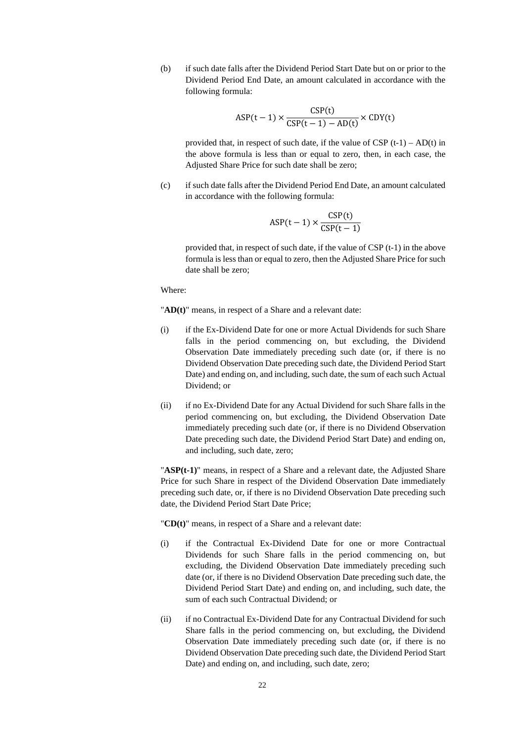(b) if such date falls after the Dividend Period Start Date but on or prior to the Dividend Period End Date, an amount calculated in accordance with the following formula:

$$\text{ASP}(t-1) \times \frac{\text{CSP}(t)}{\text{CSP}(t-1) - \text{AD}(t)} \times \text{CDY}(t)$$

provided that, in respect of such date, if the value of CSP (t-1) – AD(t) in the above formula is less than or equal to zero, then, in each case, the Adjusted Share Price for such date shall be zero;

(c) if such date falls after the Dividend Period End Date, an amount calculated in accordance with the following formula:

$$\text{ASP}(t-1) \times \frac{\text{CSP}(t)}{\text{CSP}(t-1)}$$

provided that, in respect of such date, if the value of CSP (t-1) in the above formula is less than or equal to zero, then the Adjusted Share Price for such date shall be zero;

Where:

"**AD(t)**" means, in respect of a Share and a relevant date:

(i) if the Ex-Dividend Date for one or more Actual Dividends for such Share falls in the period commencing on, but excluding, the Dividend Observation Date immediately preceding such date (or, if there is no Dividend Observation Date preceding such date, the Dividend Period Start Date) and ending on, and including, such date, the sum of each such Actual Dividend; or

(ii) if no Ex-Dividend Date for any Actual Dividend for such Share falls in the period commencing on, but excluding, the Dividend Observation Date immediately preceding such date (or, if there is no Dividend Observation Date preceding such date, the Dividend Period Start Date) and ending on, and including, such date, zero;

"**ASP(t-1)**" means, in respect of a Share and a relevant date, the Adjusted Share Price for such Share in respect of the Dividend Observation Date immediately preceding such date, or, if there is no Dividend Observation Date preceding such date, the Dividend Period Start Date Price;

"**CD(t)**" means, in respect of a Share and a relevant date:

(i) if the Contractual Ex-Dividend Date for one or more Contractual Dividends for such Share falls in the period commencing on, but excluding, the Dividend Observation Date immediately preceding such date (or, if there is no Dividend Observation Date preceding such date, the Dividend Period Start Date) and ending on, and including, such date, the sum of each such Contractual Dividend; or

(ii) if no Contractual Ex-Dividend Date for any Contractual Dividend for such Share falls in the period commencing on, but excluding, the Dividend Observation Date immediately preceding such date (or, if there is no Dividend Observation Date preceding such date, the Dividend Period Start Date) and ending on, and including, such date, zero;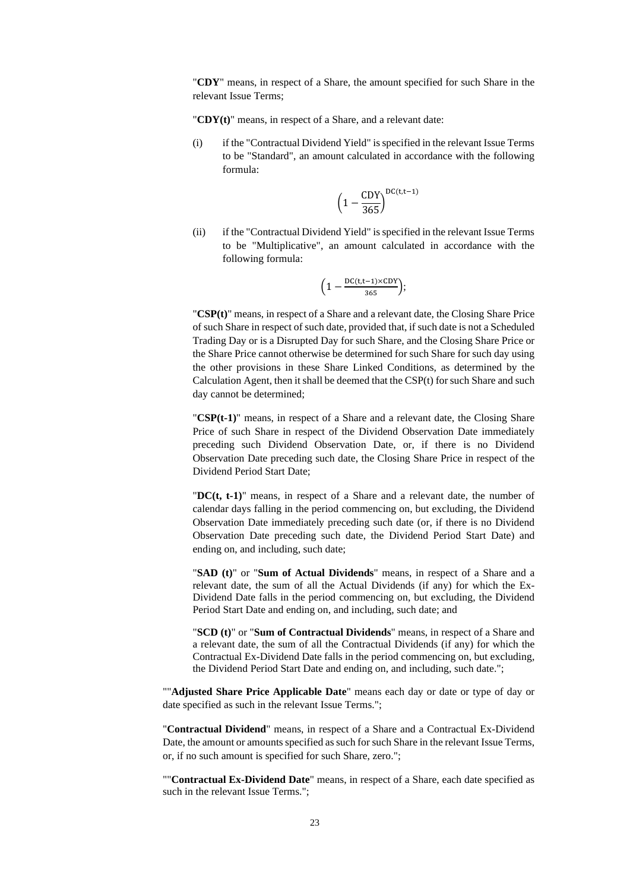"**CDY**" means, in respect of a Share, the amount specified for such Share in the relevant Issue Terms;

"**CDY(t)**" means, in respect of a Share, and a relevant date:

(i) if the "Contractual Dividend Yield" is specified in the relevant Issue Terms to be "Standard", an amount calculated in accordance with the following formula:

$$\left(1 - \frac{\text{CDY}}{365}\right)^{\text{DC(t,t}-1)}$$

(ii) if the "Contractual Dividend Yield" is specified in the relevant Issue Terms to be "Multiplicative", an amount calculated in accordance with the following formula:

$$\left(1 - \frac{\text{DC(t,t}-1)\times\text{CDY}}{365}\right);$$

"**CSP(t)**" means, in respect of a Share and a relevant date, the Closing Share Price of such Share in respect of such date, provided that, if such date is not a Scheduled Trading Day or is a Disrupted Day for such Share, and the Closing Share Price or the Share Price cannot otherwise be determined for such Share for such day using the other provisions in these Share Linked Conditions, as determined by the Calculation Agent, then it shall be deemed that the CSP(t) for such Share and such day cannot be determined;

"**CSP(t-1)**" means, in respect of a Share and a relevant date, the Closing Share Price of such Share in respect of the Dividend Observation Date immediately preceding such Dividend Observation Date, or, if there is no Dividend Observation Date preceding such date, the Closing Share Price in respect of the Dividend Period Start Date;

"**DC(t, t-1)**" means, in respect of a Share and a relevant date, the number of calendar days falling in the period commencing on, but excluding, the Dividend Observation Date immediately preceding such date (or, if there is no Dividend Observation Date preceding such date, the Dividend Period Start Date) and ending on, and including, such date;

"**SAD (t)**" or "**Sum of Actual Dividends**" means, in respect of a Share and a relevant date, the sum of all the Actual Dividends (if any) for which the Ex-Dividend Date falls in the period commencing on, but excluding, the Dividend Period Start Date and ending on, and including, such date; and

"**SCD (t)**" or "**Sum of Contractual Dividends**" means, in respect of a Share and a relevant date, the sum of all the Contractual Dividends (if any) for which the Contractual Ex-Dividend Date falls in the period commencing on, but excluding, the Dividend Period Start Date and ending on, and including, such date.";

""**Adjusted Share Price Applicable Date**" means each day or date or type of day or date specified as such in the relevant Issue Terms.";

"**Contractual Dividend**" means, in respect of a Share and a Contractual Ex-Dividend Date, the amount or amounts specified as such for such Share in the relevant Issue Terms, or, if no such amount is specified for such Share, zero.";

""**Contractual Ex-Dividend Date**" means, in respect of a Share, each date specified as such in the relevant Issue Terms.";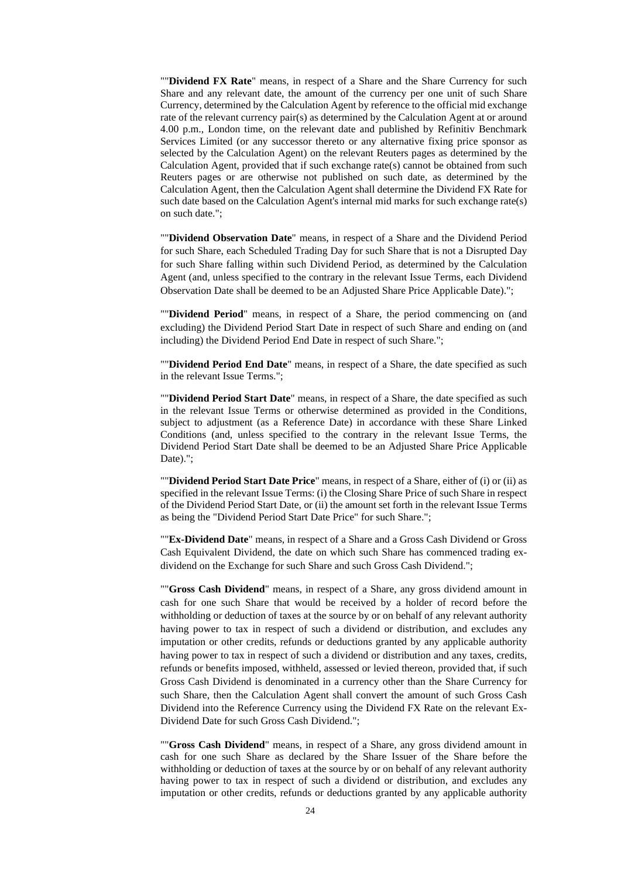""**Dividend FX Rate**" means, in respect of a Share and the Share Currency for such Share and any relevant date, the amount of the currency per one unit of such Share Currency, determined by the Calculation Agent by reference to the official mid exchange rate of the relevant currency pair(s) as determined by the Calculation Agent at or around 4.00 p.m., London time, on the relevant date and published by Refinitiv Benchmark Services Limited (or any successor thereto or any alternative fixing price sponsor as selected by the Calculation Agent) on the relevant Reuters pages as determined by the Calculation Agent, provided that if such exchange rate(s) cannot be obtained from such Reuters pages or are otherwise not published on such date, as determined by the Calculation Agent, then the Calculation Agent shall determine the Dividend FX Rate for such date based on the Calculation Agent's internal mid marks for such exchange rate(s) on such date.";

""**Dividend Observation Date**" means, in respect of a Share and the Dividend Period for such Share, each Scheduled Trading Day for such Share that is not a Disrupted Day for such Share falling within such Dividend Period, as determined by the Calculation Agent (and, unless specified to the contrary in the relevant Issue Terms, each Dividend Observation Date shall be deemed to be an Adjusted Share Price Applicable Date).";

""**Dividend Period**" means, in respect of a Share, the period commencing on (and excluding) the Dividend Period Start Date in respect of such Share and ending on (and including) the Dividend Period End Date in respect of such Share.";

""**Dividend Period End Date**" means, in respect of a Share, the date specified as such in the relevant Issue Terms.";

""**Dividend Period Start Date**" means, in respect of a Share, the date specified as such in the relevant Issue Terms or otherwise determined as provided in the Conditions, subject to adjustment (as a Reference Date) in accordance with these Share Linked Conditions (and, unless specified to the contrary in the relevant Issue Terms, the Dividend Period Start Date shall be deemed to be an Adjusted Share Price Applicable Date).";

""**Dividend Period Start Date Price**" means, in respect of a Share, either of (i) or (ii) as specified in the relevant Issue Terms: (i) the Closing Share Price of such Share in respect of the Dividend Period Start Date, or (ii) the amount set forth in the relevant Issue Terms as being the "Dividend Period Start Date Price" for such Share.";

""**Ex-Dividend Date**" means, in respect of a Share and a Gross Cash Dividend or Gross Cash Equivalent Dividend, the date on which such Share has commenced trading ex-dividend on the Exchange for such Share and such Gross Cash Dividend.";

""**Gross Cash Dividend**" means, in respect of a Share, any gross dividend amount in cash for one such Share that would be received by a holder of record before the withholding or deduction of taxes at the source by or on behalf of any relevant authority having power to tax in respect of such a dividend or distribution, and excludes any imputation or other credits, refunds or deductions granted by any applicable authority having power to tax in respect of such a dividend or distribution and any taxes, credits, refunds or benefits imposed, withheld, assessed or levied thereon, provided that, if such Gross Cash Dividend is denominated in a currency other than the Share Currency for such Share, then the Calculation Agent shall convert the amount of such Gross Cash Dividend into the Reference Currency using the Dividend FX Rate on the relevant Ex-Dividend Date for such Gross Cash Dividend.";

""**Gross Cash Dividend**" means, in respect of a Share, any gross dividend amount in cash for one such Share as declared by the Share Issuer of the Share before the withholding or deduction of taxes at the source by or on behalf of any relevant authority having power to tax in respect of such a dividend or distribution, and excludes any imputation or other credits, refunds or deductions granted by any applicable authority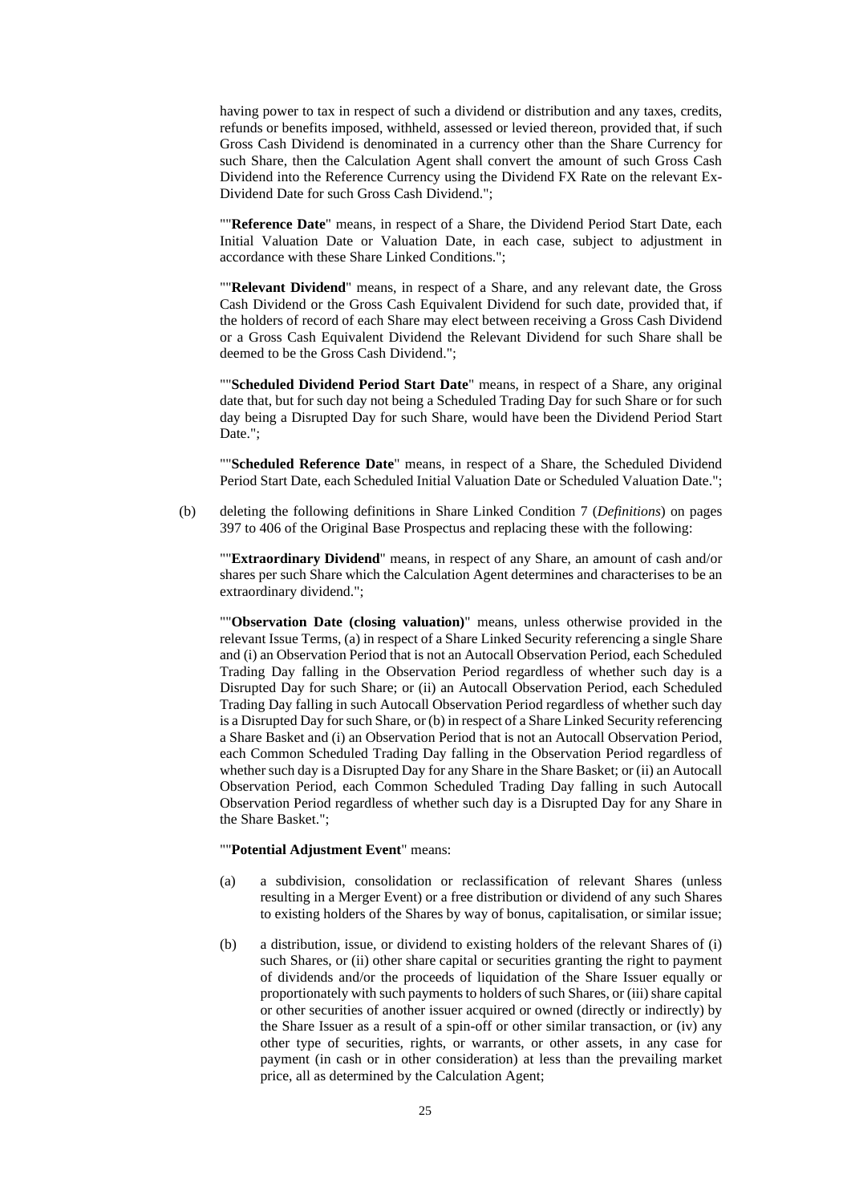having power to tax in respect of such a dividend or distribution and any taxes, credits, refunds or benefits imposed, withheld, assessed or levied thereon, provided that, if such Gross Cash Dividend is denominated in a currency other than the Share Currency for such Share, then the Calculation Agent shall convert the amount of such Gross Cash Dividend into the Reference Currency using the Dividend FX Rate on the relevant Ex-Dividend Date for such Gross Cash Dividend.";

""**Reference Date**" means, in respect of a Share, the Dividend Period Start Date, each Initial Valuation Date or Valuation Date, in each case, subject to adjustment in accordance with these Share Linked Conditions.";

""**Relevant Dividend**" means, in respect of a Share, and any relevant date, the Gross Cash Dividend or the Gross Cash Equivalent Dividend for such date, provided that, if the holders of record of each Share may elect between receiving a Gross Cash Dividend or a Gross Cash Equivalent Dividend the Relevant Dividend for such Share shall be deemed to be the Gross Cash Dividend.";

""**Scheduled Dividend Period Start Date**" means, in respect of a Share, any original date that, but for such day not being a Scheduled Trading Day for such Share or for such day being a Disrupted Day for such Share, would have been the Dividend Period Start Date.";

""**Scheduled Reference Date**" means, in respect of a Share, the Scheduled Dividend Period Start Date, each Scheduled Initial Valuation Date or Scheduled Valuation Date.";

(b) deleting the following definitions in Share Linked Condition 7 (*Definitions*) on pages 397 to 406 of the Original Base Prospectus and replacing these with the following:

""**Extraordinary Dividend**" means, in respect of any Share, an amount of cash and/or shares per such Share which the Calculation Agent determines and characterises to be an extraordinary dividend.";

""**Observation Date (closing valuation)**" means, unless otherwise provided in the relevant Issue Terms, (a) in respect of a Share Linked Security referencing a single Share and (i) an Observation Period that is not an Autocall Observation Period, each Scheduled Trading Day falling in the Observation Period regardless of whether such day is a Disrupted Day for such Share; or (ii) an Autocall Observation Period, each Scheduled Trading Day falling in such Autocall Observation Period regardless of whether such day is a Disrupted Day for such Share, or (b) in respect of a Share Linked Security referencing a Share Basket and (i) an Observation Period that is not an Autocall Observation Period, each Common Scheduled Trading Day falling in the Observation Period regardless of whether such day is a Disrupted Day for any Share in the Share Basket; or (ii) an Autocall Observation Period, each Common Scheduled Trading Day falling in such Autocall Observation Period regardless of whether such day is a Disrupted Day for any Share in the Share Basket.";

""**Potential Adjustment Event**" means:

(a) a subdivision, consolidation or reclassification of relevant Shares (unless resulting in a Merger Event) or a free distribution or dividend of any such Shares to existing holders of the Shares by way of bonus, capitalisation, or similar issue;

(b) a distribution, issue, or dividend to existing holders of the relevant Shares of (i) such Shares, or (ii) other share capital or securities granting the right to payment of dividends and/or the proceeds of liquidation of the Share Issuer equally or proportionately with such payments to holders of such Shares, or (iii) share capital or other securities of another issuer acquired or owned (directly or indirectly) by the Share Issuer as a result of a spin-off or other similar transaction, or (iv) any other type of securities, rights, or warrants, or other assets, in any case for payment (in cash or in other consideration) at less than the prevailing market price, all as determined by the Calculation Agent;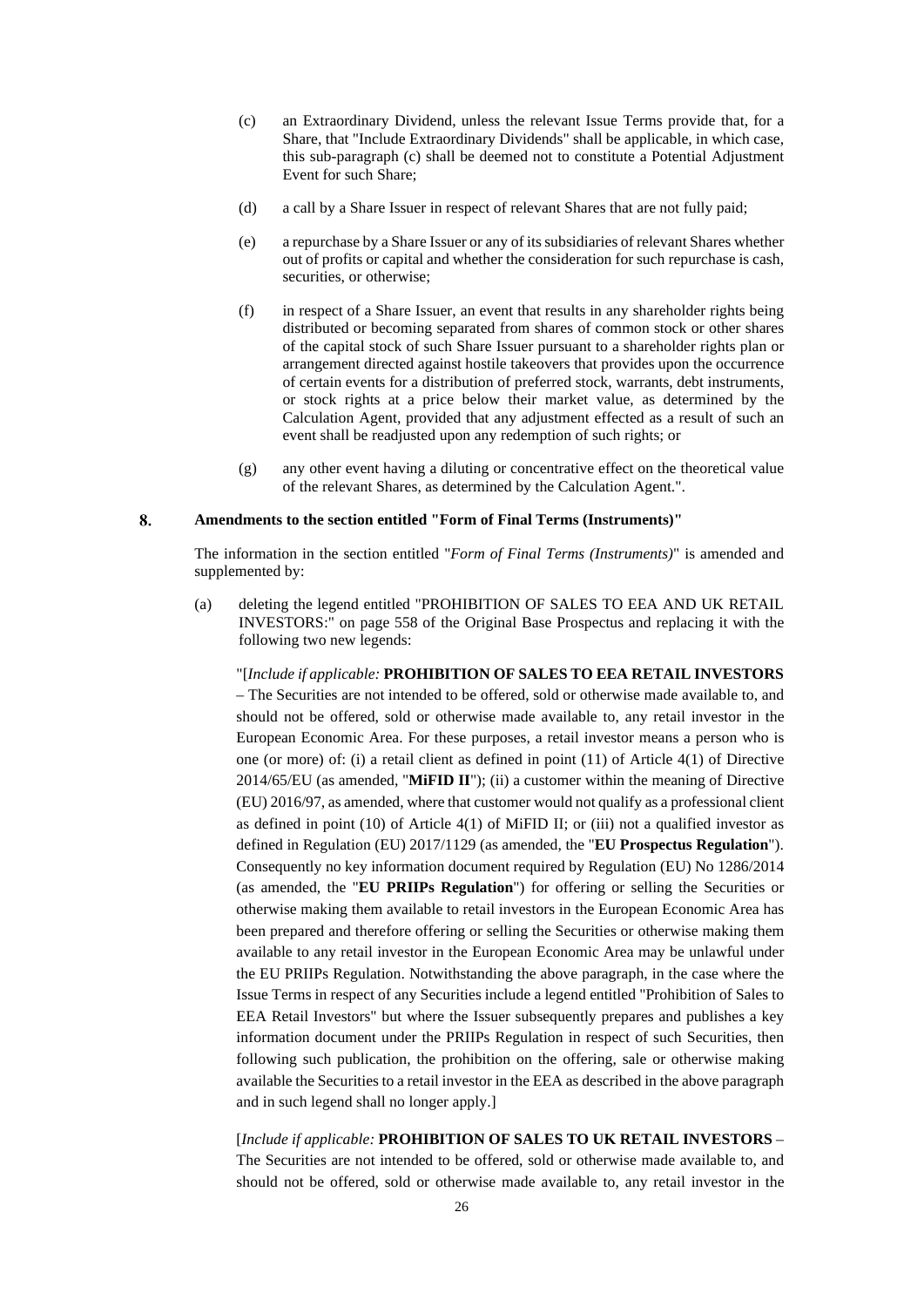(c) an Extraordinary Dividend, unless the relevant Issue Terms provide that, for a Share, that "Include Extraordinary Dividends" shall be applicable, in which case, this sub-paragraph (c) shall be deemed not to constitute a Potential Adjustment Event for such Share;

(d) a call by a Share Issuer in respect of relevant Shares that are not fully paid;

(e) a repurchase by a Share Issuer or any of its subsidiaries of relevant Shares whether out of profits or capital and whether the consideration for such repurchase is cash, securities, or otherwise;

(f) in respect of a Share Issuer, an event that results in any shareholder rights being distributed or becoming separated from shares of common stock or other shares of the capital stock of such Share Issuer pursuant to a shareholder rights plan or arrangement directed against hostile takeovers that provides upon the occurrence of certain events for a distribution of preferred stock, warrants, debt instruments, or stock rights at a price below their market value, as determined by the Calculation Agent, provided that any adjustment effected as a result of such an event shall be readjusted upon any redemption of such rights; or

(g) any other event having a diluting or concentrative effect on the theoretical value of the relevant Shares, as determined by the Calculation Agent.".

## 8. Amendments to the section entitled "Form of Final Terms (Instruments)"

The information in the section entitled "*Form of Final Terms (Instruments)*" is amended and supplemented by:

(a) deleting the legend entitled "PROHIBITION OF SALES TO EEA AND UK RETAIL INVESTORS:" on page 558 of the Original Base Prospectus and replacing it with the following two new legends:

"[*Include if applicable:* **PROHIBITION OF SALES TO EEA RETAIL INVESTORS** – The Securities are not intended to be offered, sold or otherwise made available to, and should not be offered, sold or otherwise made available to, any retail investor in the European Economic Area. For these purposes, a retail investor means a person who is one (or more) of: (i) a retail client as defined in point (11) of Article 4(1) of Directive 2014/65/EU (as amended, "**MiFID II**"); (ii) a customer within the meaning of Directive (EU) 2016/97, as amended, where that customer would not qualify as a professional client as defined in point (10) of Article 4(1) of MiFID II; or (iii) not a qualified investor as defined in Regulation (EU) 2017/1129 (as amended, the "**EU Prospectus Regulation**"). Consequently no key information document required by Regulation (EU) No 1286/2014 (as amended, the "**EU PRIIPs Regulation**") for offering or selling the Securities or otherwise making them available to retail investors in the European Economic Area has been prepared and therefore offering or selling the Securities or otherwise making them available to any retail investor in the European Economic Area may be unlawful under the EU PRIIPs Regulation. Notwithstanding the above paragraph, in the case where the Issue Terms in respect of any Securities include a legend entitled "Prohibition of Sales to EEA Retail Investors" but where the Issuer subsequently prepares and publishes a key information document under the PRIIPs Regulation in respect of such Securities, then following such publication, the prohibition on the offering, sale or otherwise making available the Securities to a retail investor in the EEA as described in the above paragraph and in such legend shall no longer apply.]

[*Include if applicable:* **PROHIBITION OF SALES TO UK RETAIL INVESTORS** – The Securities are not intended to be offered, sold or otherwise made available to, and should not be offered, sold or otherwise made available to, any retail investor in the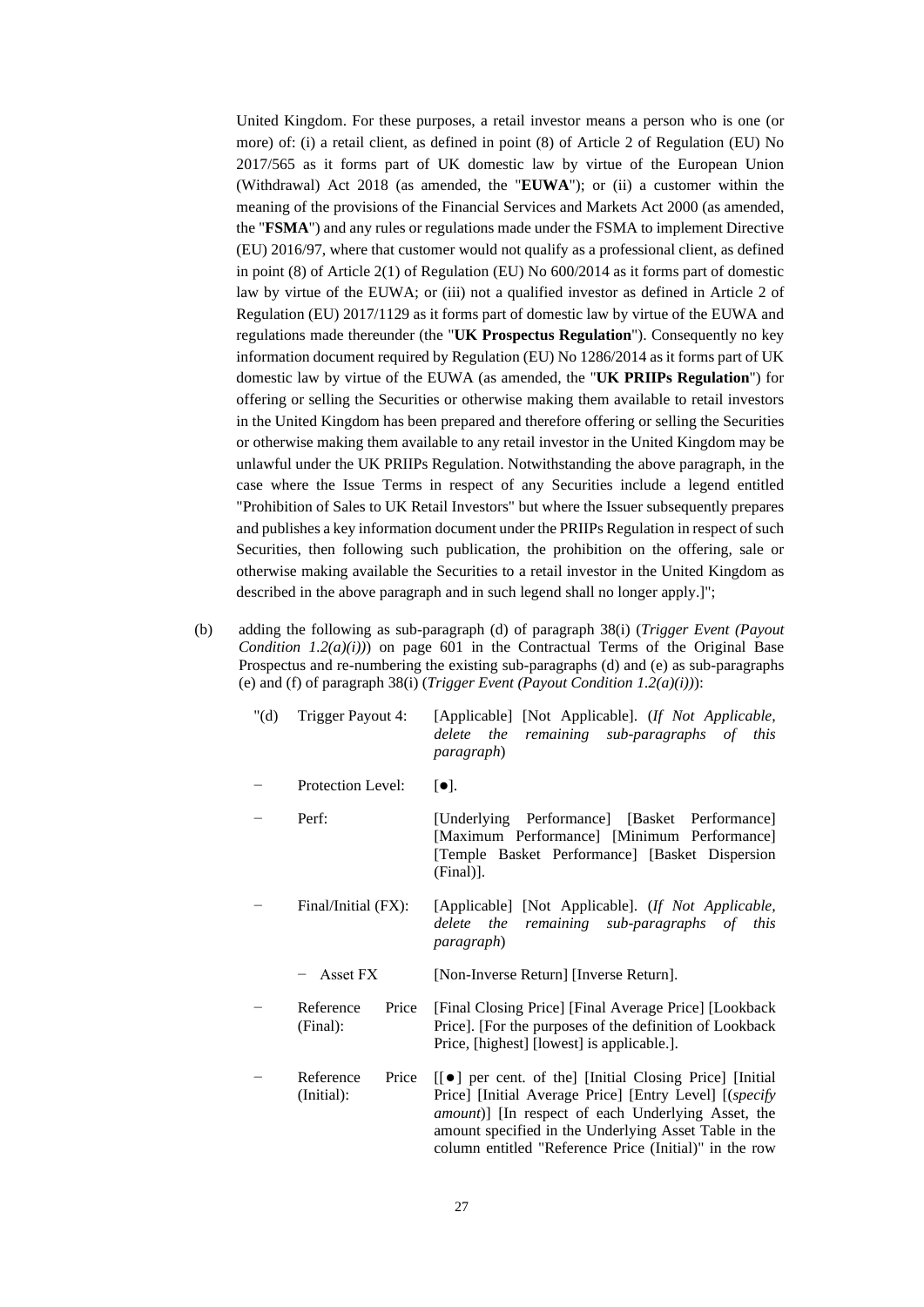United Kingdom. For these purposes, a retail investor means a person who is one (or more) of: (i) a retail client, as defined in point (8) of Article 2 of Regulation (EU) No 2017/565 as it forms part of UK domestic law by virtue of the European Union (Withdrawal) Act 2018 (as amended, the "**EUWA**"); or (ii) a customer within the meaning of the provisions of the Financial Services and Markets Act 2000 (as amended, the "**FSMA**") and any rules or regulations made under the FSMA to implement Directive (EU) 2016/97, where that customer would not qualify as a professional client, as defined in point (8) of Article 2(1) of Regulation (EU) No 600/2014 as it forms part of domestic law by virtue of the EUWA; or (iii) not a qualified investor as defined in Article 2 of Regulation (EU) 2017/1129 as it forms part of domestic law by virtue of the EUWA and regulations made thereunder (the "**UK Prospectus Regulation**"). Consequently no key information document required by Regulation (EU) No 1286/2014 as it forms part of UK domestic law by virtue of the EUWA (as amended, the "**UK PRIIPs Regulation**") for offering or selling the Securities or otherwise making them available to retail investors in the United Kingdom has been prepared and therefore offering or selling the Securities or otherwise making them available to any retail investor in the United Kingdom may be unlawful under the UK PRIIPs Regulation. Notwithstanding the above paragraph, in the case where the Issue Terms in respect of any Securities include a legend entitled "Prohibition of Sales to UK Retail Investors" but where the Issuer subsequently prepares and publishes a key information document under the PRIIPs Regulation in respect of such Securities, then following such publication, the prohibition on the offering, sale or otherwise making available the Securities to a retail investor in the United Kingdom as described in the above paragraph and in such legend shall no longer apply.]";

(b) adding the following as sub-paragraph (d) of paragraph 38(i) (*Trigger Event (Payout Condition 1.2(a)(i))*) on page 601 in the Contractual Terms of the Original Base Prospectus and re-numbering the existing sub-paragraphs (d) and (e) as sub-paragraphs (e) and (f) of paragraph 38(i) (*Trigger Event (Payout Condition 1.2(a)(i))*):

| | | |
|---|---|---|
| "(d) | Trigger Payout 4: | [Applicable] [Not Applicable]. (*If Not Applicable, delete the remaining sub-paragraphs of this paragraph*) |
| − | Protection Level: | [●]. |
| − | Perf: | [Underlying Performance] [Basket Performance] [Maximum Performance] [Minimum Performance] [Temple Basket Performance] [Basket Dispersion (Final)]. |
| − | Final/Initial (FX): | [Applicable] [Not Applicable]. (*If Not Applicable, delete the remaining sub-paragraphs of this paragraph*) |
| | − Asset FX | [Non-Inverse Return] [Inverse Return]. |
| − | Reference Price (Final): | [Final Closing Price] [Final Average Price] [Lookback Price]. [For the purposes of the definition of Lookback Price, [highest] [lowest] is applicable.]. |
| − | Reference Price (Initial): | [[●] per cent. of the] [Initial Closing Price] [Initial Price] [Initial Average Price] [Entry Level] [(*specify amount*)] [In respect of each Underlying Asset, the amount specified in the Underlying Asset Table in the column entitled "Reference Price (Initial)" in the row |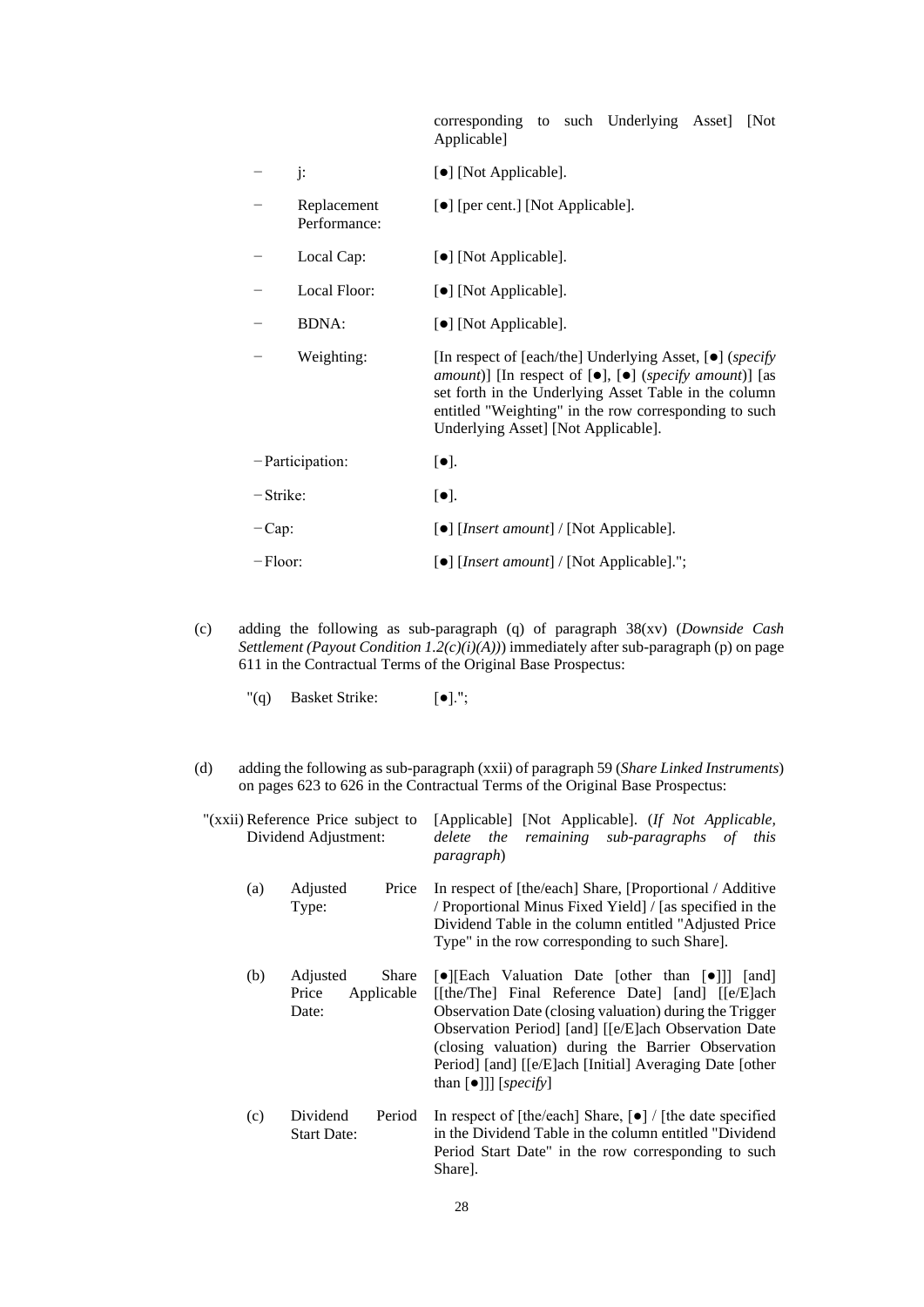|   |   | corresponding to such Underlying Asset] [Not Applicable] |
|---|---|---|
| − | j: | [●] [Not Applicable]. |
| − | Replacement Performance: | [●] [per cent.] [Not Applicable]. |
| − | Local Cap: | [●] [Not Applicable]. |
| − | Local Floor: | [●] [Not Applicable]. |
| − | BDNA: | [●] [Not Applicable]. |
| − | Weighting: | [In respect of [each/the] Underlying Asset, [●] (*specify amount*)] [In respect of [●], [●] (*specify amount*)] [as set forth in the Underlying Asset Table in the column entitled "Weighting" in the row corresponding to such Underlying Asset] [Not Applicable]. |
| −Participation: | | [●]. |
| −Strike: | | [●]. |
| −Cap: | | [●] [*Insert amount*] / [Not Applicable]. |
| −Floor: | | [●] [*Insert amount*] / [Not Applicable]."; |

(c) adding the following as sub-paragraph (q) of paragraph 38(xv) (*Downside Cash Settlement (Payout Condition 1.2(c)(i)(A))*) immediately after sub-paragraph (p) on page 611 in the Contractual Terms of the Original Base Prospectus:

"(q) Basket Strike: [●].";

(d) adding the following as sub-paragraph (xxii) of paragraph 59 (*Share Linked Instruments*) on pages 623 to 626 in the Contractual Terms of the Original Base Prospectus:

| "(xxii) | Reference Price subject to Dividend Adjustment: | [Applicable] [Not Applicable]. (*If Not Applicable, delete the remaining sub-paragraphs of this paragraph*) |
|---|---|---|
| (a) | Adjusted Price Type: | In respect of [the/each] Share, [Proportional / Additive / Proportional Minus Fixed Yield] / [as specified in the Dividend Table in the column entitled "Adjusted Price Type" in the row corresponding to such Share]. |
| (b) | Adjusted Share Price Applicable Date: | [●][Each Valuation Date [other than [●]]] [and] [[the/The] Final Reference Date] [and] [[e/E]ach Observation Date (closing valuation) during the Trigger Observation Period] [and] [[e/E]ach Observation Date (closing valuation) during the Barrier Observation Period] [and] [[e/E]ach [Initial] Averaging Date [other than [●]]] [*specify*] |
| (c) | Dividend Period Start Date: | In respect of [the/each] Share, [●] / [the date specified in the Dividend Table in the column entitled "Dividend Period Start Date" in the row corresponding to such Share]. |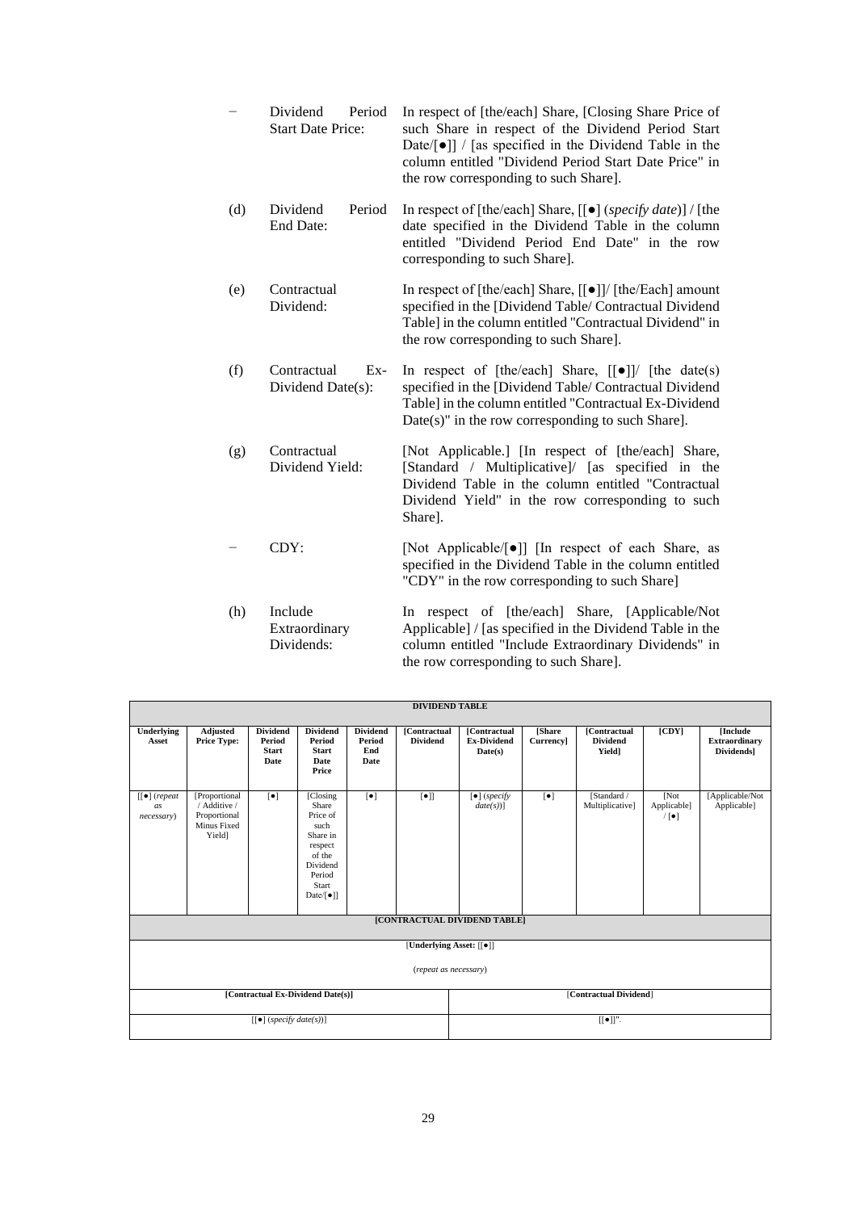− Dividend Period Start Date Price: In respect of [the/each] Share, [Closing Share Price of such Share in respect of the Dividend Period Start Date/[●]] / [as specified in the Dividend Table in the column entitled "Dividend Period Start Date Price" in the row corresponding to such Share].

(d) Dividend Period End Date: In respect of [the/each] Share, [[●] (*specify date*)] / [the date specified in the Dividend Table in the column entitled "Dividend Period End Date" in the row corresponding to such Share].

(e) Contractual Dividend: In respect of [the/each] Share, [[●]]/ [the/Each] amount specified in the [Dividend Table/ Contractual Dividend Table] in the column entitled "Contractual Dividend" in the row corresponding to such Share].

(f) Contractual Ex-Dividend Date(s): In respect of [the/each] Share, [[●]]/ [the date(s) specified in the [Dividend Table/ Contractual Dividend Table] in the column entitled "Contractual Ex-Dividend Date(s)" in the row corresponding to such Share].

(g) Contractual Dividend Yield: [Not Applicable.] [In respect of [the/each] Share, [Standard / Multiplicative]/ [as specified in the Dividend Table in the column entitled "Contractual Dividend Yield" in the row corresponding to such Share].

− CDY: [Not Applicable/[●]] [In respect of each Share, as specified in the Dividend Table in the column entitled "CDY" in the row corresponding to such Share]

(h) Include Extraordinary Dividends: In respect of [the/each] Share, [Applicable/Not Applicable] / [as specified in the Dividend Table in the column entitled "Include Extraordinary Dividends" in the row corresponding to such Share].

**DIVIDEND TABLE**

| Underlying Asset | Adjusted Price Type: | Dividend Period Start Date | Dividend Period Start Date Price | Dividend Period End Date | [Contractual Dividend | [Contractual Ex-Dividend Date(s) | [Share Currency] | [Contractual Dividend Yield] | [CDY] | [Include Extraordinary Dividends] |
|---|---|---|---|---|---|---|---|---|---|---|
| [[●] (*repeat as necessary*) | [Proportional / Additive / Proportional Minus Fixed Yield] | [●] | [Closing Share Price of such Share in respect of the Dividend Period Start Date/[●]] | [●] | [●]] | [●] (*specify date(s)*)] | [●] | [Standard / Multiplicative] | [Not Applicable] / [●] | [Applicable/Not Applicable] |

**[CONTRACTUAL DIVIDEND TABLE]**

[**Underlying Asset:** [[●]]

(*repeat as necessary*)

| [Contractual Ex-Dividend Date(s)] | [Contractual Dividend] |
|---|---|
| [[●] (*specify date(s)*)] | [[●]]". |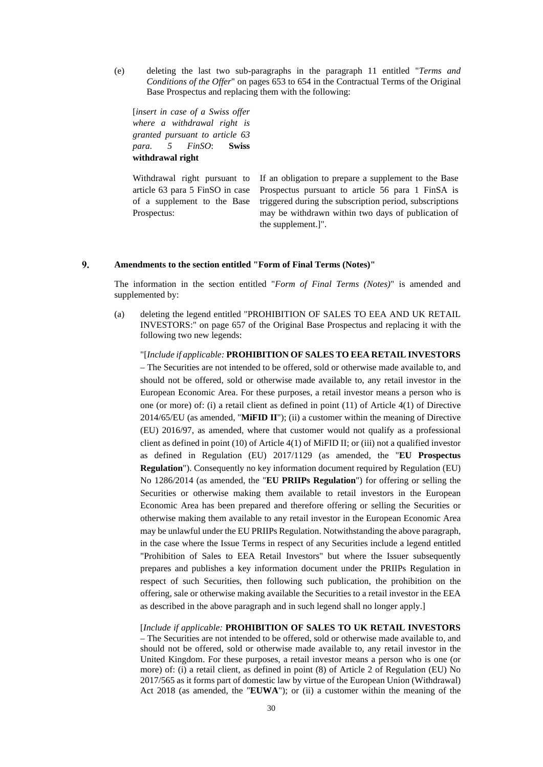(e) deleting the last two sub-paragraphs in the paragraph 11 entitled "*Terms and Conditions of the Offer*" on pages 653 to 654 in the Contractual Terms of the Original Base Prospectus and replacing them with the following:

[*insert in case of a Swiss offer where a withdrawal right is granted pursuant to article 63 para. 5 FinSO*: **Swiss withdrawal right**

| | |
|---|---|
| Withdrawal right pursuant to article 63 para 5 FinSO in case of a supplement to the Base Prospectus: | If an obligation to prepare a supplement to the Base Prospectus pursuant to article 56 para 1 FinSA is triggered during the subscription period, subscriptions may be withdrawn within two days of publication of the supplement.]". |

## 9. Amendments to the section entitled "Form of Final Terms (Notes)"

The information in the section entitled "*Form of Final Terms (Notes)*" is amended and supplemented by:

(a) deleting the legend entitled "PROHIBITION OF SALES TO EEA AND UK RETAIL INVESTORS:" on page 657 of the Original Base Prospectus and replacing it with the following two new legends:

"[*Include if applicable:* **PROHIBITION OF SALES TO EEA RETAIL INVESTORS** – The Securities are not intended to be offered, sold or otherwise made available to, and should not be offered, sold or otherwise made available to, any retail investor in the European Economic Area. For these purposes, a retail investor means a person who is one (or more) of: (i) a retail client as defined in point (11) of Article 4(1) of Directive 2014/65/EU (as amended, "**MiFID II**"); (ii) a customer within the meaning of Directive (EU) 2016/97, as amended, where that customer would not qualify as a professional client as defined in point (10) of Article 4(1) of MiFID II; or (iii) not a qualified investor as defined in Regulation (EU) 2017/1129 (as amended, the "**EU Prospectus Regulation**"). Consequently no key information document required by Regulation (EU) No 1286/2014 (as amended, the "**EU PRIIPs Regulation**") for offering or selling the Securities or otherwise making them available to retail investors in the European Economic Area has been prepared and therefore offering or selling the Securities or otherwise making them available to any retail investor in the European Economic Area may be unlawful under the EU PRIIPs Regulation. Notwithstanding the above paragraph, in the case where the Issue Terms in respect of any Securities include a legend entitled "Prohibition of Sales to EEA Retail Investors" but where the Issuer subsequently prepares and publishes a key information document under the PRIIPs Regulation in respect of such Securities, then following such publication, the prohibition on the offering, sale or otherwise making available the Securities to a retail investor in the EEA as described in the above paragraph and in such legend shall no longer apply.]

[*Include if applicable:* **PROHIBITION OF SALES TO UK RETAIL INVESTORS** – The Securities are not intended to be offered, sold or otherwise made available to, and should not be offered, sold or otherwise made available to, any retail investor in the United Kingdom. For these purposes, a retail investor means a person who is one (or more) of: (i) a retail client, as defined in point (8) of Article 2 of Regulation (EU) No 2017/565 as it forms part of domestic law by virtue of the European Union (Withdrawal) Act 2018 (as amended, the "**EUWA**"); or (ii) a customer within the meaning of the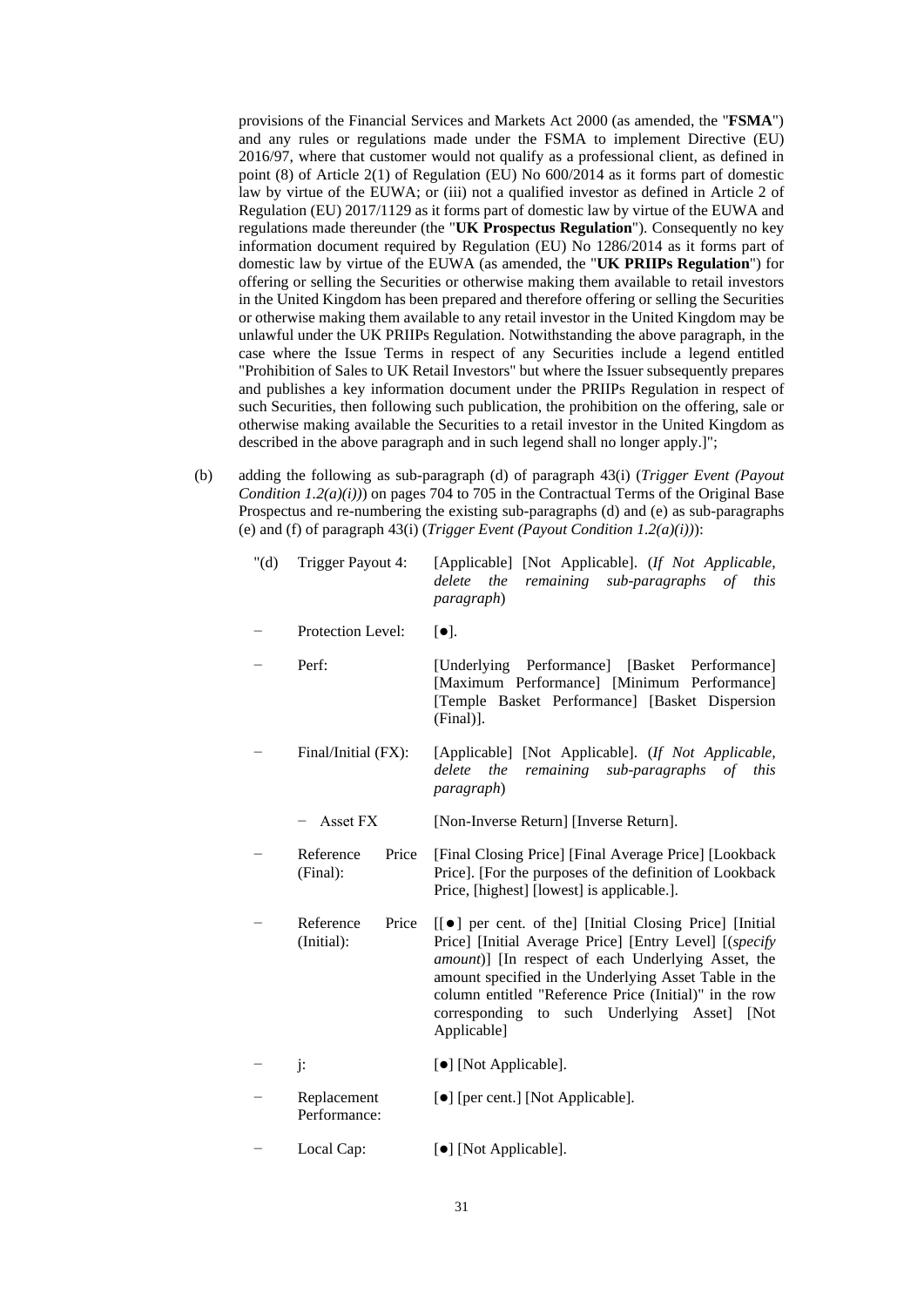provisions of the Financial Services and Markets Act 2000 (as amended, the "**FSMA**") and any rules or regulations made under the FSMA to implement Directive (EU) 2016/97, where that customer would not qualify as a professional client, as defined in point (8) of Article 2(1) of Regulation (EU) No 600/2014 as it forms part of domestic law by virtue of the EUWA; or (iii) not a qualified investor as defined in Article 2 of Regulation (EU) 2017/1129 as it forms part of domestic law by virtue of the EUWA and regulations made thereunder (the "**UK Prospectus Regulation**"). Consequently no key information document required by Regulation (EU) No 1286/2014 as it forms part of domestic law by virtue of the EUWA (as amended, the "**UK PRIIPs Regulation**") for offering or selling the Securities or otherwise making them available to retail investors in the United Kingdom has been prepared and therefore offering or selling the Securities or otherwise making them available to any retail investor in the United Kingdom may be unlawful under the UK PRIIPs Regulation. Notwithstanding the above paragraph, in the case where the Issue Terms in respect of any Securities include a legend entitled "Prohibition of Sales to UK Retail Investors" but where the Issuer subsequently prepares and publishes a key information document under the PRIIPs Regulation in respect of such Securities, then following such publication, the prohibition on the offering, sale or otherwise making available the Securities to a retail investor in the United Kingdom as described in the above paragraph and in such legend shall no longer apply.]";

(b) adding the following as sub-paragraph (d) of paragraph 43(i) (*Trigger Event (Payout Condition 1.2(a)(i))*) on pages 704 to 705 in the Contractual Terms of the Original Base Prospectus and re-numbering the existing sub-paragraphs (d) and (e) as sub-paragraphs (e) and (f) of paragraph 43(i) (*Trigger Event (Payout Condition 1.2(a)(i))*):

"(d) Trigger Payout 4: [Applicable] [Not Applicable]. (*If Not Applicable, delete the remaining sub-paragraphs of this paragraph*)

− Protection Level: [●].

− Perf: [Underlying Performance] [Basket Performance] [Maximum Performance] [Minimum Performance] [Temple Basket Performance] [Basket Dispersion (Final)].

− Final/Initial (FX): [Applicable] [Not Applicable]. (*If Not Applicable, delete the remaining sub-paragraphs of this paragraph*)

− Asset FX [Non-Inverse Return] [Inverse Return].

− Reference Price (Final): [Final Closing Price] [Final Average Price] [Lookback Price]. [For the purposes of the definition of Lookback Price, [highest] [lowest] is applicable.].

− Reference Price (Initial): [[●] per cent. of the] [Initial Closing Price] [Initial Price] [Initial Average Price] [Entry Level] [(*specify amount*)] [In respect of each Underlying Asset, the amount specified in the Underlying Asset Table in the column entitled "Reference Price (Initial)" in the row corresponding to such Underlying Asset] [Not Applicable]

− j: [●] [Not Applicable].

− Replacement Performance: [●] [per cent.] [Not Applicable].

− Local Cap: [●] [Not Applicable].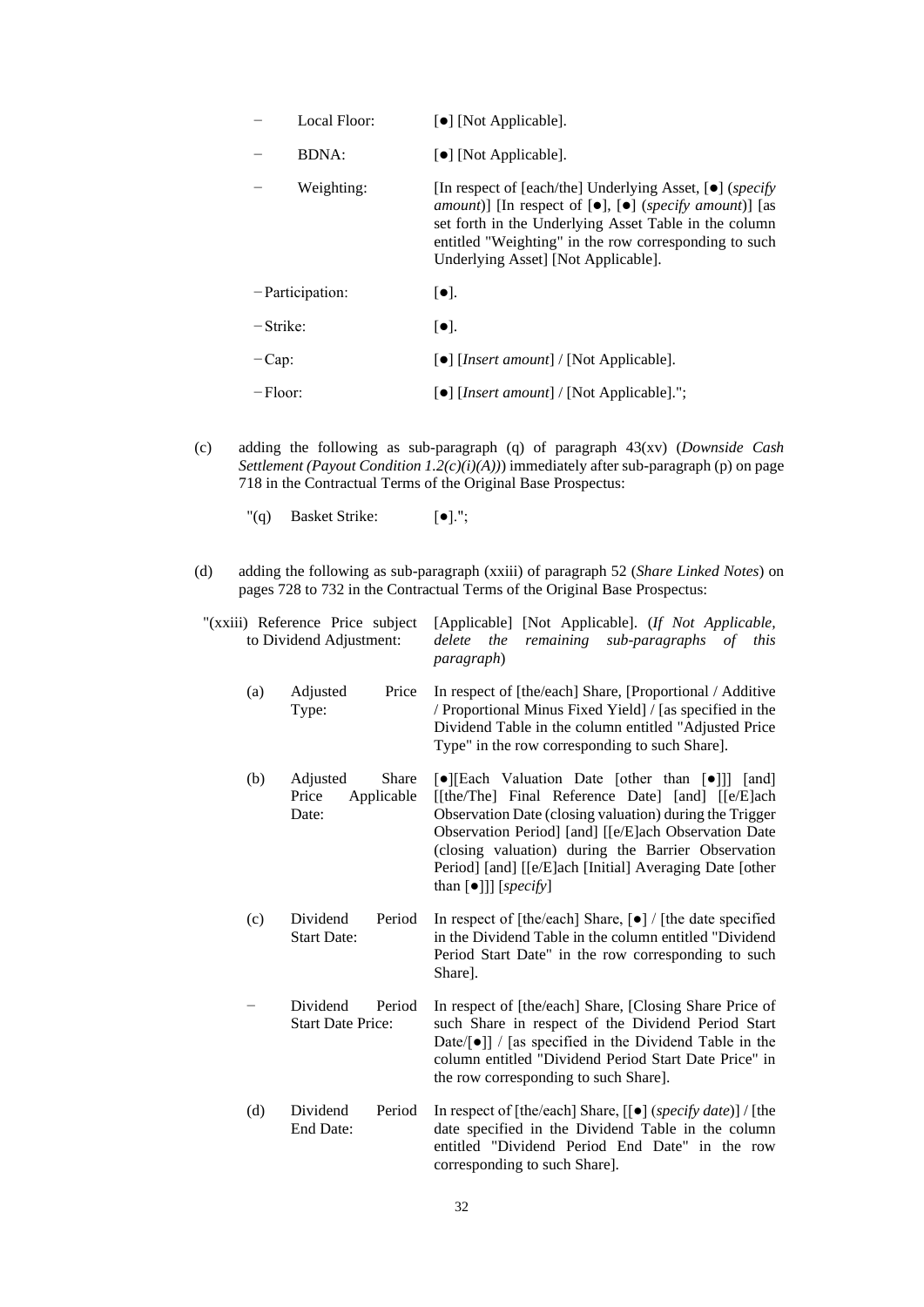| | | |
|---|---|---|
| − | Local Floor: | [●] [Not Applicable]. |
| − | BDNA: | [●] [Not Applicable]. |
| − | Weighting: | [In respect of [each/the] Underlying Asset, [●] (*specify amount*)] [In respect of [●], [●] (*specify amount*)] [as set forth in the Underlying Asset Table in the column entitled "Weighting" in the row corresponding to such Underlying Asset] [Not Applicable]. |
| − | Participation: | [●]. |
| − | Strike: | [●]. |
| − | Cap: | [●] [*Insert amount*] / [Not Applicable]. |
| − | Floor: | [●] [*Insert amount*] / [Not Applicable]."; |

(c) adding the following as sub-paragraph (q) of paragraph 43(xv) (*Downside Cash Settlement (Payout Condition 1.2(c)(i)(A))*) immediately after sub-paragraph (p) on page 718 in the Contractual Terms of the Original Base Prospectus:

"(q) Basket Strike: [●].";

(d) adding the following as sub-paragraph (xxiii) of paragraph 52 (*Share Linked Notes*) on pages 728 to 732 in the Contractual Terms of the Original Base Prospectus:

| | | |
|---|---|---|
| "(xxiii) | Reference Price subject to Dividend Adjustment: | [Applicable] [Not Applicable]. (*If Not Applicable, delete the remaining sub-paragraphs of this paragraph*) |
| (a) | Adjusted Price Type: | In respect of [the/each] Share, [Proportional / Additive / Proportional Minus Fixed Yield] / [as specified in the Dividend Table in the column entitled "Adjusted Price Type" in the row corresponding to such Share]. |
| (b) | Adjusted Share Price Applicable Date: | [●][Each Valuation Date [other than [●]]] [and] [[the/The] Final Reference Date] [and] [[e/E]ach Observation Date (closing valuation) during the Trigger Observation Period] [and] [[e/E]ach Observation Date (closing valuation) during the Barrier Observation Period] [and] [[e/E]ach [Initial] Averaging Date [other than [●]]] [*specify*] |
| (c) | Dividend Period Start Date: | In respect of [the/each] Share, [●] / [the date specified in the Dividend Table in the column entitled "Dividend Period Start Date" in the row corresponding to such Share]. |
| − | Dividend Period Start Date Price: | In respect of [the/each] Share, [Closing Share Price of such Share in respect of the Dividend Period Start Date/[●]] / [as specified in the Dividend Table in the column entitled "Dividend Period Start Date Price" in the row corresponding to such Share]. |
| (d) | Dividend Period End Date: | In respect of [the/each] Share, [[●] (*specify date*)] / [the date specified in the Dividend Table in the column entitled "Dividend Period End Date" in the row corresponding to such Share]. |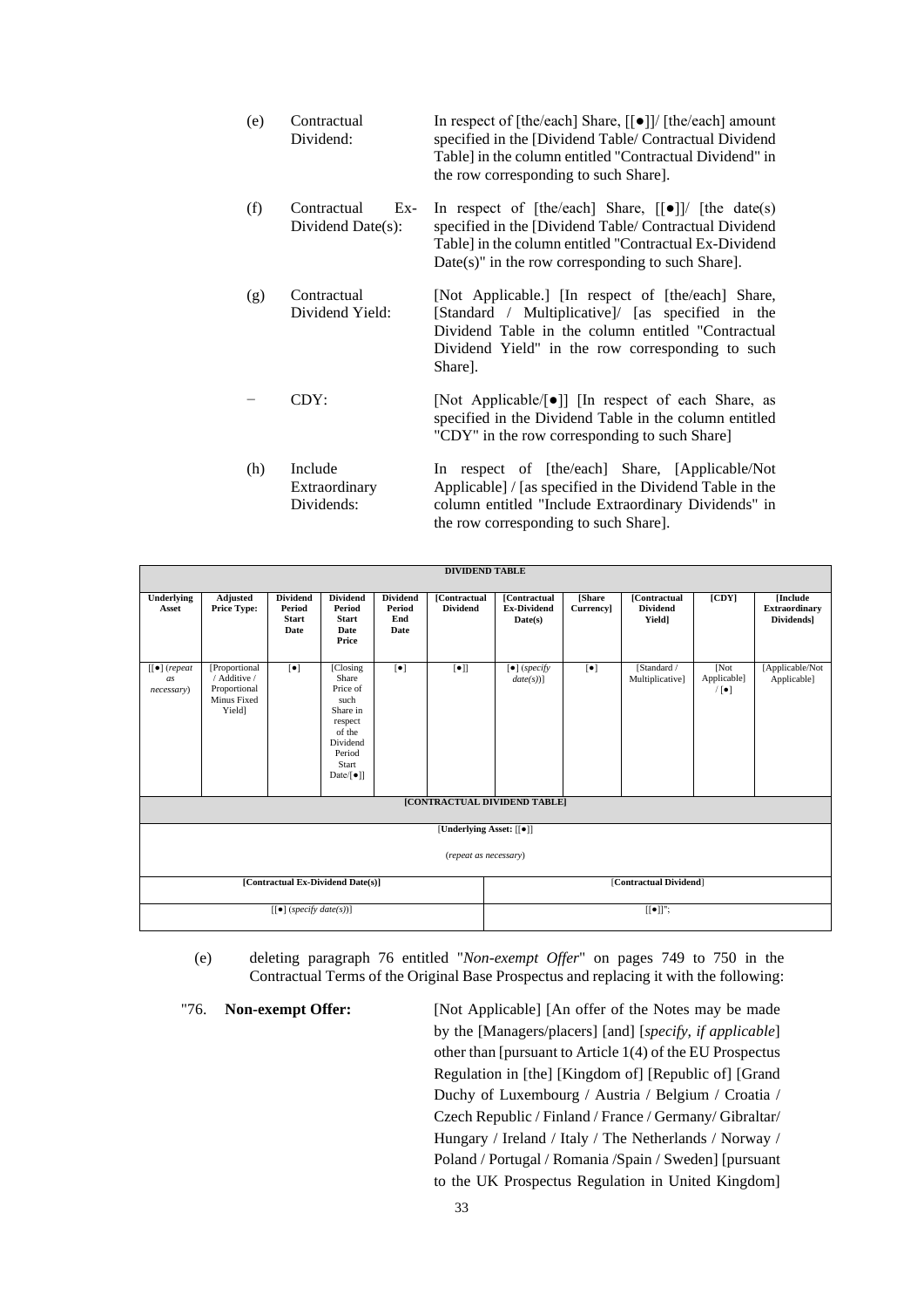(e) Contractual Dividend: In respect of [the/each] Share, [[●]]/ [the/each] amount specified in the [Dividend Table/ Contractual Dividend Table] in the column entitled "Contractual Dividend" in the row corresponding to such Share].

(f) Contractual Ex-Dividend Date(s): In respect of [the/each] Share, [[●]]/ [the date(s) specified in the [Dividend Table/ Contractual Dividend Table] in the column entitled "Contractual Ex-Dividend Date(s)" in the row corresponding to such Share].

(g) Contractual Dividend Yield: [Not Applicable.] [In respect of [the/each] Share, [Standard / Multiplicative]/ [as specified in the Dividend Table in the column entitled "Contractual Dividend Yield" in the row corresponding to such Share].

− CDY: [Not Applicable/[●]] [In respect of each Share, as specified in the Dividend Table in the column entitled "CDY" in the row corresponding to such Share]

(h) Include Extraordinary Dividends: In respect of [the/each] Share, [Applicable/Not Applicable] / [as specified in the Dividend Table in the column entitled "Include Extraordinary Dividends" in the row corresponding to such Share].

| DIVIDEND TABLE | | | | | | | | | | |
|---|---|---|---|---|---|---|---|---|---|---|
| **Underlying Asset** | **Adjusted Price Type:** | **Dividend Period Start Date** | **Dividend Period Start Date Price** | **Dividend Period End Date** | **[Contractual Dividend** | **[Contractual Ex-Dividend Date(s)** | **[Share Currency]** | **[Contractual Dividend Yield]** | **[CDY]** | **[Include Extraordinary Dividends]** |
| [[●] (*repeat as necessary*) | [Proportional / Additive / Proportional Minus Fixed Yield] | [●] | [Closing Share Price of such Share in respect of the Dividend Period Start Date/[●]] | [●] | [●]] | [●] (*specify date(s)*)] | [●] | [Standard / Multiplicative] | [Not Applicable] / [●] | [Applicable/Not Applicable] |

| [CONTRACTUAL DIVIDEND TABLE] | |
|---|---|
| [**Underlying Asset:** [[●]] (*repeat as necessary*) | |
| **[Contractual Ex-Dividend Date(s)]** | [**Contractual Dividend**] |
| [[●] (*specify date(s)*)] | [[●]]"; |

(e) deleting paragraph 76 entitled "*Non-exempt Offer*" on pages 749 to 750 in the Contractual Terms of the Original Base Prospectus and replacing it with the following:

"76. **Non-exempt Offer:** [Not Applicable] [An offer of the Notes may be made by the [Managers/placers] [and] [*specify, if applicable*] other than [pursuant to Article 1(4) of the EU Prospectus Regulation in [the] [Kingdom of] [Republic of] [Grand Duchy of Luxembourg / Austria / Belgium / Croatia / Czech Republic / Finland / France / Germany/ Gibraltar/ Hungary / Ireland / Italy / The Netherlands / Norway / Poland / Portugal / Romania /Spain / Sweden] [pursuant to the UK Prospectus Regulation in United Kingdom]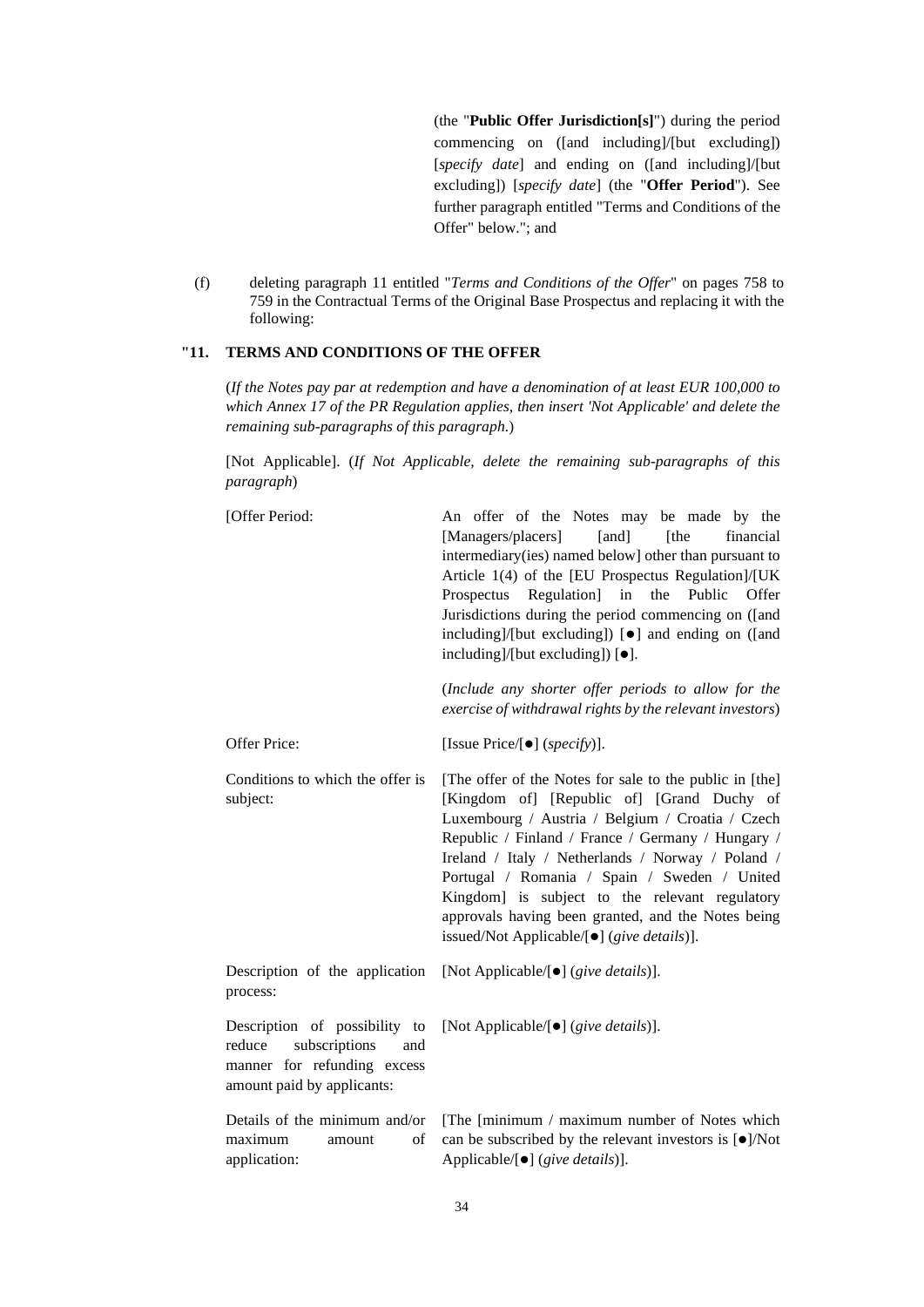(the "**Public Offer Jurisdiction[s]**") during the period commencing on ([and including]/[but excluding]) [*specify date*] and ending on ([and including]/[but excluding]) [*specify date*] (the "**Offer Period**"). See further paragraph entitled "Terms and Conditions of the Offer" below."; and

(f) deleting paragraph 11 entitled "*Terms and Conditions of the Offer*" on pages 758 to 759 in the Contractual Terms of the Original Base Prospectus and replacing it with the following:

**"11. TERMS AND CONDITIONS OF THE OFFER**

(*If the Notes pay par at redemption and have a denomination of at least EUR 100,000 to which Annex 17 of the PR Regulation applies, then insert 'Not Applicable' and delete the remaining sub-paragraphs of this paragraph.*)

[Not Applicable]. (*If Not Applicable, delete the remaining sub-paragraphs of this paragraph*)

| | |
|---|---|
| [Offer Period: | An offer of the Notes may be made by the [Managers/placers] [and] [the financial intermediary(ies) named below] other than pursuant to Article 1(4) of the [EU Prospectus Regulation]/[UK Prospectus Regulation] in the Public Offer Jurisdictions during the period commencing on ([and including]/[but excluding]) [●] and ending on ([and including]/[but excluding]) [●].<br><br>(*Include any shorter offer periods to allow for the exercise of withdrawal rights by the relevant investors*) |
| Offer Price: | [Issue Price/[●] (*specify*)]. |
| Conditions to which the offer is subject: | [The offer of the Notes for sale to the public in [the] [Kingdom of] [Republic of] [Grand Duchy of Luxembourg / Austria / Belgium / Croatia / Czech Republic / Finland / France / Germany / Hungary / Ireland / Italy / Netherlands / Norway / Poland / Portugal / Romania / Spain / Sweden / United Kingdom] is subject to the relevant regulatory approvals having been granted, and the Notes being issued/Not Applicable/[●] (*give details*)]. |
| Description of the application process: | [Not Applicable/[●] (*give details*)]. |
| Description of possibility to reduce subscriptions and manner for refunding excess amount paid by applicants: | [Not Applicable/[●] (*give details*)]. |
| Details of the minimum and/or maximum amount of application: | [The [minimum / maximum number of Notes which can be subscribed by the relevant investors is [●]/Not Applicable/[●] (*give details*)]. |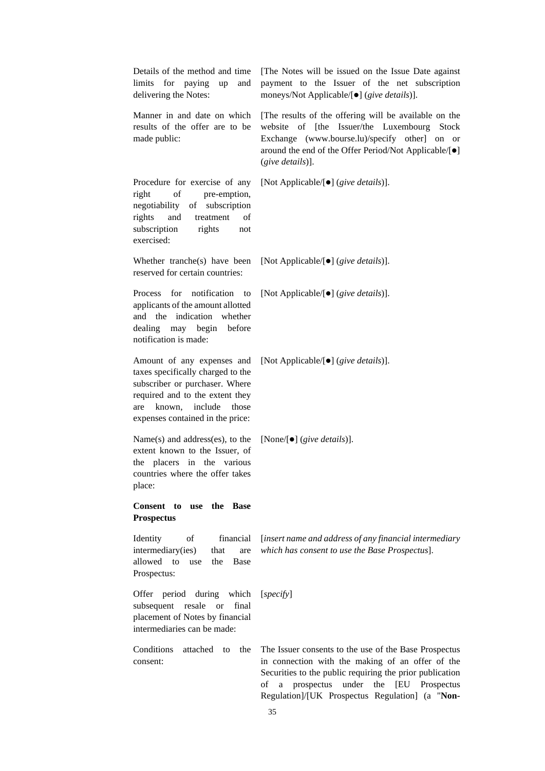| | |
|---|---|
| Details of the method and time limits for paying up and delivering the Notes: | [The Notes will be issued on the Issue Date against payment to the Issuer of the net subscription moneys/Not Applicable/[●] (*give details*)]. |
| Manner in and date on which results of the offer are to be made public: | [The results of the offering will be available on the website of [the Issuer/the Luxembourg Stock Exchange (www.bourse.lu)/specify other] on or around the end of the Offer Period/Not Applicable/[●] (*give details*)]. |
| Procedure for exercise of any right of pre-emption, negotiability of subscription rights and treatment of subscription rights not exercised: | [Not Applicable/[●] (*give details*)]. |
| Whether tranche(s) have been reserved for certain countries: | [Not Applicable/[●] (*give details*)]. |
| Process for notification to applicants of the amount allotted and the indication whether dealing may begin before notification is made: | [Not Applicable/[●] (*give details*)]. |
| Amount of any expenses and taxes specifically charged to the subscriber or purchaser. Where required and to the extent they are known, include those expenses contained in the price: | [Not Applicable/[●] (*give details*)]. |
| Name(s) and address(es), to the extent known to the Issuer, of the placers in the various countries where the offer takes place: | [None/[●] (*give details*)]. |

**Consent to use the Base Prospectus**

| | |
|---|---|
| Identity of financial intermediary(ies) that are allowed to use the Base Prospectus: | [*insert name and address of any financial intermediary which has consent to use the Base Prospectus*]. |
| Offer period during which subsequent resale or final placement of Notes by financial intermediaries can be made: | [*specify*] |
| Conditions attached to the consent: | The Issuer consents to the use of the Base Prospectus in connection with the making of an offer of the Securities to the public requiring the prior publication of a prospectus under the [EU Prospectus Regulation]/[UK Prospectus Regulation] (a "**Non-** |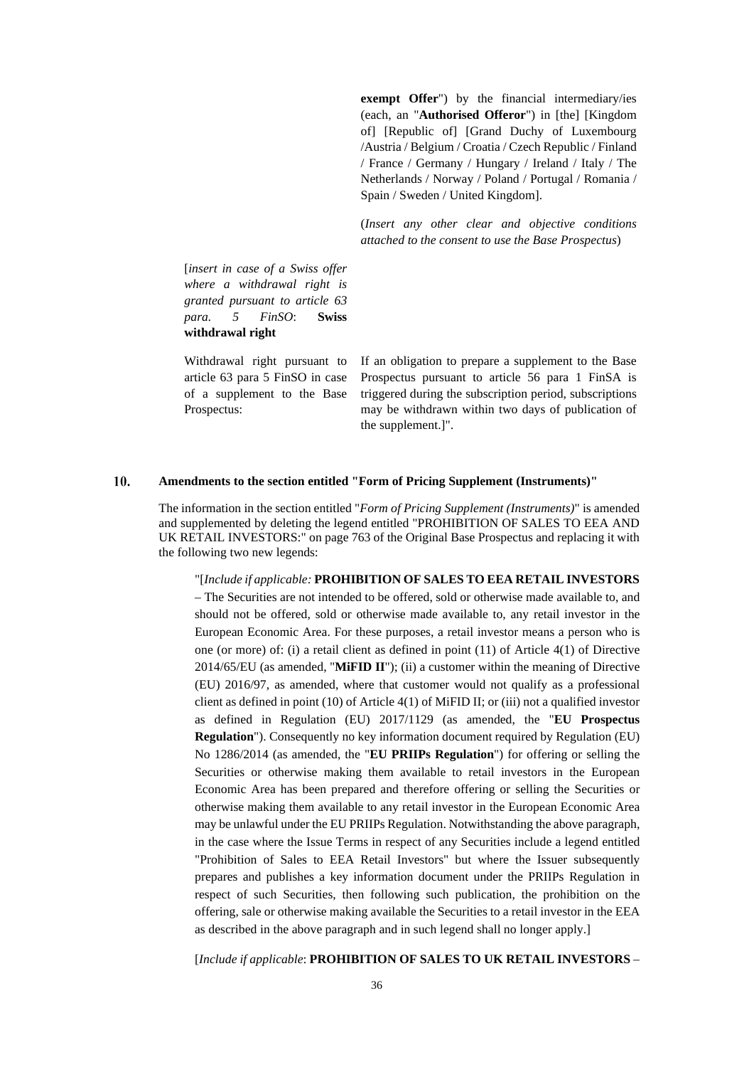**exempt Offer**") by the financial intermediary/ies (each, an "**Authorised Offeror**") in [the] [Kingdom of] [Republic of] [Grand Duchy of Luxembourg /Austria / Belgium / Croatia / Czech Republic / Finland / France / Germany / Hungary / Ireland / Italy / The Netherlands / Norway / Poland / Portugal / Romania / Spain / Sweden / United Kingdom].

(*Insert any other clear and objective conditions attached to the consent to use the Base Prospectus*)

| | |
|---|---|
| [*insert in case of a Swiss offer where a withdrawal right is granted pursuant to article 63 para. 5 FinSO*: **Swiss withdrawal right** | |
| Withdrawal right pursuant to article 63 para 5 FinSO in case of a supplement to the Base Prospectus: | If an obligation to prepare a supplement to the Base Prospectus pursuant to article 56 para 1 FinSA is triggered during the subscription period, subscriptions may be withdrawn within two days of publication of the supplement.]". |

## 10. Amendments to the section entitled "Form of Pricing Supplement (Instruments)"

The information in the section entitled "*Form of Pricing Supplement (Instruments)*" is amended and supplemented by deleting the legend entitled "PROHIBITION OF SALES TO EEA AND UK RETAIL INVESTORS:" on page 763 of the Original Base Prospectus and replacing it with the following two new legends:

"[*Include if applicable:* **PROHIBITION OF SALES TO EEA RETAIL INVESTORS** – The Securities are not intended to be offered, sold or otherwise made available to, and should not be offered, sold or otherwise made available to, any retail investor in the European Economic Area. For these purposes, a retail investor means a person who is one (or more) of: (i) a retail client as defined in point (11) of Article 4(1) of Directive 2014/65/EU (as amended, "**MiFID II**"); (ii) a customer within the meaning of Directive (EU) 2016/97, as amended, where that customer would not qualify as a professional client as defined in point (10) of Article 4(1) of MiFID II; or (iii) not a qualified investor as defined in Regulation (EU) 2017/1129 (as amended, the "**EU Prospectus Regulation**"). Consequently no key information document required by Regulation (EU) No 1286/2014 (as amended, the "**EU PRIIPs Regulation**") for offering or selling the Securities or otherwise making them available to retail investors in the European Economic Area has been prepared and therefore offering or selling the Securities or otherwise making them available to any retail investor in the European Economic Area may be unlawful under the EU PRIIPs Regulation. Notwithstanding the above paragraph, in the case where the Issue Terms in respect of any Securities include a legend entitled "Prohibition of Sales to EEA Retail Investors" but where the Issuer subsequently prepares and publishes a key information document under the PRIIPs Regulation in respect of such Securities, then following such publication, the prohibition on the offering, sale or otherwise making available the Securities to a retail investor in the EEA as described in the above paragraph and in such legend shall no longer apply.]

[*Include if applicable*: **PROHIBITION OF SALES TO UK RETAIL INVESTORS** –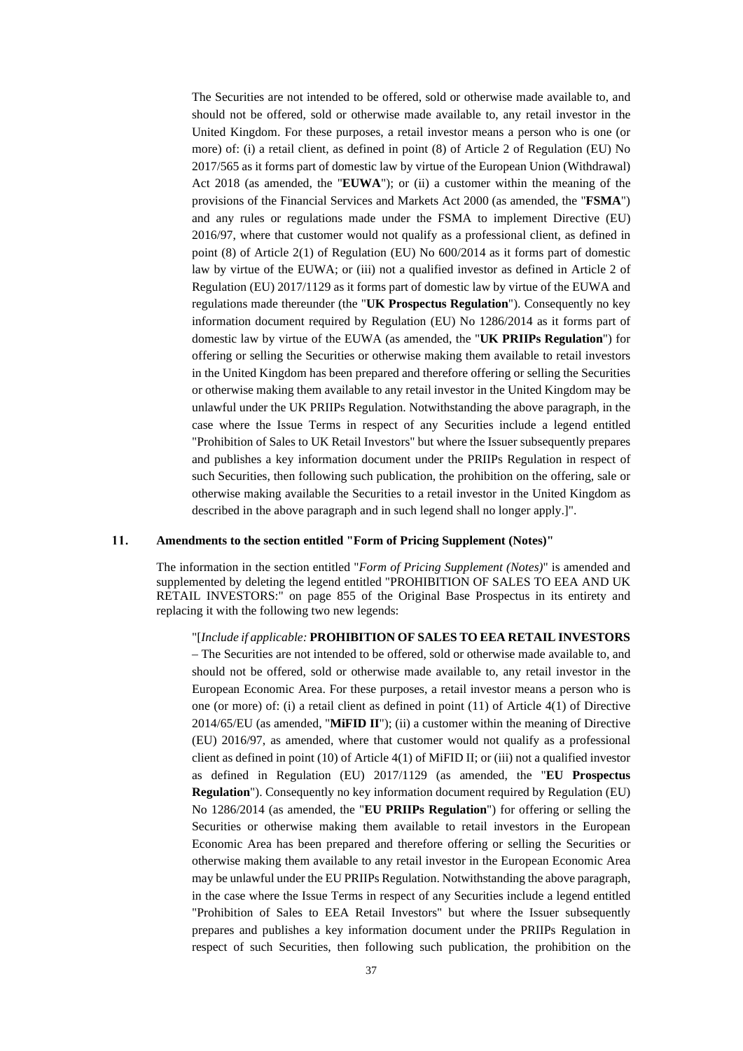The Securities are not intended to be offered, sold or otherwise made available to, and should not be offered, sold or otherwise made available to, any retail investor in the United Kingdom. For these purposes, a retail investor means a person who is one (or more) of: (i) a retail client, as defined in point (8) of Article 2 of Regulation (EU) No 2017/565 as it forms part of domestic law by virtue of the European Union (Withdrawal) Act 2018 (as amended, the "**EUWA**"); or (ii) a customer within the meaning of the provisions of the Financial Services and Markets Act 2000 (as amended, the "**FSMA**") and any rules or regulations made under the FSMA to implement Directive (EU) 2016/97, where that customer would not qualify as a professional client, as defined in point (8) of Article 2(1) of Regulation (EU) No 600/2014 as it forms part of domestic law by virtue of the EUWA; or (iii) not a qualified investor as defined in Article 2 of Regulation (EU) 2017/1129 as it forms part of domestic law by virtue of the EUWA and regulations made thereunder (the "**UK Prospectus Regulation**"). Consequently no key information document required by Regulation (EU) No 1286/2014 as it forms part of domestic law by virtue of the EUWA (as amended, the "**UK PRIIPs Regulation**") for offering or selling the Securities or otherwise making them available to retail investors in the United Kingdom has been prepared and therefore offering or selling the Securities or otherwise making them available to any retail investor in the United Kingdom may be unlawful under the UK PRIIPs Regulation. Notwithstanding the above paragraph, in the case where the Issue Terms in respect of any Securities include a legend entitled "Prohibition of Sales to UK Retail Investors" but where the Issuer subsequently prepares and publishes a key information document under the PRIIPs Regulation in respect of such Securities, then following such publication, the prohibition on the offering, sale or otherwise making available the Securities to a retail investor in the United Kingdom as described in the above paragraph and in such legend shall no longer apply.]".

## 11. Amendments to the section entitled "Form of Pricing Supplement (Notes)"

The information in the section entitled "*Form of Pricing Supplement (Notes)*" is amended and supplemented by deleting the legend entitled "PROHIBITION OF SALES TO EEA AND UK RETAIL INVESTORS:" on page 855 of the Original Base Prospectus in its entirety and replacing it with the following two new legends:

"[*Include if applicable:* **PROHIBITION OF SALES TO EEA RETAIL INVESTORS** – The Securities are not intended to be offered, sold or otherwise made available to, and should not be offered, sold or otherwise made available to, any retail investor in the European Economic Area. For these purposes, a retail investor means a person who is one (or more) of: (i) a retail client as defined in point (11) of Article 4(1) of Directive 2014/65/EU (as amended, "**MiFID II**"); (ii) a customer within the meaning of Directive (EU) 2016/97, as amended, where that customer would not qualify as a professional client as defined in point (10) of Article 4(1) of MiFID II; or (iii) not a qualified investor as defined in Regulation (EU) 2017/1129 (as amended, the "**EU Prospectus Regulation**"). Consequently no key information document required by Regulation (EU) No 1286/2014 (as amended, the "**EU PRIIPs Regulation**") for offering or selling the Securities or otherwise making them available to retail investors in the European Economic Area has been prepared and therefore offering or selling the Securities or otherwise making them available to any retail investor in the European Economic Area may be unlawful under the EU PRIIPs Regulation. Notwithstanding the above paragraph, in the case where the Issue Terms in respect of any Securities include a legend entitled "Prohibition of Sales to EEA Retail Investors" but where the Issuer subsequently prepares and publishes a key information document under the PRIIPs Regulation in respect of such Securities, then following such publication, the prohibition on the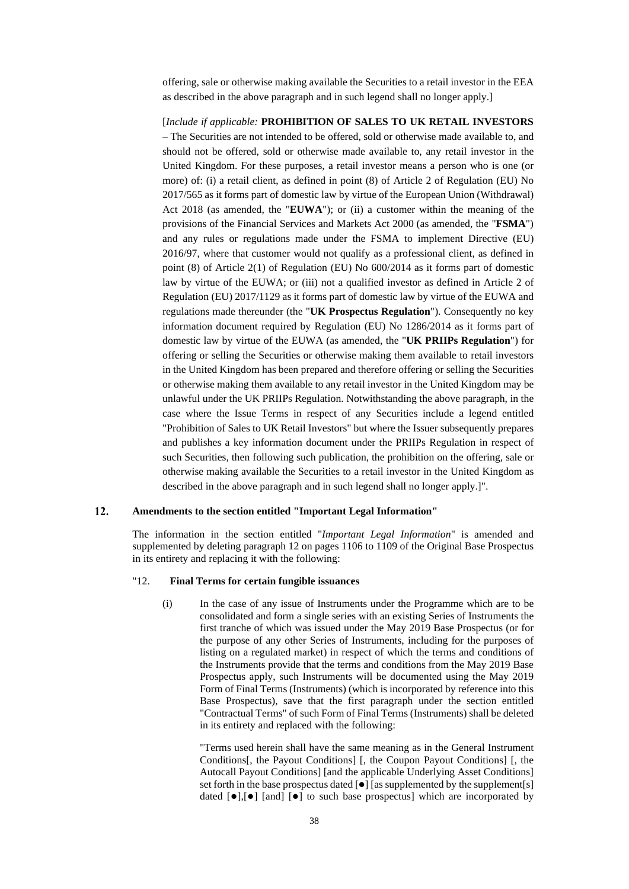offering, sale or otherwise making available the Securities to a retail investor in the EEA as described in the above paragraph and in such legend shall no longer apply.]

[*Include if applicable:* **PROHIBITION OF SALES TO UK RETAIL INVESTORS** – The Securities are not intended to be offered, sold or otherwise made available to, and should not be offered, sold or otherwise made available to, any retail investor in the United Kingdom. For these purposes, a retail investor means a person who is one (or more) of: (i) a retail client, as defined in point (8) of Article 2 of Regulation (EU) No 2017/565 as it forms part of domestic law by virtue of the European Union (Withdrawal) Act 2018 (as amended, the "**EUWA**"); or (ii) a customer within the meaning of the provisions of the Financial Services and Markets Act 2000 (as amended, the "**FSMA**") and any rules or regulations made under the FSMA to implement Directive (EU) 2016/97, where that customer would not qualify as a professional client, as defined in point (8) of Article 2(1) of Regulation (EU) No 600/2014 as it forms part of domestic law by virtue of the EUWA; or (iii) not a qualified investor as defined in Article 2 of Regulation (EU) 2017/1129 as it forms part of domestic law by virtue of the EUWA and regulations made thereunder (the "**UK Prospectus Regulation**"). Consequently no key information document required by Regulation (EU) No 1286/2014 as it forms part of domestic law by virtue of the EUWA (as amended, the "**UK PRIIPs Regulation**") for offering or selling the Securities or otherwise making them available to retail investors in the United Kingdom has been prepared and therefore offering or selling the Securities or otherwise making them available to any retail investor in the United Kingdom may be unlawful under the UK PRIIPs Regulation. Notwithstanding the above paragraph, in the case where the Issue Terms in respect of any Securities include a legend entitled "Prohibition of Sales to UK Retail Investors" but where the Issuer subsequently prepares and publishes a key information document under the PRIIPs Regulation in respect of such Securities, then following such publication, the prohibition on the offering, sale or otherwise making available the Securities to a retail investor in the United Kingdom as described in the above paragraph and in such legend shall no longer apply.]".

## 12. Amendments to the section entitled "Important Legal Information"

The information in the section entitled "*Important Legal Information*" is amended and supplemented by deleting paragraph 12 on pages 1106 to 1109 of the Original Base Prospectus in its entirety and replacing it with the following:

"12. **Final Terms for certain fungible issuances**

(i) In the case of any issue of Instruments under the Programme which are to be consolidated and form a single series with an existing Series of Instruments the first tranche of which was issued under the May 2019 Base Prospectus (or for the purpose of any other Series of Instruments, including for the purposes of listing on a regulated market) in respect of which the terms and conditions of the Instruments provide that the terms and conditions from the May 2019 Base Prospectus apply, such Instruments will be documented using the May 2019 Form of Final Terms (Instruments) (which is incorporated by reference into this Base Prospectus), save that the first paragraph under the section entitled "Contractual Terms" of such Form of Final Terms (Instruments) shall be deleted in its entirety and replaced with the following:

"Terms used herein shall have the same meaning as in the General Instrument Conditions[, the Payout Conditions] [, the Coupon Payout Conditions] [, the Autocall Payout Conditions] [and the applicable Underlying Asset Conditions] set forth in the base prospectus dated [●] [as supplemented by the supplement[s] dated [●],[●] [and] [●] to such base prospectus] which are incorporated by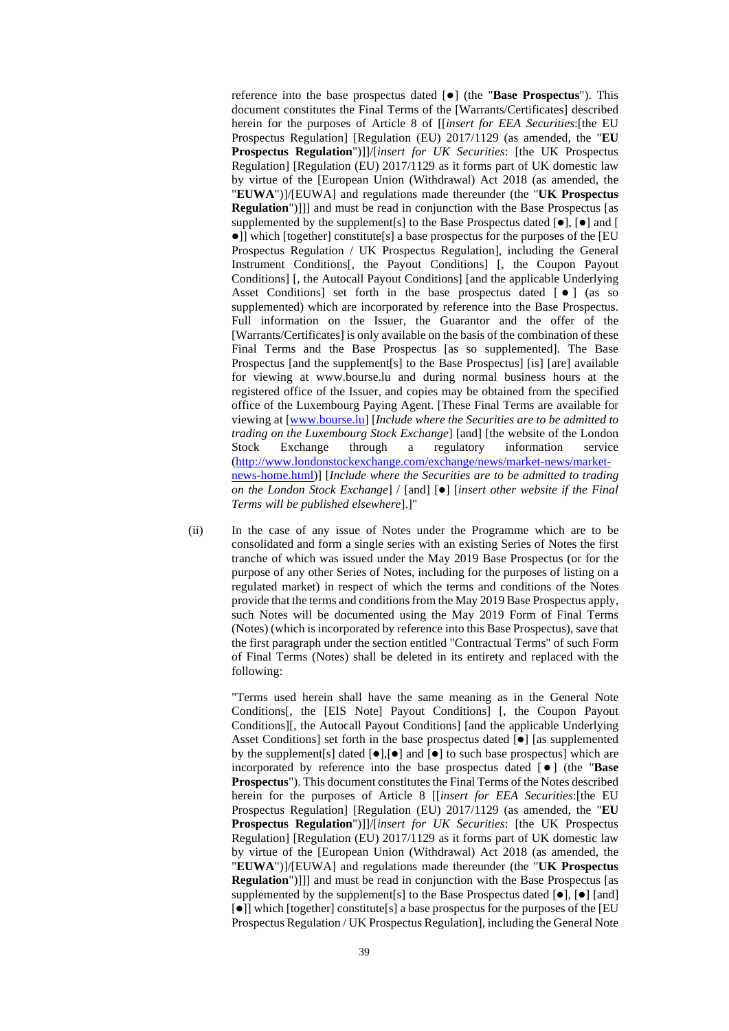reference into the base prospectus dated [●] (the "**Base Prospectus**"). This document constitutes the Final Terms of the [Warrants/Certificates] described herein for the purposes of Article 8 of [[*insert for EEA Securities*:[the EU Prospectus Regulation] [Regulation (EU) 2017/1129 (as amended, the "**EU Prospectus Regulation**")]]/[*insert for UK Securities*: [the UK Prospectus Regulation] [Regulation (EU) 2017/1129 as it forms part of UK domestic law by virtue of the [European Union (Withdrawal) Act 2018 (as amended, the "**EUWA**")]/[EUWA] and regulations made thereunder (the "**UK Prospectus Regulation**")]]] and must be read in conjunction with the Base Prospectus [as supplemented by the supplement[s] to the Base Prospectus dated [●], [●] and [ ●]] which [together] constitute[s] a base prospectus for the purposes of the [EU Prospectus Regulation / UK Prospectus Regulation], including the General Instrument Conditions[, the Payout Conditions] [, the Coupon Payout Conditions] [, the Autocall Payout Conditions] [and the applicable Underlying Asset Conditions] set forth in the base prospectus dated [ ● ] (as so supplemented) which are incorporated by reference into the Base Prospectus. Full information on the Issuer, the Guarantor and the offer of the [Warrants/Certificates] is only available on the basis of the combination of these Final Terms and the Base Prospectus [as so supplemented]. The Base Prospectus [and the supplement[s] to the Base Prospectus] [is] [are] available for viewing at www.bourse.lu and during normal business hours at the registered office of the Issuer, and copies may be obtained from the specified office of the Luxembourg Paying Agent. [These Final Terms are available for viewing at [www.bourse.lu] [*Include where the Securities are to be admitted to trading on the Luxembourg Stock Exchange*] [and] [the website of the London Stock Exchange through a regulatory information service (http://www.londonstockexchange.com/exchange/news/market-news/market-news-home.html)] [*Include where the Securities are to be admitted to trading on the London Stock Exchange*] / [and] [●] [*insert other website if the Final Terms will be published elsewhere*].]"

(ii) In the case of any issue of Notes under the Programme which are to be consolidated and form a single series with an existing Series of Notes the first tranche of which was issued under the May 2019 Base Prospectus (or for the purpose of any other Series of Notes, including for the purposes of listing on a regulated market) in respect of which the terms and conditions of the Notes provide that the terms and conditions from the May 2019 Base Prospectus apply, such Notes will be documented using the May 2019 Form of Final Terms (Notes) (which is incorporated by reference into this Base Prospectus), save that the first paragraph under the section entitled "Contractual Terms" of such Form of Final Terms (Notes) shall be deleted in its entirety and replaced with the following:

"Terms used herein shall have the same meaning as in the General Note Conditions[, the [EIS Note] Payout Conditions] [, the Coupon Payout Conditions][, the Autocall Payout Conditions] [and the applicable Underlying Asset Conditions] set forth in the base prospectus dated [●] [as supplemented by the supplement[s] dated [●],[●] and [●] to such base prospectus] which are incorporated by reference into the base prospectus dated [ ● ] (the "**Base Prospectus**"). This document constitutes the Final Terms of the Notes described herein for the purposes of Article 8 [[*insert for EEA Securities*:[the EU Prospectus Regulation] [Regulation (EU) 2017/1129 (as amended, the "**EU Prospectus Regulation**")]]/[*insert for UK Securities*: [the UK Prospectus Regulation] [Regulation (EU) 2017/1129 as it forms part of UK domestic law by virtue of the [European Union (Withdrawal) Act 2018 (as amended, the "**EUWA**")]/[EUWA] and regulations made thereunder (the "**UK Prospectus Regulation**")]]] and must be read in conjunction with the Base Prospectus [as supplemented by the supplement[s] to the Base Prospectus dated [●], [●] [and] [●]] which [together] constitute[s] a base prospectus for the purposes of the [EU Prospectus Regulation / UK Prospectus Regulation], including the General Note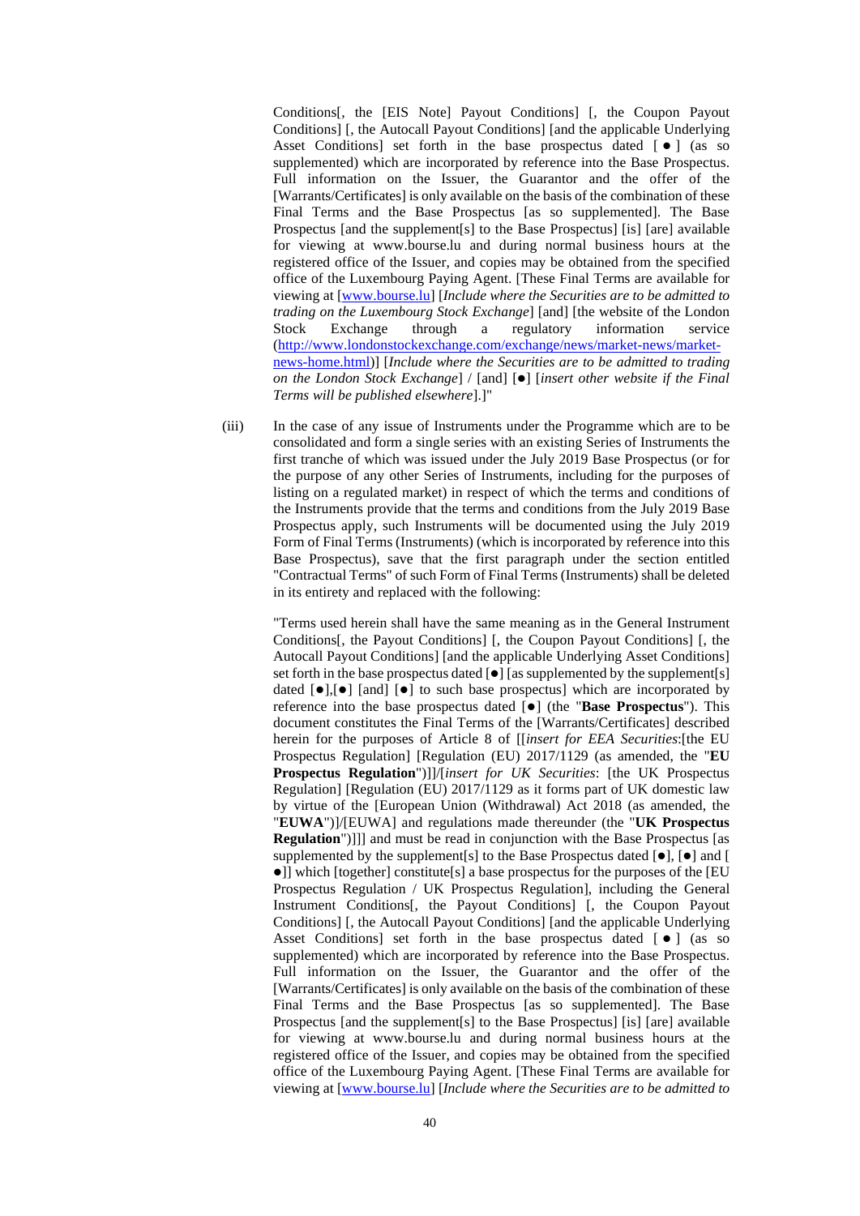Conditions[, the [EIS Note] Payout Conditions] [, the Coupon Payout Conditions] [, the Autocall Payout Conditions] [and the applicable Underlying Asset Conditions] set forth in the base prospectus dated [ ● ] (as so supplemented) which are incorporated by reference into the Base Prospectus. Full information on the Issuer, the Guarantor and the offer of the [Warrants/Certificates] is only available on the basis of the combination of these Final Terms and the Base Prospectus [as so supplemented]. The Base Prospectus [and the supplement[s] to the Base Prospectus] [is] [are] available for viewing at www.bourse.lu and during normal business hours at the registered office of the Issuer, and copies may be obtained from the specified office of the Luxembourg Paying Agent. [These Final Terms are available for viewing at [www.bourse.lu] [*Include where the Securities are to be admitted to trading on the Luxembourg Stock Exchange*] [and] [the website of the London Stock Exchange through a regulatory information service (http://www.londonstockexchange.com/exchange/news/market-news/market-news-home.html)] [*Include where the Securities are to be admitted to trading on the London Stock Exchange*] / [and] [●] [*insert other website if the Final Terms will be published elsewhere*].]"

(iii) In the case of any issue of Instruments under the Programme which are to be consolidated and form a single series with an existing Series of Instruments the first tranche of which was issued under the July 2019 Base Prospectus (or for the purpose of any other Series of Instruments, including for the purposes of listing on a regulated market) in respect of which the terms and conditions of the Instruments provide that the terms and conditions from the July 2019 Base Prospectus apply, such Instruments will be documented using the July 2019 Form of Final Terms (Instruments) (which is incorporated by reference into this Base Prospectus), save that the first paragraph under the section entitled "Contractual Terms" of such Form of Final Terms (Instruments) shall be deleted in its entirety and replaced with the following:

"Terms used herein shall have the same meaning as in the General Instrument Conditions[, the Payout Conditions] [, the Coupon Payout Conditions] [, the Autocall Payout Conditions] [and the applicable Underlying Asset Conditions] set forth in the base prospectus dated [●] [as supplemented by the supplement[s] dated [●],[●] [and] [●] to such base prospectus] which are incorporated by reference into the base prospectus dated [●] (the "**Base Prospectus**"). This document constitutes the Final Terms of the [Warrants/Certificates] described herein for the purposes of Article 8 of [[*insert for EEA Securities*:[the EU Prospectus Regulation] [Regulation (EU) 2017/1129 (as amended, the "**EU Prospectus Regulation**")]]/[*insert for UK Securities*: [the UK Prospectus Regulation] [Regulation (EU) 2017/1129 as it forms part of UK domestic law by virtue of the [European Union (Withdrawal) Act 2018 (as amended, the "**EUWA**")]/[EUWA] and regulations made thereunder (the "**UK Prospectus Regulation**")]]] and must be read in conjunction with the Base Prospectus [as supplemented by the supplement[s] to the Base Prospectus dated [●], [●] and [ ●]] which [together] constitute[s] a base prospectus for the purposes of the [EU Prospectus Regulation / UK Prospectus Regulation], including the General Instrument Conditions[, the Payout Conditions] [, the Coupon Payout Conditions] [, the Autocall Payout Conditions] [and the applicable Underlying Asset Conditions] set forth in the base prospectus dated [ ● ] (as so supplemented) which are incorporated by reference into the Base Prospectus. Full information on the Issuer, the Guarantor and the offer of the [Warrants/Certificates] is only available on the basis of the combination of these Final Terms and the Base Prospectus [as so supplemented]. The Base Prospectus [and the supplement[s] to the Base Prospectus] [is] [are] available for viewing at www.bourse.lu and during normal business hours at the registered office of the Issuer, and copies may be obtained from the specified office of the Luxembourg Paying Agent. [These Final Terms are available for viewing at [www.bourse.lu] [*Include where the Securities are to be admitted to*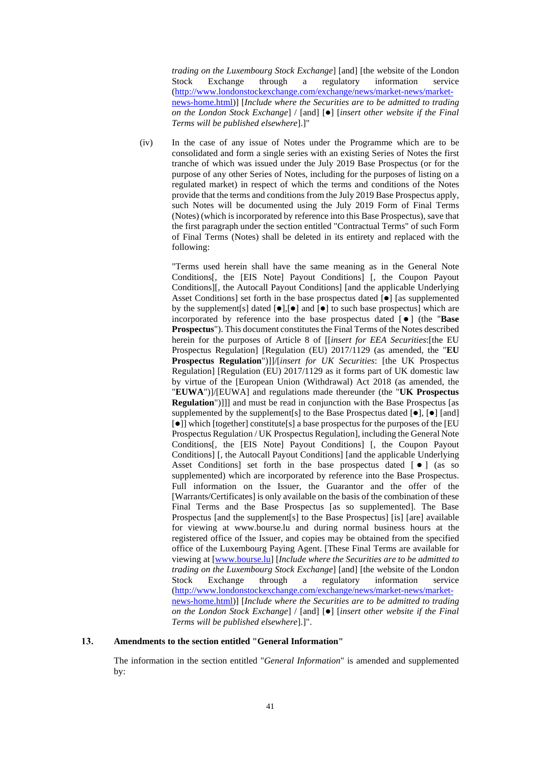*trading on the Luxembourg Stock Exchange*] [and] [the website of the London Stock Exchange through a regulatory information service (http://www.londonstockexchange.com/exchange/news/market-news/market-news-home.html)] [*Include where the Securities are to be admitted to trading on the London Stock Exchange*] / [and] [●] [*insert other website if the Final Terms will be published elsewhere*].]"

(iv) In the case of any issue of Notes under the Programme which are to be consolidated and form a single series with an existing Series of Notes the first tranche of which was issued under the July 2019 Base Prospectus (or for the purpose of any other Series of Notes, including for the purposes of listing on a regulated market) in respect of which the terms and conditions of the Notes provide that the terms and conditions from the July 2019 Base Prospectus apply, such Notes will be documented using the July 2019 Form of Final Terms (Notes) (which is incorporated by reference into this Base Prospectus), save that the first paragraph under the section entitled "Contractual Terms" of such Form of Final Terms (Notes) shall be deleted in its entirety and replaced with the following:

"Terms used herein shall have the same meaning as in the General Note Conditions[, the [EIS Note] Payout Conditions] [, the Coupon Payout Conditions][, the Autocall Payout Conditions] [and the applicable Underlying Asset Conditions] set forth in the base prospectus dated [●] [as supplemented by the supplement[s] dated [●],[●] and [●] to such base prospectus] which are incorporated by reference into the base prospectus dated [ ● ] (the "**Base Prospectus**"). This document constitutes the Final Terms of the Notes described herein for the purposes of Article 8 of [[*insert for EEA Securities*:[the EU Prospectus Regulation] [Regulation (EU) 2017/1129 (as amended, the "**EU Prospectus Regulation**")]]/[*insert for UK Securities*: [the UK Prospectus Regulation] [Regulation (EU) 2017/1129 as it forms part of UK domestic law by virtue of the [European Union (Withdrawal) Act 2018 (as amended, the "**EUWA**")]/[EUWA] and regulations made thereunder (the "**UK Prospectus Regulation**")]]] and must be read in conjunction with the Base Prospectus [as supplemented by the supplement[s] to the Base Prospectus dated [●], [●] [and] [●]] which [together] constitute[s] a base prospectus for the purposes of the [EU Prospectus Regulation / UK Prospectus Regulation], including the General Note Conditions[, the [EIS Note] Payout Conditions] [, the Coupon Payout Conditions] [, the Autocall Payout Conditions] [and the applicable Underlying Asset Conditions] set forth in the base prospectus dated [ ● ] (as so supplemented) which are incorporated by reference into the Base Prospectus. Full information on the Issuer, the Guarantor and the offer of the [Warrants/Certificates] is only available on the basis of the combination of these Final Terms and the Base Prospectus [as so supplemented]. The Base Prospectus [and the supplement[s] to the Base Prospectus] [is] [are] available for viewing at www.bourse.lu and during normal business hours at the registered office of the Issuer, and copies may be obtained from the specified office of the Luxembourg Paying Agent. [These Final Terms are available for viewing at [www.bourse.lu] [*Include where the Securities are to be admitted to trading on the Luxembourg Stock Exchange*] [and] [the website of the London Stock Exchange through a regulatory information service (http://www.londonstockexchange.com/exchange/news/market-news/market-news-home.html)] [*Include where the Securities are to be admitted to trading on the London Stock Exchange*] / [and] [●] [*insert other website if the Final Terms will be published elsewhere*].]".

## 13. Amendments to the section entitled "General Information"

The information in the section entitled "*General Information*" is amended and supplemented by: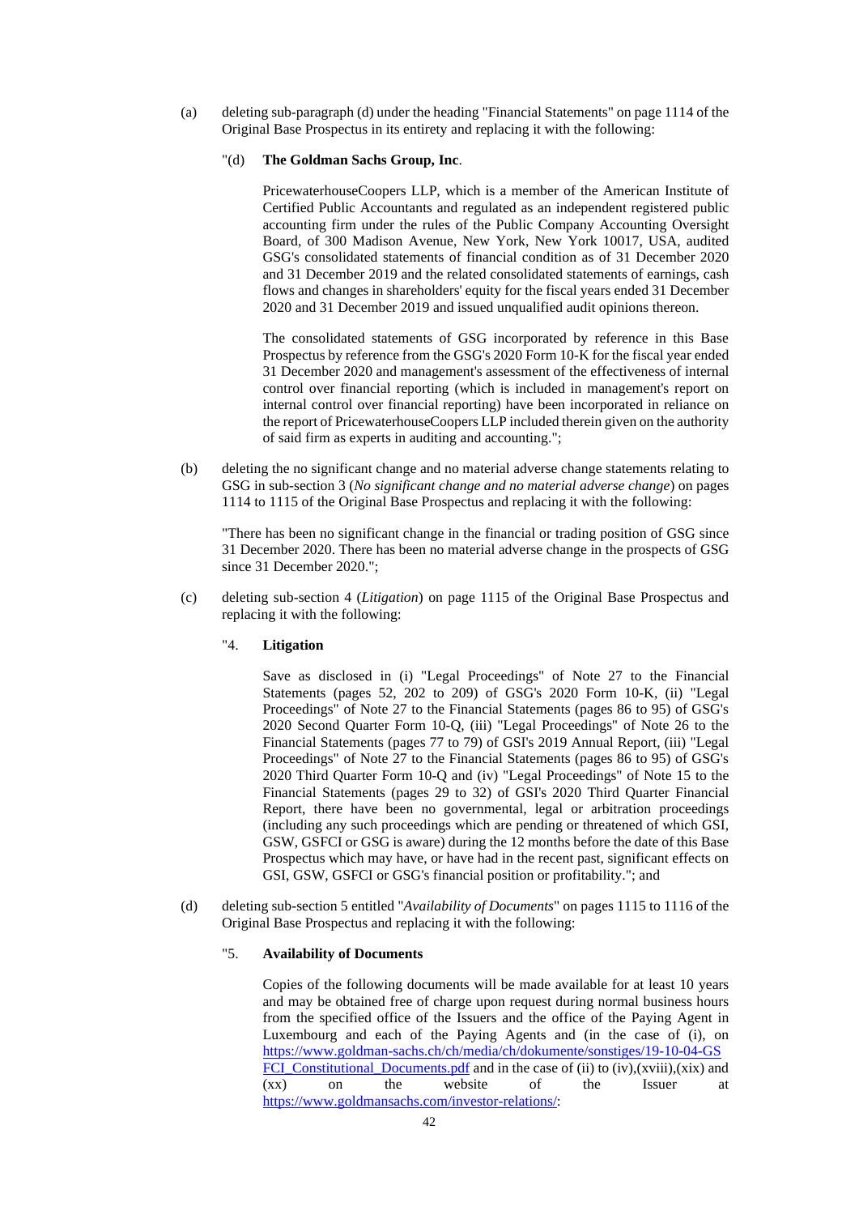(a) deleting sub-paragraph (d) under the heading "Financial Statements" on page 1114 of the Original Base Prospectus in its entirety and replacing it with the following:

"(d) **The Goldman Sachs Group, Inc**.

PricewaterhouseCoopers LLP, which is a member of the American Institute of Certified Public Accountants and regulated as an independent registered public accounting firm under the rules of the Public Company Accounting Oversight Board, of 300 Madison Avenue, New York, New York 10017, USA, audited GSG's consolidated statements of financial condition as of 31 December 2020 and 31 December 2019 and the related consolidated statements of earnings, cash flows and changes in shareholders' equity for the fiscal years ended 31 December 2020 and 31 December 2019 and issued unqualified audit opinions thereon.

The consolidated statements of GSG incorporated by reference in this Base Prospectus by reference from the GSG's 2020 Form 10-K for the fiscal year ended 31 December 2020 and management's assessment of the effectiveness of internal control over financial reporting (which is included in management's report on internal control over financial reporting) have been incorporated in reliance on the report of PricewaterhouseCoopers LLP included therein given on the authority of said firm as experts in auditing and accounting.";

(b) deleting the no significant change and no material adverse change statements relating to GSG in sub-section 3 (*No significant change and no material adverse change*) on pages 1114 to 1115 of the Original Base Prospectus and replacing it with the following:

"There has been no significant change in the financial or trading position of GSG since 31 December 2020. There has been no material adverse change in the prospects of GSG since 31 December 2020.";

(c) deleting sub-section 4 (*Litigation*) on page 1115 of the Original Base Prospectus and replacing it with the following:

"4. **Litigation**

Save as disclosed in (i) "Legal Proceedings" of Note 27 to the Financial Statements (pages 52, 202 to 209) of GSG's 2020 Form 10-K, (ii) "Legal Proceedings" of Note 27 to the Financial Statements (pages 86 to 95) of GSG's 2020 Second Quarter Form 10-Q, (iii) "Legal Proceedings" of Note 26 to the Financial Statements (pages 77 to 79) of GSI's 2019 Annual Report, (iii) "Legal Proceedings" of Note 27 to the Financial Statements (pages 86 to 95) of GSG's 2020 Third Quarter Form 10-Q and (iv) "Legal Proceedings" of Note 15 to the Financial Statements (pages 29 to 32) of GSI's 2020 Third Quarter Financial Report, there have been no governmental, legal or arbitration proceedings (including any such proceedings which are pending or threatened of which GSI, GSW, GSFCI or GSG is aware) during the 12 months before the date of this Base Prospectus which may have, or have had in the recent past, significant effects on GSI, GSW, GSFCI or GSG's financial position or profitability."; and

(d) deleting sub-section 5 entitled "*Availability of Documents*" on pages 1115 to 1116 of the Original Base Prospectus and replacing it with the following:

"5. **Availability of Documents**

Copies of the following documents will be made available for at least 10 years and may be obtained free of charge upon request during normal business hours from the specified office of the Issuers and the office of the Paying Agent in Luxembourg and each of the Paying Agents and (in the case of (i), on https://www.goldman-sachs.ch/ch/media/ch/dokumente/sonstiges/19-10-04-GSFCI_Constitutional_Documents.pdf and in the case of (ii) to (iv),(xviii),(xix) and (xx) on the website of the Issuer at https://www.goldmansachs.com/investor-relations/: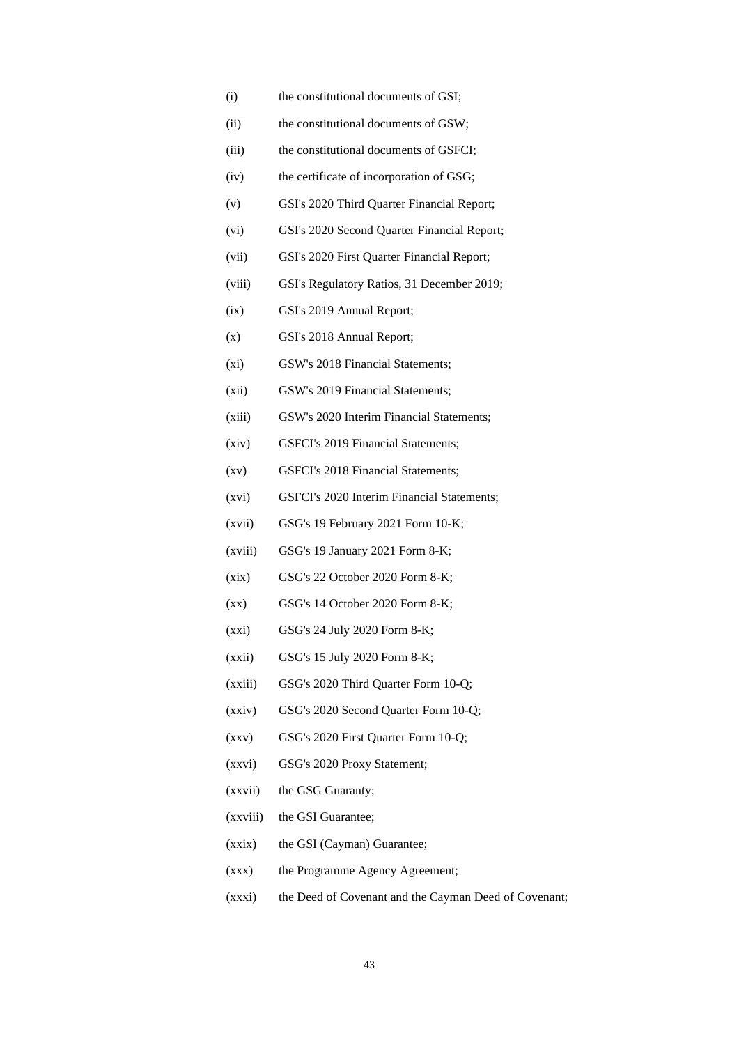(i) the constitutional documents of GSI;

(ii) the constitutional documents of GSW;

(iii) the constitutional documents of GSFCI;

(iv) the certificate of incorporation of GSG;

(v) GSI's 2020 Third Quarter Financial Report;

(vi) GSI's 2020 Second Quarter Financial Report;

(vii) GSI's 2020 First Quarter Financial Report;

(viii) GSI's Regulatory Ratios, 31 December 2019;

(ix) GSI's 2019 Annual Report;

(x) GSI's 2018 Annual Report;

(xi) GSW's 2018 Financial Statements;

(xii) GSW's 2019 Financial Statements;

(xiii) GSW's 2020 Interim Financial Statements;

(xiv) GSFCI's 2019 Financial Statements;

(xv) GSFCI's 2018 Financial Statements;

(xvi) GSFCI's 2020 Interim Financial Statements;

(xvii) GSG's 19 February 2021 Form 10-K;

(xviii) GSG's 19 January 2021 Form 8-K;

(xix) GSG's 22 October 2020 Form 8-K;

(xx) GSG's 14 October 2020 Form 8-K;

(xxi) GSG's 24 July 2020 Form 8-K;

(xxii) GSG's 15 July 2020 Form 8-K;

(xxiii) GSG's 2020 Third Quarter Form 10-Q;

(xxiv) GSG's 2020 Second Quarter Form 10-Q;

(xxv) GSG's 2020 First Quarter Form 10-Q;

(xxvi) GSG's 2020 Proxy Statement;

(xxvii) the GSG Guaranty;

(xxviii) the GSI Guarantee;

(xxix) the GSI (Cayman) Guarantee;

(xxx) the Programme Agency Agreement;

(xxxi) the Deed of Covenant and the Cayman Deed of Covenant;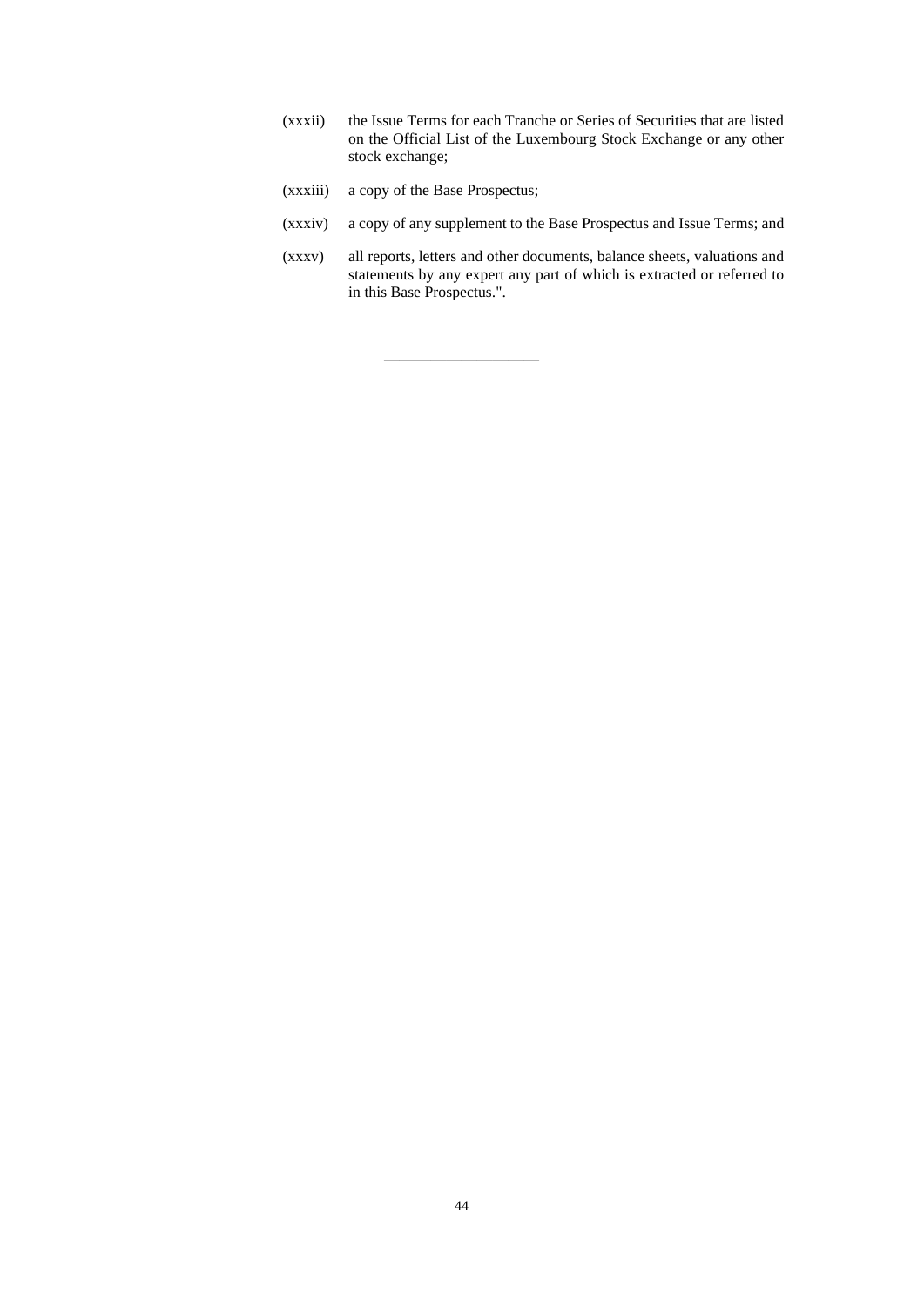(xxxii) the Issue Terms for each Tranche or Series of Securities that are listed on the Official List of the Luxembourg Stock Exchange or any other stock exchange;

(xxxiii) a copy of the Base Prospectus;

(xxxiv) a copy of any supplement to the Base Prospectus and Issue Terms; and

(xxxv) all reports, letters and other documents, balance sheets, valuations and statements by any expert any part of which is extracted or referred to in this Base Prospectus.".

---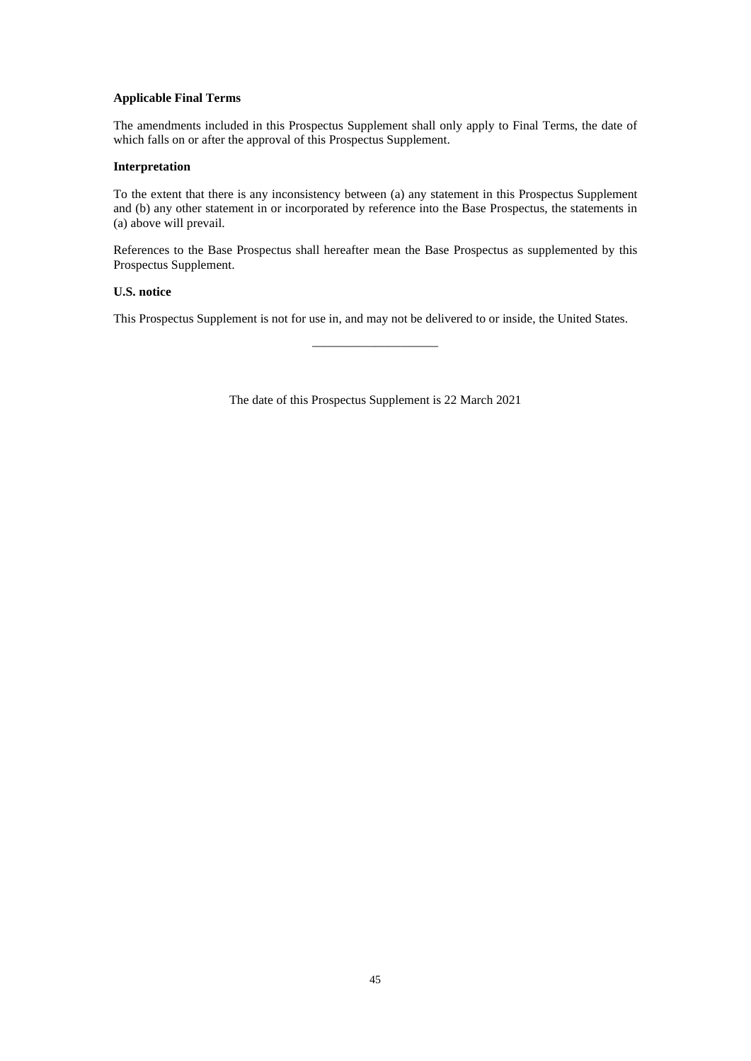**Applicable Final Terms**

The amendments included in this Prospectus Supplement shall only apply to Final Terms, the date of which falls on or after the approval of this Prospectus Supplement.

**Interpretation**

To the extent that there is any inconsistency between (a) any statement in this Prospectus Supplement and (b) any other statement in or incorporated by reference into the Base Prospectus, the statements in (a) above will prevail.

References to the Base Prospectus shall hereafter mean the Base Prospectus as supplemented by this Prospectus Supplement.

**U.S. notice**

This Prospectus Supplement is not for use in, and may not be delivered to or inside, the United States.

---

The date of this Prospectus Supplement is 22 March 2021